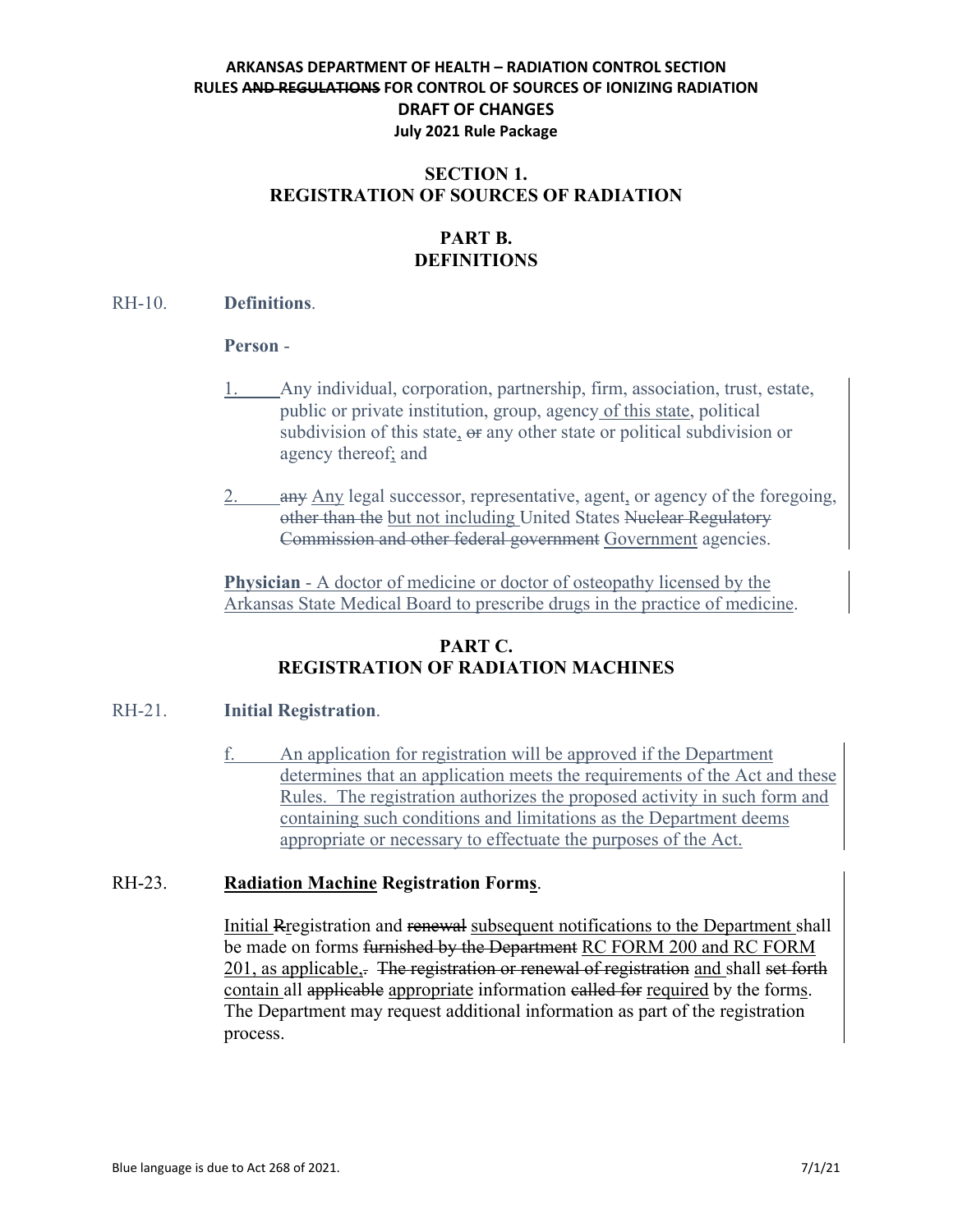**ARKANSAS DEPARTMENT OF HEALTH – RADIATION CONTROL SECTION**
**RULES ~~AND REGULATIONS~~ FOR CONTROL OF SOURCES OF IONIZING RADIATION**
**DRAFT OF CHANGES**
**July 2021 Rule Package**

# SECTION 1.
# REGISTRATION OF SOURCES OF RADIATION

## PART B.
## DEFINITIONS

RH-10. **Definitions**.

**Person** -

1. Any individual, corporation, partnership, firm, association, trust, estate, public or private institution, group, agency of this state, political subdivision of this state, ~~or~~ any other state or political subdivision or agency thereof; and

2. ~~any~~ Any legal successor, representative, agent, or agency of the foregoing, ~~other than the~~ but not including United States ~~Nuclear Regulatory Commission and other federal government~~ Government agencies.

**Physician** - A doctor of medicine or doctor of osteopathy licensed by the Arkansas State Medical Board to prescribe drugs in the practice of medicine.

## PART C.
## REGISTRATION OF RADIATION MACHINES

RH-21. **Initial Registration**.

f. An application for registration will be approved if the Department determines that an application meets the requirements of the Act and these Rules. The registration authorizes the proposed activity in such form and containing such conditions and limitations as the Department deems appropriate or necessary to effectuate the purposes of the Act.

RH-23. **Radiation Machine Registration Forms**.

Initial ~~R~~registration and ~~renewal~~ subsequent notifications to the Department shall be made on forms ~~furnished by the Department~~ RC FORM 200 and RC FORM 201, as applicable, ~~.~~ ~~The registration or renewal of registration~~ and shall ~~set forth~~ contain all ~~applicable~~ appropriate information ~~called for~~ required by the forms. The Department may request additional information as part of the registration process.

Blue language is due to Act 268 of 2021.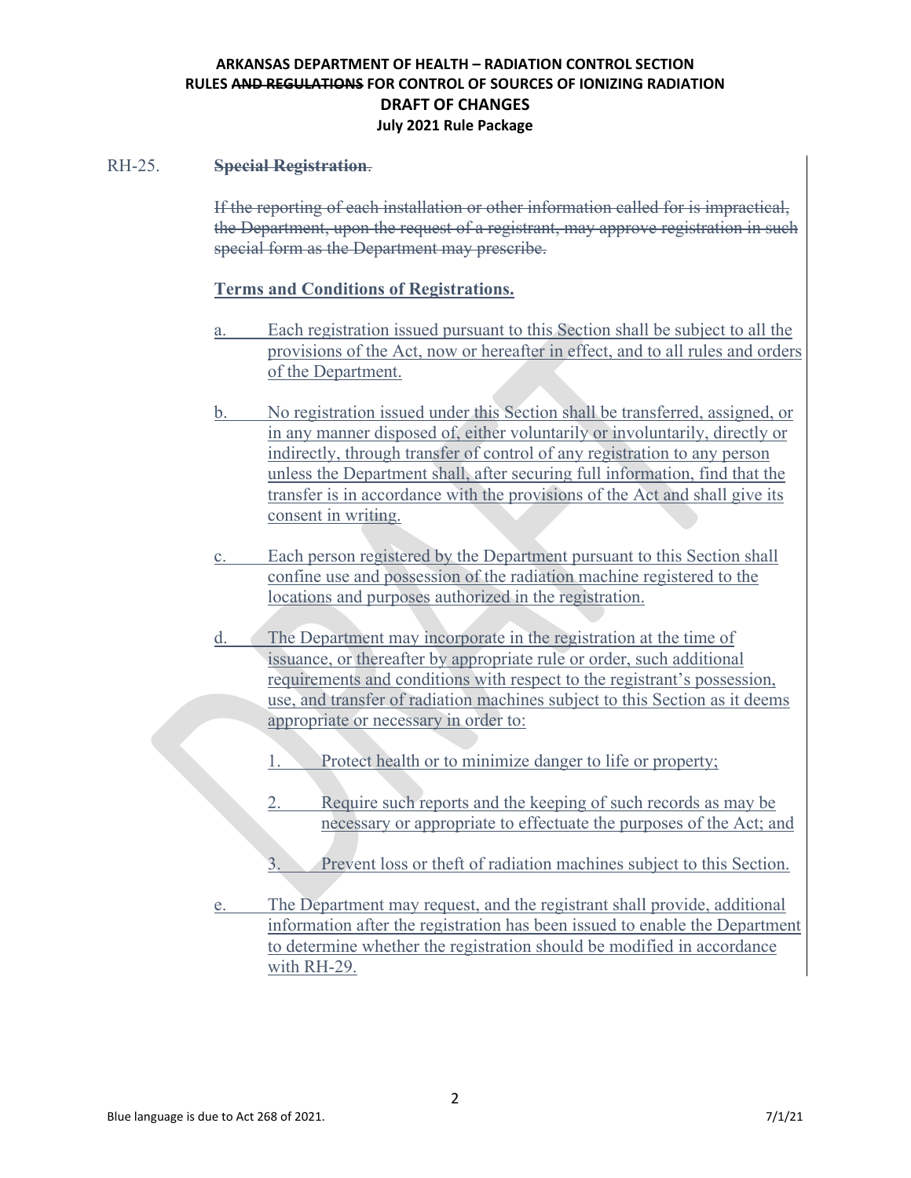RH-25. ~~**Special Registration**.~~

~~If the reporting of each installation or other information called for is impractical, the Department, upon the request of a registrant, may approve registration in such special form as the Department may prescribe.~~

**Terms and Conditions of Registrations.**

a. Each registration issued pursuant to this Section shall be subject to all the provisions of the Act, now or hereafter in effect, and to all rules and orders of the Department.

b. No registration issued under this Section shall be transferred, assigned, or in any manner disposed of, either voluntarily or involuntarily, directly or indirectly, through transfer of control of any registration to any person unless the Department shall, after securing full information, find that the transfer is in accordance with the provisions of the Act and shall give its consent in writing.

c. Each person registered by the Department pursuant to this Section shall confine use and possession of the radiation machine registered to the locations and purposes authorized in the registration.

d. The Department may incorporate in the registration at the time of issuance, or thereafter by appropriate rule or order, such additional requirements and conditions with respect to the registrant's possession, use, and transfer of radiation machines subject to this Section as it deems appropriate or necessary in order to:

   1. Protect health or to minimize danger to life or property;

   2. Require such reports and the keeping of such records as may be necessary or appropriate to effectuate the purposes of the Act; and

   3. Prevent loss or theft of radiation machines subject to this Section.

e. The Department may request, and the registrant shall provide, additional information after the registration has been issued to enable the Department to determine whether the registration should be modified in accordance with RH-29.

Blue language is due to Act 268 of 2021.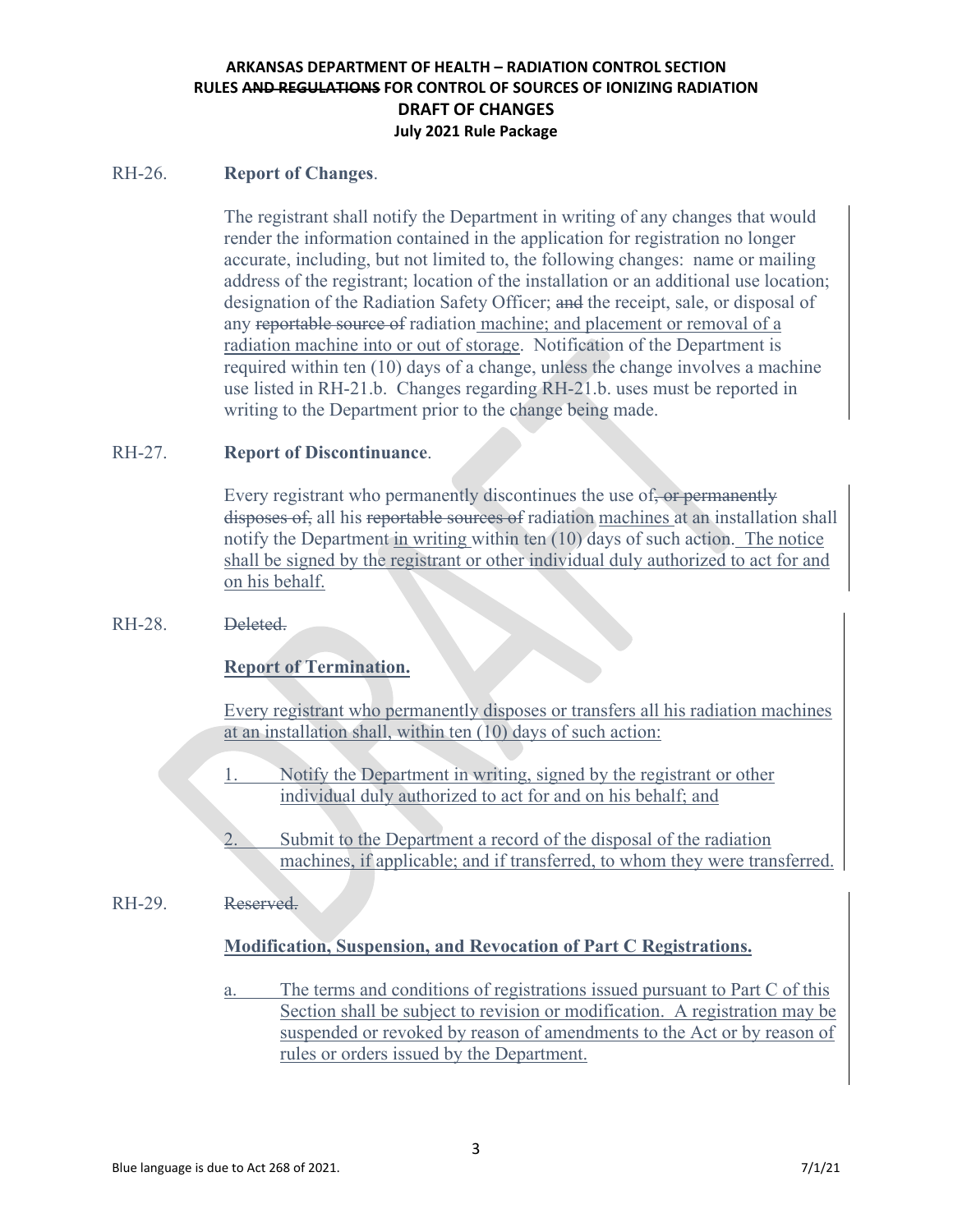RH-26. **Report of Changes**.

The registrant shall notify the Department in writing of any changes that would render the information contained in the application for registration no longer accurate, including, but not limited to, the following changes: name or mailing address of the registrant; location of the installation or an additional use location; designation of the Radiation Safety Officer; ~~and~~ the receipt, sale, or disposal of any ~~reportable source of~~ radiation machine; and placement or removal of a radiation machine into or out of storage. Notification of the Department is required within ten (10) days of a change, unless the change involves a machine use listed in RH-21.b. Changes regarding RH-21.b. uses must be reported in writing to the Department prior to the change being made.

RH-27. **Report of Discontinuance**.

Every registrant who permanently discontinues the use of~~, or permanently disposes of,~~ all his ~~reportable sources of~~ radiation machines at an installation shall notify the Department in writing within ten (10) days of such action. The notice shall be signed by the registrant or other individual duly authorized to act for and on his behalf.

RH-28. ~~Deleted.~~

**Report of Termination.**

Every registrant who permanently disposes or transfers all his radiation machines at an installation shall, within ten (10) days of such action:

1. Notify the Department in writing, signed by the registrant or other individual duly authorized to act for and on his behalf; and

2. Submit to the Department a record of the disposal of the radiation machines, if applicable; and if transferred, to whom they were transferred.

RH-29. ~~Reserved.~~

**Modification, Suspension, and Revocation of Part C Registrations.**

a. The terms and conditions of registrations issued pursuant to Part C of this Section shall be subject to revision or modification. A registration may be suspended or revoked by reason of amendments to the Act or by reason of rules or orders issued by the Department.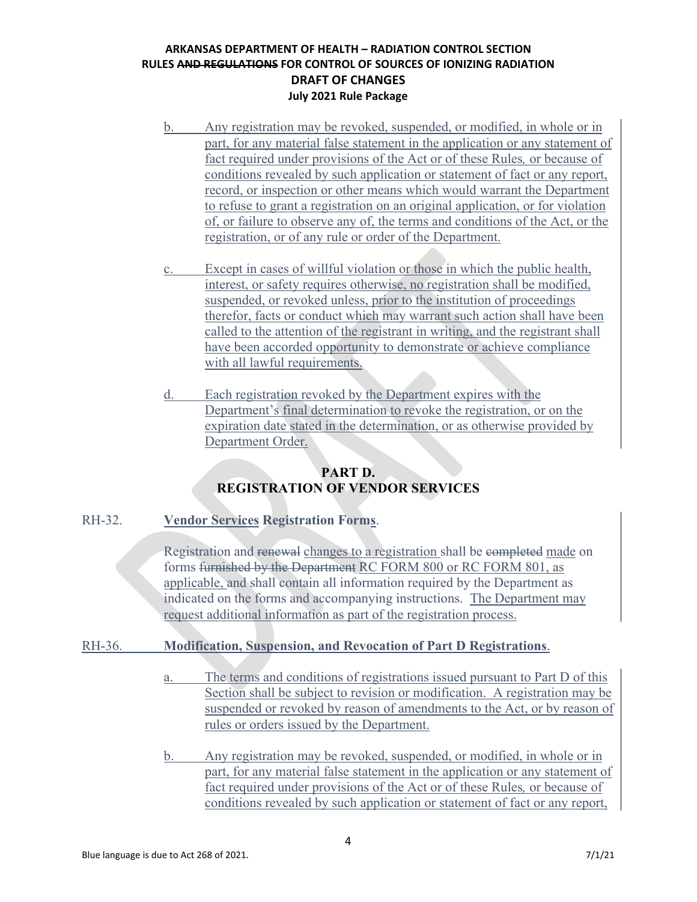b. Any registration may be revoked, suspended, or modified, in whole or in part, for any material false statement in the application or any statement of fact required under provisions of the Act or of these Rules, or because of conditions revealed by such application or statement of fact or any report, record, or inspection or other means which would warrant the Department to refuse to grant a registration on an original application, or for violation of, or failure to observe any of, the terms and conditions of the Act, or the registration, or of any rule or order of the Department.

c. Except in cases of willful violation or those in which the public health, interest, or safety requires otherwise, no registration shall be modified, suspended, or revoked unless, prior to the institution of proceedings therefor, facts or conduct which may warrant such action shall have been called to the attention of the registrant in writing, and the registrant shall have been accorded opportunity to demonstrate or achieve compliance with all lawful requirements.

d. Each registration revoked by the Department expires with the Department's final determination to revoke the registration, or on the expiration date stated in the determination, or as otherwise provided by Department Order.

## PART D.
## REGISTRATION OF VENDOR SERVICES

RH-32. **Vendor Services Registration Forms**.

Registration and ~~renewal~~ changes to a registration shall be ~~completed~~ made on forms ~~furnished by the Department~~ RC FORM 800 or RC FORM 801, as applicable, and shall contain all information required by the Department as indicated on the forms and accompanying instructions. The Department may request additional information as part of the registration process.

RH-36. **Modification, Suspension, and Revocation of Part D Registrations**.

a. The terms and conditions of registrations issued pursuant to Part D of this Section shall be subject to revision or modification. A registration may be suspended or revoked by reason of amendments to the Act, or by reason of rules or orders issued by the Department.

b. Any registration may be revoked, suspended, or modified, in whole or in part, for any material false statement in the application or any statement of fact required under provisions of the Act or of these Rules, or because of conditions revealed by such application or statement of fact or any report,

Blue language is due to Act 268 of 2021.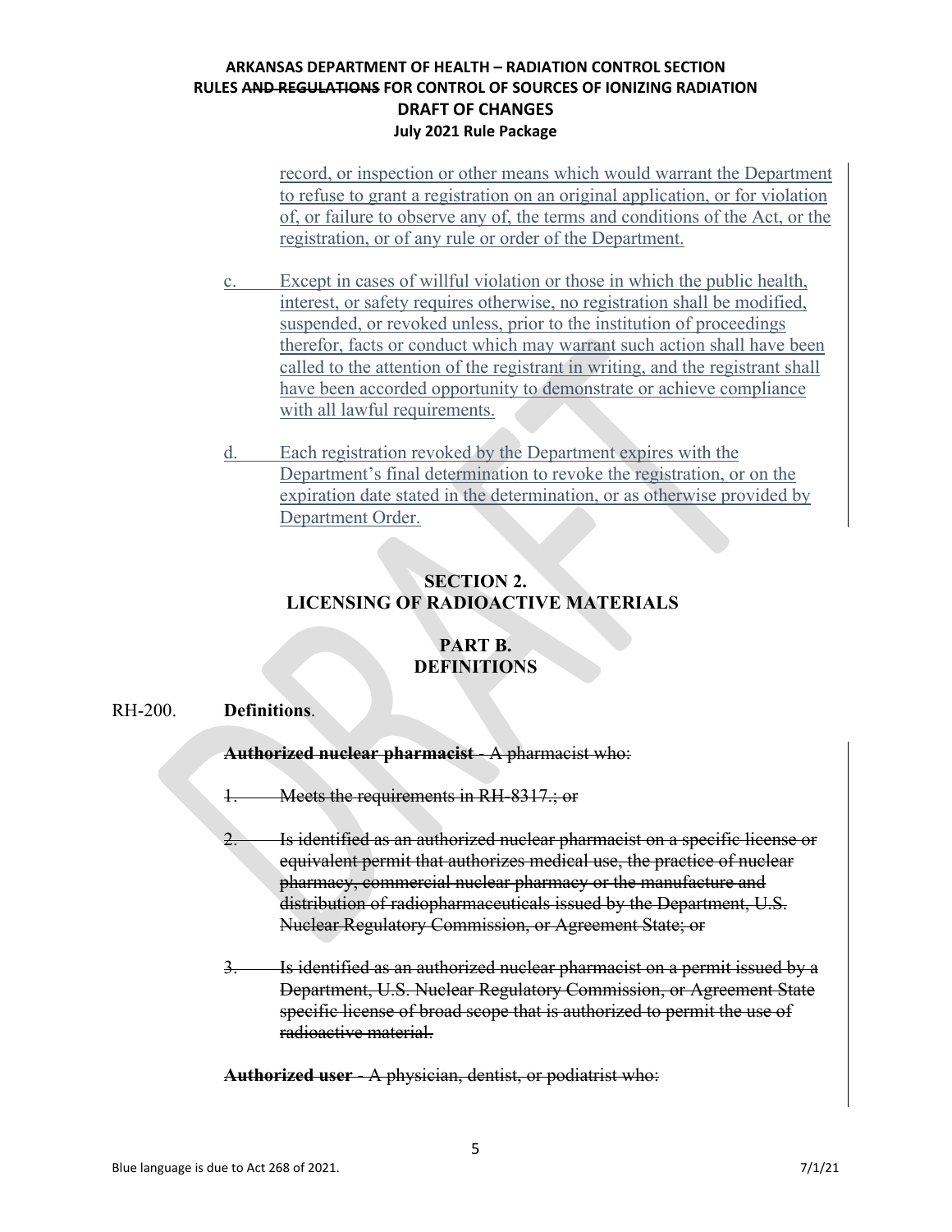record, or inspection or other means which would warrant the Department to refuse to grant a registration on an original application, or for violation of, or failure to observe any of, the terms and conditions of the Act, or the registration, or of any rule or order of the Department.

c. Except in cases of willful violation or those in which the public health, interest, or safety requires otherwise, no registration shall be modified, suspended, or revoked unless, prior to the institution of proceedings therefor, facts or conduct which may warrant such action shall have been called to the attention of the registrant in writing, and the registrant shall have been accorded opportunity to demonstrate or achieve compliance with all lawful requirements.

d. Each registration revoked by the Department expires with the Department's final determination to revoke the registration, or on the expiration date stated in the determination, or as otherwise provided by Department Order.

## SECTION 2. LICENSING OF RADIOACTIVE MATERIALS

## PART B. DEFINITIONS

RH-200. **Definitions**.

~~**Authorized nuclear pharmacist** - A pharmacist who:~~

~~1. Meets the requirements in RH-8317.; or~~

~~2. Is identified as an authorized nuclear pharmacist on a specific license or equivalent permit that authorizes medical use, the practice of nuclear pharmacy, commercial nuclear pharmacy or the manufacture and distribution of radiopharmaceuticals issued by the Department, U.S. Nuclear Regulatory Commission, or Agreement State; or~~

~~3. Is identified as an authorized nuclear pharmacist on a permit issued by a Department, U.S. Nuclear Regulatory Commission, or Agreement State specific license of broad scope that is authorized to permit the use of radioactive material.~~

~~**Authorized user** - A physician, dentist, or podiatrist who:~~

Blue language is due to Act 268 of 2021.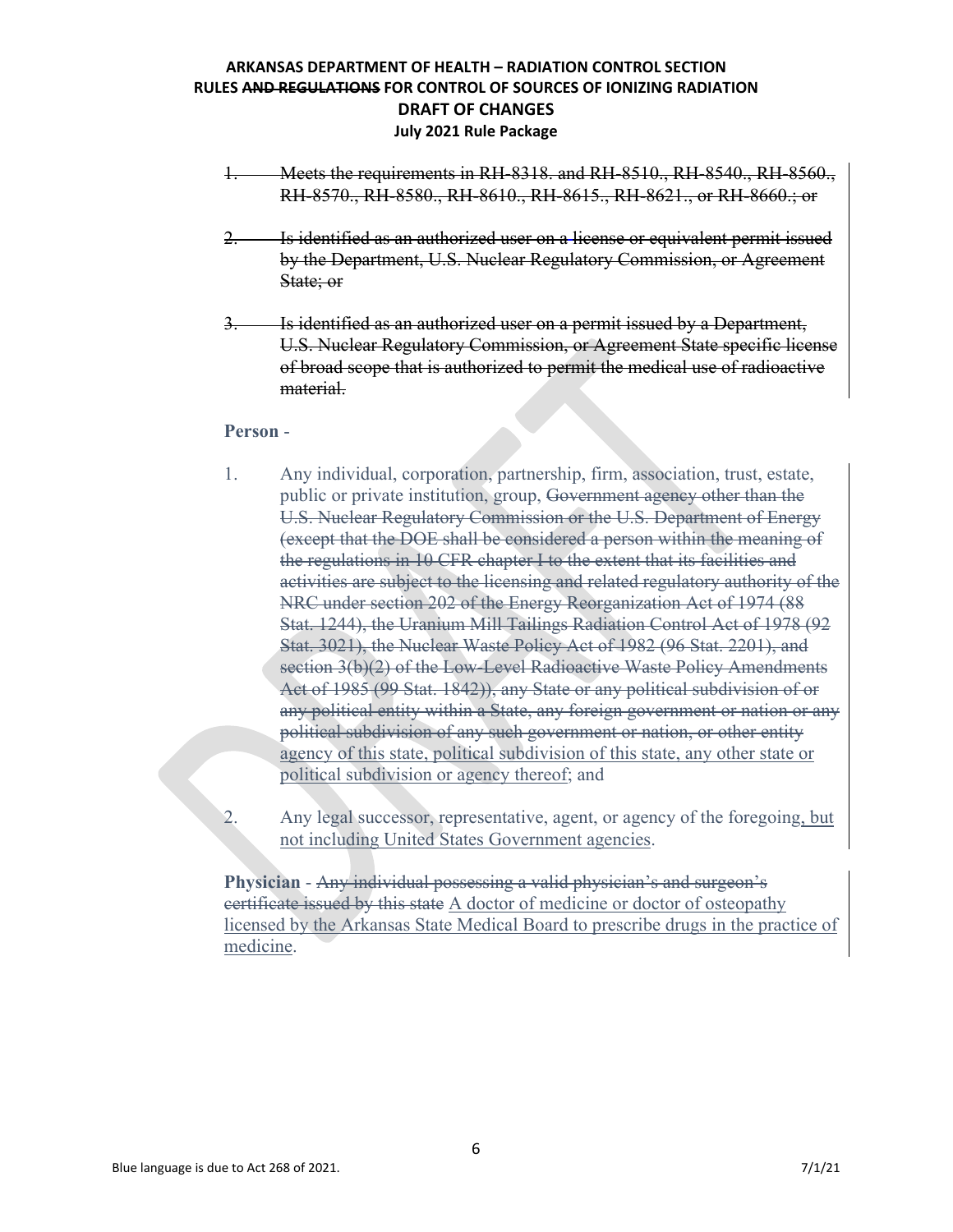1. ~~Meets the requirements in RH-8318. and RH-8510., RH-8540., RH-8560., RH-8570., RH-8580., RH-8610., RH-8615., RH-8621., or RH-8660.; or~~

2. ~~Is identified as an authorized user on a license or equivalent permit issued by the Department, U.S. Nuclear Regulatory Commission, or Agreement State; or~~

3. ~~Is identified as an authorized user on a permit issued by a Department, U.S. Nuclear Regulatory Commission, or Agreement State specific license of broad scope that is authorized to permit the medical use of radioactive material.~~

**Person** -

1. Any individual, corporation, partnership, firm, association, trust, estate, public or private institution, group, ~~Government agency other than the U.S. Nuclear Regulatory Commission or the U.S. Department of Energy (except that the DOE shall be considered a person within the meaning of the regulations in 10 CFR chapter I to the extent that its facilities and activities are subject to the licensing and related regulatory authority of the NRC under section 202 of the Energy Reorganization Act of 1974 (88 Stat. 1244), the Uranium Mill Tailings Radiation Control Act of 1978 (92 Stat. 3021), the Nuclear Waste Policy Act of 1982 (96 Stat. 2201), and section 3(b)(2) of the Low-Level Radioactive Waste Policy Amendments Act of 1985 (99 Stat. 1842)), any State or any political subdivision of or any political entity within a State, any foreign government or nation or any political subdivision of any such government or nation, or other entity~~ agency of this state, political subdivision of this state, any other state or political subdivision or agency thereof; and

2. Any legal successor, representative, agent, or agency of the foregoing, but not including United States Government agencies.

**Physician** - ~~Any individual possessing a valid physician's and surgeon's certificate issued by this state~~ A doctor of medicine or doctor of osteopathy licensed by the Arkansas State Medical Board to prescribe drugs in the practice of medicine.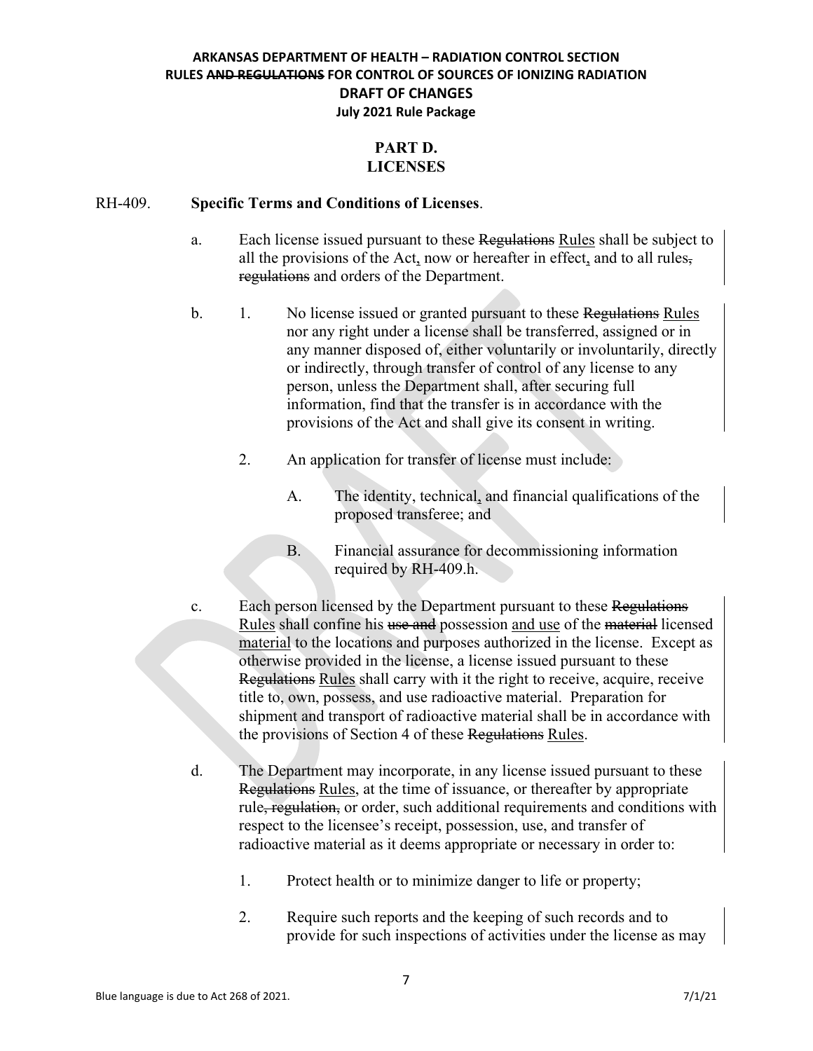ARKANSAS DEPARTMENT OF HEALTH – RADIATION CONTROL SECTION
RULES ~~AND REGULATIONS~~ FOR CONTROL OF SOURCES OF IONIZING RADIATION
DRAFT OF CHANGES
July 2021 Rule Package

## PART D.
## LICENSES

**RH-409. Specific Terms and Conditions of Licenses**.

a. Each license issued pursuant to these ~~Regulations~~ Rules shall be subject to all the provisions of the Act, now or hereafter in effect, and to all rules~~, regulations~~ and orders of the Department.

b. 1. No license issued or granted pursuant to these ~~Regulations~~ Rules nor any right under a license shall be transferred, assigned or in any manner disposed of, either voluntarily or involuntarily, directly or indirectly, through transfer of control of any license to any person, unless the Department shall, after securing full information, find that the transfer is in accordance with the provisions of the Act and shall give its consent in writing.

2. An application for transfer of license must include:

A. The identity, technical, and financial qualifications of the proposed transferee; and

B. Financial assurance for decommissioning information required by RH-409.h.

c. Each person licensed by the Department pursuant to these ~~Regulations~~ Rules shall confine his ~~use and~~ possession and use of the ~~material~~ licensed material to the locations and purposes authorized in the license. Except as otherwise provided in the license, a license issued pursuant to these ~~Regulations~~ Rules shall carry with it the right to receive, acquire, receive title to, own, possess, and use radioactive material. Preparation for shipment and transport of radioactive material shall be in accordance with the provisions of Section 4 of these ~~Regulations~~ Rules.

d. The Department may incorporate, in any license issued pursuant to these ~~Regulations~~ Rules, at the time of issuance, or thereafter by appropriate rule~~, regulation,~~ or order, such additional requirements and conditions with respect to the licensee's receipt, possession, use, and transfer of radioactive material as it deems appropriate or necessary in order to:

1. Protect health or to minimize danger to life or property;

2. Require such reports and the keeping of such records and to provide for such inspections of activities under the license as may

Blue language is due to Act 268 of 2021. 7/1/21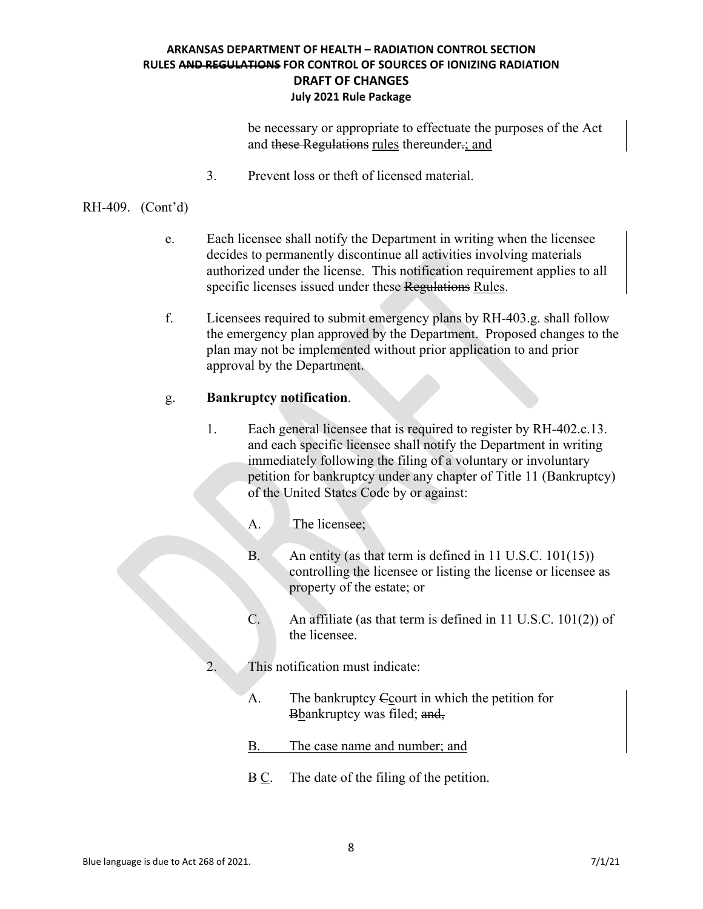be necessary or appropriate to effectuate the purposes of the Act and ~~these Regulations~~ <u>rules</u> thereunder~~.~~<u>; and</u>

3. Prevent loss or theft of licensed material.

RH-409. (Cont'd)

e. Each licensee shall notify the Department in writing when the licensee decides to permanently discontinue all activities involving materials authorized under the license. This notification requirement applies to all specific licenses issued under these ~~Regulations~~ <u>Rules</u>.

f. Licensees required to submit emergency plans by RH-403.g. shall follow the emergency plan approved by the Department. Proposed changes to the plan may not be implemented without prior application to and prior approval by the Department.

g. **Bankruptcy notification**.

1. Each general licensee that is required to register by RH-402.c.13. and each specific licensee shall notify the Department in writing immediately following the filing of a voluntary or involuntary petition for bankruptcy under any chapter of Title 11 (Bankruptcy) of the United States Code by or against:

A. The licensee;

B. An entity (as that term is defined in 11 U.S.C. 101(15)) controlling the licensee or listing the license or licensee as property of the estate; or

C. An affiliate (as that term is defined in 11 U.S.C. 101(2)) of the licensee.

2. This notification must indicate:

A. The bankruptcy ~~C~~<u>c</u>ourt in which the petition for ~~B~~<u>b</u>ankruptcy was filed; ~~and,~~

<u>B. The case name and number; and</u>

~~B~~ <u>C</u>. The date of the filing of the petition.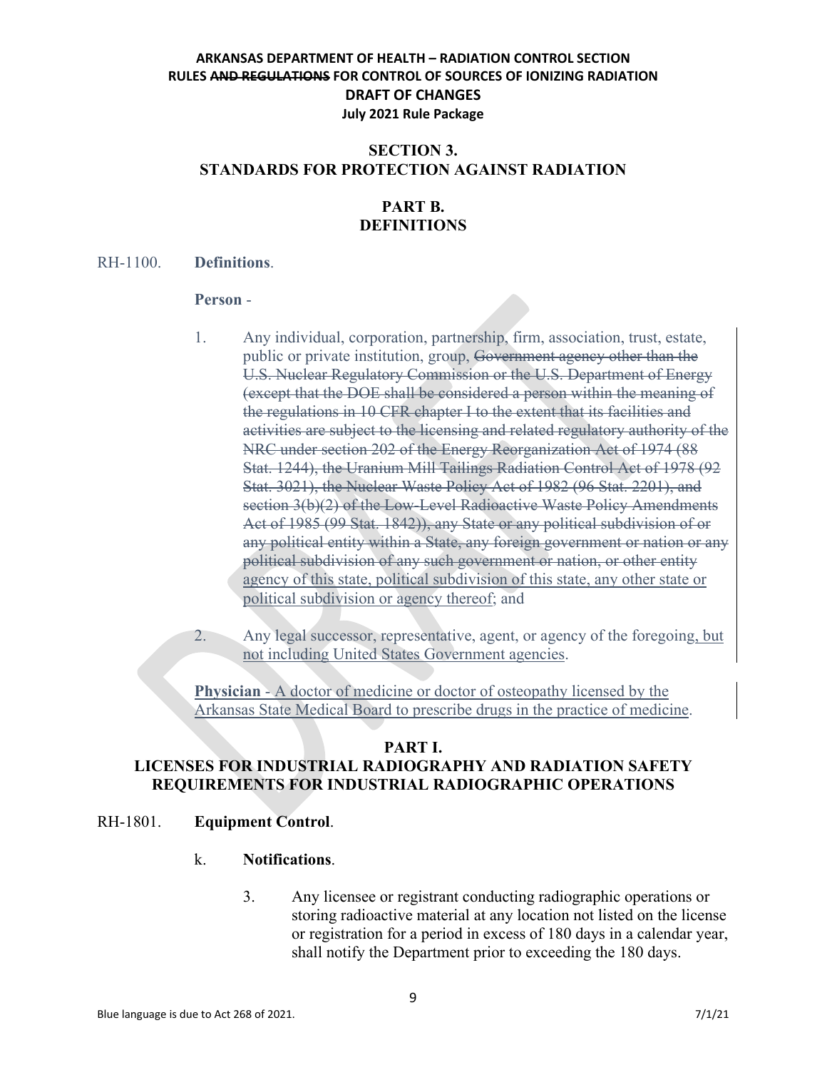**ARKANSAS DEPARTMENT OF HEALTH – RADIATION CONTROL SECTION**
**RULES ~~AND REGULATIONS~~ FOR CONTROL OF SOURCES OF IONIZING RADIATION**
**DRAFT OF CHANGES**
**July 2021 Rule Package**

## SECTION 3.
## STANDARDS FOR PROTECTION AGAINST RADIATION

### PART B.
### DEFINITIONS

RH-1100. **Definitions**.

**Person** -

1. Any individual, corporation, partnership, firm, association, trust, estate, public or private institution, group, ~~Government agency other than the U.S. Nuclear Regulatory Commission or the U.S. Department of Energy (except that the DOE shall be considered a person within the meaning of the regulations in 10 CFR chapter I to the extent that its facilities and activities are subject to the licensing and related regulatory authority of the NRC under section 202 of the Energy Reorganization Act of 1974 (88 Stat. 1244), the Uranium Mill Tailings Radiation Control Act of 1978 (92 Stat. 3021), the Nuclear Waste Policy Act of 1982 (96 Stat. 2201), and section 3(b)(2) of the Low-Level Radioactive Waste Policy Amendments Act of 1985 (99 Stat. 1842)), any State or any political subdivision of or any political entity within a State, any foreign government or nation or any political subdivision of any such government or nation, or other entity~~ <u>agency of this state, political subdivision of this state, any other state or political subdivision or agency thereof</u>; and

2. Any legal successor, representative, agent, or agency of the foregoing<u>, but not including United States Government agencies</u>.

<u>**Physician** - A doctor of medicine or doctor of osteopathy licensed by the Arkansas State Medical Board to prescribe drugs in the practice of medicine</u>.

### PART I.
### LICENSES FOR INDUSTRIAL RADIOGRAPHY AND RADIATION SAFETY REQUIREMENTS FOR INDUSTRIAL RADIOGRAPHIC OPERATIONS

RH-1801. **Equipment Control**.

k. **Notifications**.

3. Any licensee or registrant conducting radiographic operations or storing radioactive material at any location not listed on the license or registration for a period in excess of 180 days in a calendar year, shall notify the Department prior to exceeding the 180 days.

Blue language is due to Act 268 of 2021.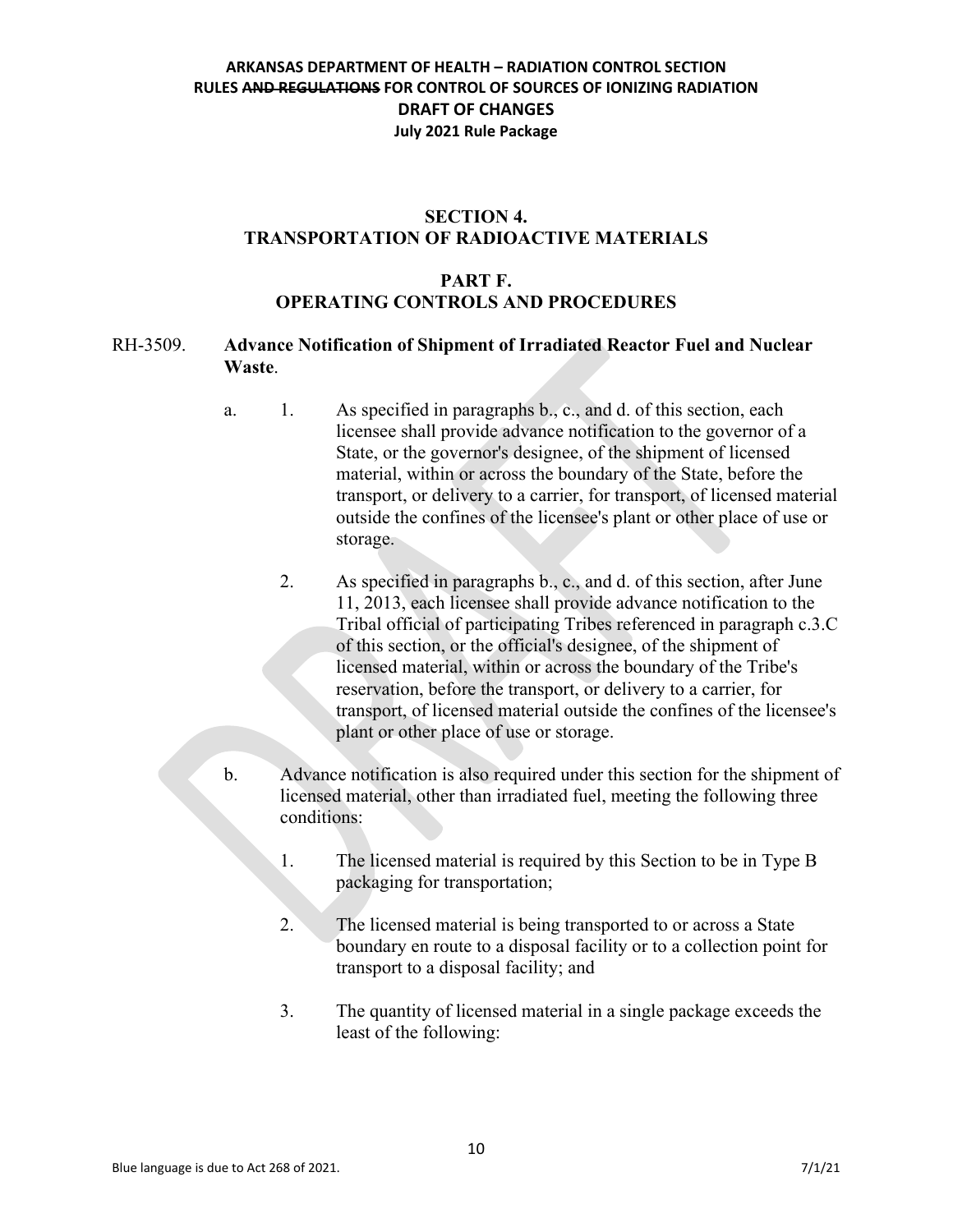## SECTION 4.
## TRANSPORTATION OF RADIOACTIVE MATERIALS

### PART F.
### OPERATING CONTROLS AND PROCEDURES

RH-3509. **Advance Notification of Shipment of Irradiated Reactor Fuel and Nuclear Waste**.

a. 1. As specified in paragraphs b., c., and d. of this section, each licensee shall provide advance notification to the governor of a State, or the governor's designee, of the shipment of licensed material, within or across the boundary of the State, before the transport, or delivery to a carrier, for transport, of licensed material outside the confines of the licensee's plant or other place of use or storage.

2. As specified in paragraphs b., c., and d. of this section, after June 11, 2013, each licensee shall provide advance notification to the Tribal official of participating Tribes referenced in paragraph c.3.C of this section, or the official's designee, of the shipment of licensed material, within or across the boundary of the Tribe's reservation, before the transport, or delivery to a carrier, for transport, of licensed material outside the confines of the licensee's plant or other place of use or storage.

b. Advance notification is also required under this section for the shipment of licensed material, other than irradiated fuel, meeting the following three conditions:

1. The licensed material is required by this Section to be in Type B packaging for transportation;

2. The licensed material is being transported to or across a State boundary en route to a disposal facility or to a collection point for transport to a disposal facility; and

3. The quantity of licensed material in a single package exceeds the least of the following: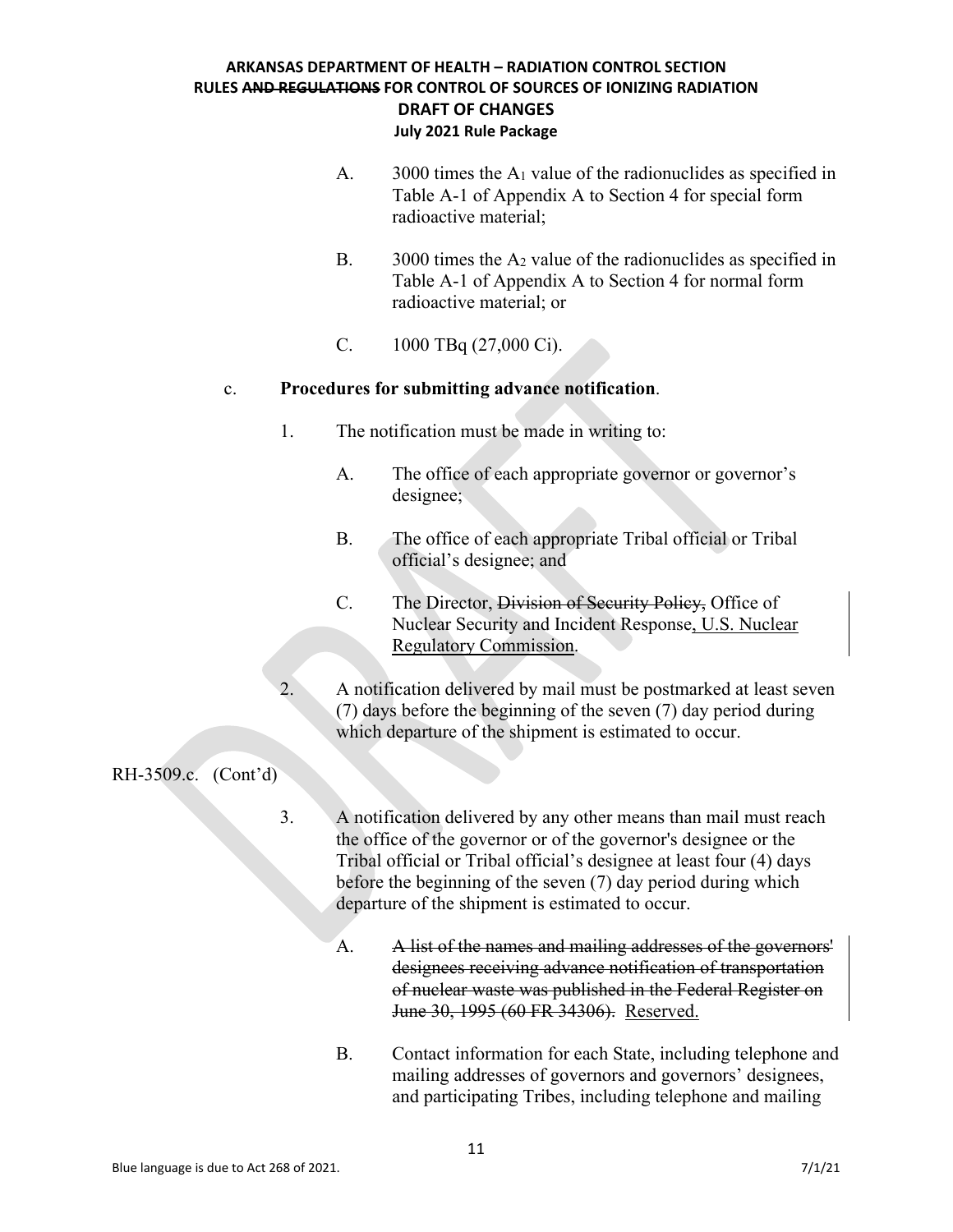A. 3000 times the $A_1$ value of the radionuclides as specified in Table A-1 of Appendix A to Section 4 for special form radioactive material;

B. 3000 times the $A_2$ value of the radionuclides as specified in Table A-1 of Appendix A to Section 4 for normal form radioactive material; or

C. 1000 TBq (27,000 Ci).

c. **Procedures for submitting advance notification**.

1. The notification must be made in writing to:

   A. The office of each appropriate governor or governor's designee;

   B. The office of each appropriate Tribal official or Tribal official's designee; and

   C. The Director, ~~Division of Security Policy,~~ Office of Nuclear Security and Incident Response, U.S. Nuclear Regulatory Commission.

2. A notification delivered by mail must be postmarked at least seven (7) days before the beginning of the seven (7) day period during which departure of the shipment is estimated to occur.

RH-3509.c. (Cont'd)

3. A notification delivered by any other means than mail must reach the office of the governor or of the governor's designee or the Tribal official or Tribal official's designee at least four (4) days before the beginning of the seven (7) day period during which departure of the shipment is estimated to occur.

   A. ~~A list of the names and mailing addresses of the governors' designees receiving advance notification of transportation of nuclear waste was published in the Federal Register on June 30, 1995 (60 FR 34306).~~ Reserved.

   B. Contact information for each State, including telephone and mailing addresses of governors and governors' designees, and participating Tribes, including telephone and mailing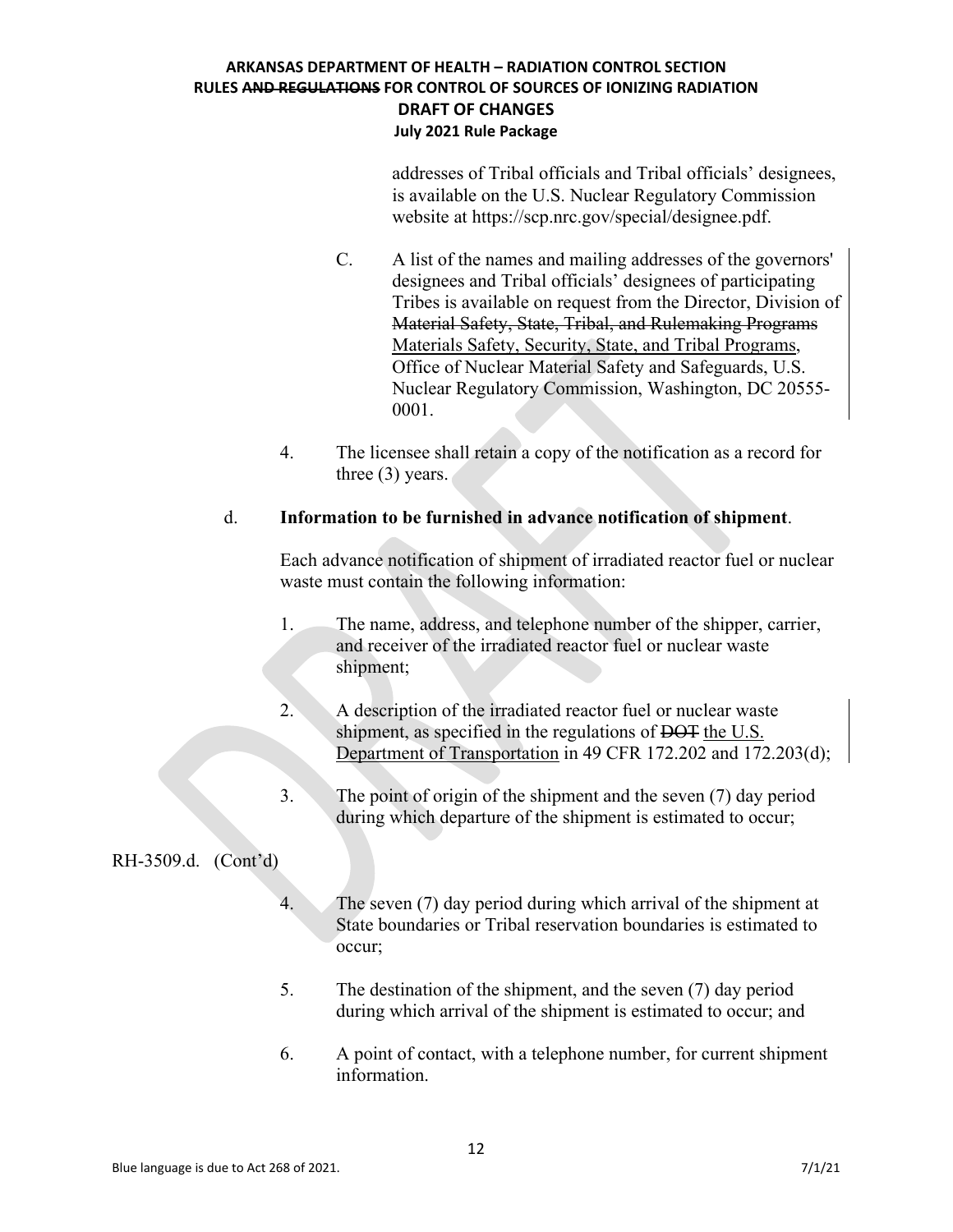addresses of Tribal officials and Tribal officials' designees, is available on the U.S. Nuclear Regulatory Commission website at https://scp.nrc.gov/special/designee.pdf.

C. A list of the names and mailing addresses of the governors' designees and Tribal officials' designees of participating Tribes is available on request from the Director, Division of ~~Material Safety, State, Tribal, and Rulemaking Programs~~ Materials Safety, Security, State, and Tribal Programs, Office of Nuclear Material Safety and Safeguards, U.S. Nuclear Regulatory Commission, Washington, DC 20555-0001.

4. The licensee shall retain a copy of the notification as a record for three (3) years.

d. **Information to be furnished in advance notification of shipment**.

Each advance notification of shipment of irradiated reactor fuel or nuclear waste must contain the following information:

1. The name, address, and telephone number of the shipper, carrier, and receiver of the irradiated reactor fuel or nuclear waste shipment;

2. A description of the irradiated reactor fuel or nuclear waste shipment, as specified in the regulations of ~~DOT~~ the U.S. Department of Transportation in 49 CFR 172.202 and 172.203(d);

3. The point of origin of the shipment and the seven (7) day period during which departure of the shipment is estimated to occur;

RH-3509.d. (Cont'd)

4. The seven (7) day period during which arrival of the shipment at State boundaries or Tribal reservation boundaries is estimated to occur;

5. The destination of the shipment, and the seven (7) day period during which arrival of the shipment is estimated to occur; and

6. A point of contact, with a telephone number, for current shipment information.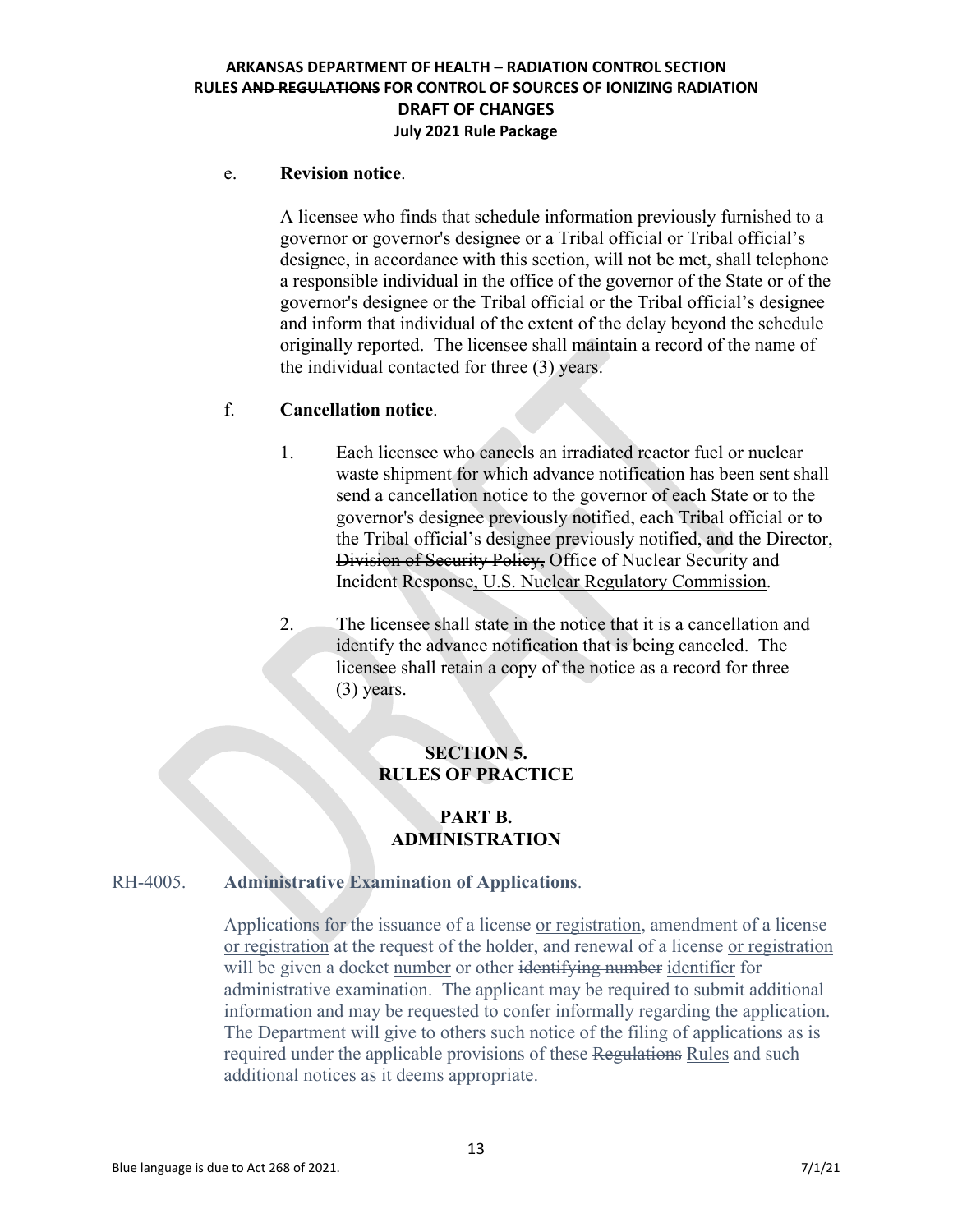e. **Revision notice**.

A licensee who finds that schedule information previously furnished to a governor or governor's designee or a Tribal official or Tribal official's designee, in accordance with this section, will not be met, shall telephone a responsible individual in the office of the governor of the State or of the governor's designee or the Tribal official or the Tribal official's designee and inform that individual of the extent of the delay beyond the schedule originally reported. The licensee shall maintain a record of the name of the individual contacted for three (3) years.

f. **Cancellation notice**.

1. Each licensee who cancels an irradiated reactor fuel or nuclear waste shipment for which advance notification has been sent shall send a cancellation notice to the governor of each State or to the governor's designee previously notified, each Tribal official or to the Tribal official's designee previously notified, and the Director, ~~Division of Security Policy,~~ Office of Nuclear Security and Incident Response, U.S. Nuclear Regulatory Commission.

2. The licensee shall state in the notice that it is a cancellation and identify the advance notification that is being canceled. The licensee shall retain a copy of the notice as a record for three (3) years.

## SECTION 5. RULES OF PRACTICE

## PART B. ADMINISTRATION

RH-4005. **Administrative Examination of Applications**.

Applications for the issuance of a license or registration, amendment of a license or registration at the request of the holder, and renewal of a license or registration will be given a docket number or other ~~identifying number~~ identifier for administrative examination. The applicant may be required to submit additional information and may be requested to confer informally regarding the application. The Department will give to others such notice of the filing of applications as is required under the applicable provisions of these ~~Regulations~~ Rules and such additional notices as it deems appropriate.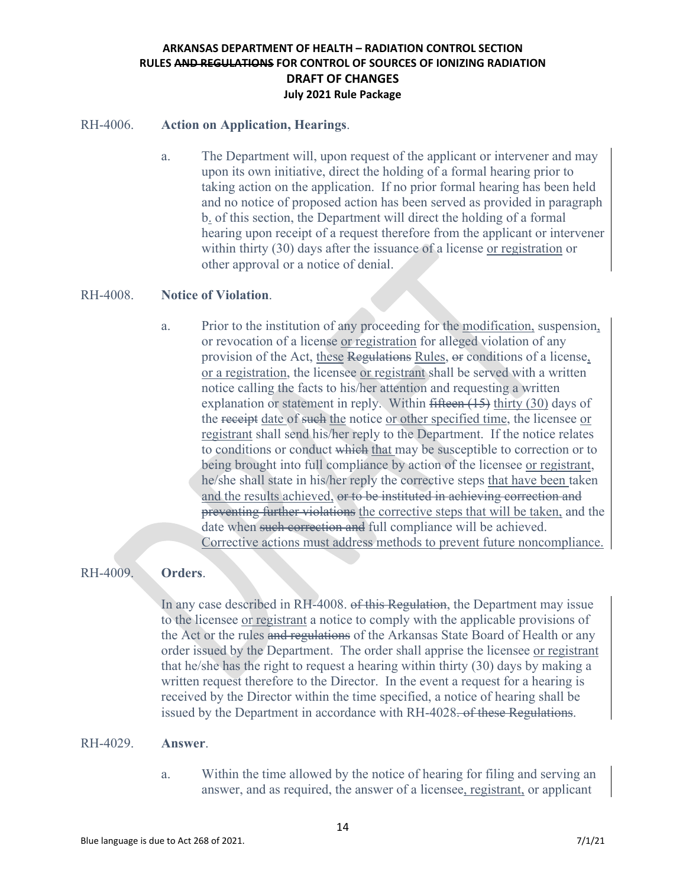RH-4006. **Action on Application, Hearings**.

a. The Department will, upon request of the applicant or intervener and may upon its own initiative, direct the holding of a formal hearing prior to taking action on the application. If no prior formal hearing has been held and no notice of proposed action has been served as provided in paragraph b. of this section, the Department will direct the holding of a formal hearing upon receipt of a request therefore from the applicant or intervener within thirty (30) days after the issuance of a license <u>or registration</u> or other approval or a notice of denial.

RH-4008. **Notice of Violation**.

a. Prior to the institution of any proceeding for the <u>modification,</u> suspension<u>,</u> or revocation of a license <u>or registration</u> for alleged violation of any provision of the Act, <u>these</u> ~~Regulations~~ <u>Rules</u>, ~~or~~ conditions of a license<u>, or a registration</u>, the licensee <u>or registrant</u> shall be served with a written notice calling the facts to his/her attention and requesting a written explanation or statement in reply. Within ~~fifteen (15)~~ <u>thirty (30)</u> days of the ~~receipt~~ <u>date</u> of ~~such~~ <u>the</u> notice <u>or other specified time</u>, the licensee <u>or registrant</u> shall send his/her reply to the Department. If the notice relates to conditions or conduct ~~which~~ <u>that</u> may be susceptible to correction or to being brought into full compliance by action of the licensee <u>or registrant</u>, he/she shall state in his/her reply the corrective steps <u>that have been</u> taken <u>and the results achieved,</u> ~~or to be instituted in achieving correction and preventing further violations~~ <u>the corrective steps that will be taken,</u> and the date when ~~such correction and~~ full compliance will be achieved. <u>Corrective actions must address methods to prevent future noncompliance.</u>

RH-4009. **Orders**.

In any case described in RH-4008. ~~of this Regulation~~, the Department may issue to the licensee <u>or registrant</u> a notice to comply with the applicable provisions of the Act or the rules ~~and regulations~~ of the Arkansas State Board of Health or any order issued by the Department. The order shall apprise the licensee <u>or registrant</u> that he/she has the right to request a hearing within thirty (30) days by making a written request therefore to the Director. In the event a request for a hearing is received by the Director within the time specified, a notice of hearing shall be issued by the Department in accordance with RH-4028~~. of these Regulations~~.

RH-4029. **Answer**.

a. Within the time allowed by the notice of hearing for filing and serving an answer, and as required, the answer of a licensee<u>, registrant,</u> or applicant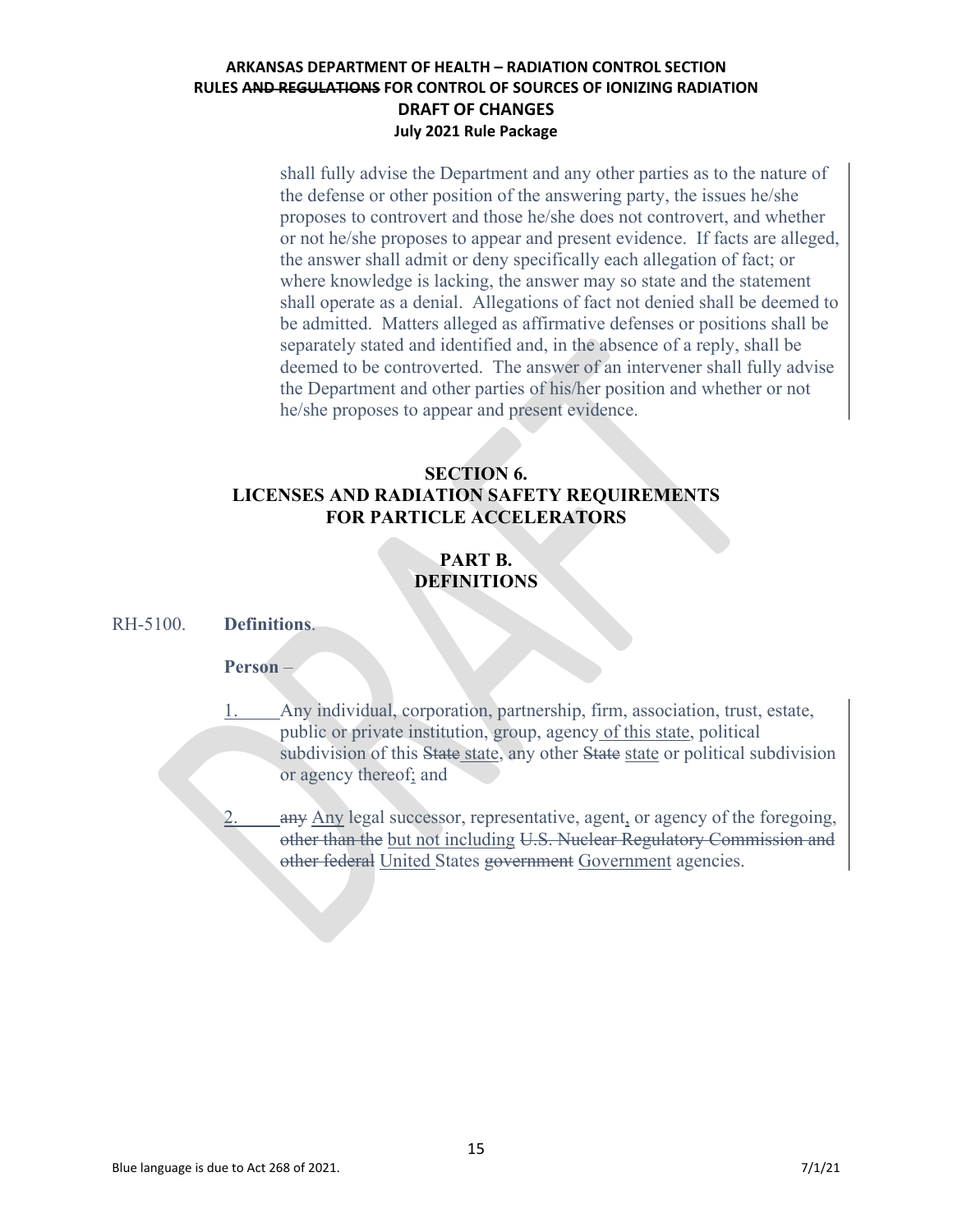shall fully advise the Department and any other parties as to the nature of the defense or other position of the answering party, the issues he/she proposes to controvert and those he/she does not controvert, and whether or not he/she proposes to appear and present evidence. If facts are alleged, the answer shall admit or deny specifically each allegation of fact; or where knowledge is lacking, the answer may so state and the statement shall operate as a denial. Allegations of fact not denied shall be deemed to be admitted. Matters alleged as affirmative defenses or positions shall be separately stated and identified and, in the absence of a reply, shall be deemed to be controverted. The answer of an intervener shall fully advise the Department and other parties of his/her position and whether or not he/she proposes to appear and present evidence.

## SECTION 6.
## LICENSES AND RADIATION SAFETY REQUIREMENTS FOR PARTICLE ACCELERATORS

### PART B.
### DEFINITIONS

RH-5100. **Definitions**.

**Person** –

1. Any individual, corporation, partnership, firm, association, trust, estate, public or private institution, group, agency of this state, political subdivision of this ~~State~~ state, any other ~~State~~ state or political subdivision or agency thereof; and

2. ~~any~~ Any legal successor, representative, agent, or agency of the foregoing, ~~other than the~~ but not including ~~U.S. Nuclear Regulatory Commission and other federal~~ United States ~~government~~ Government agencies.

Blue language is due to Act 268 of 2021. 7/1/21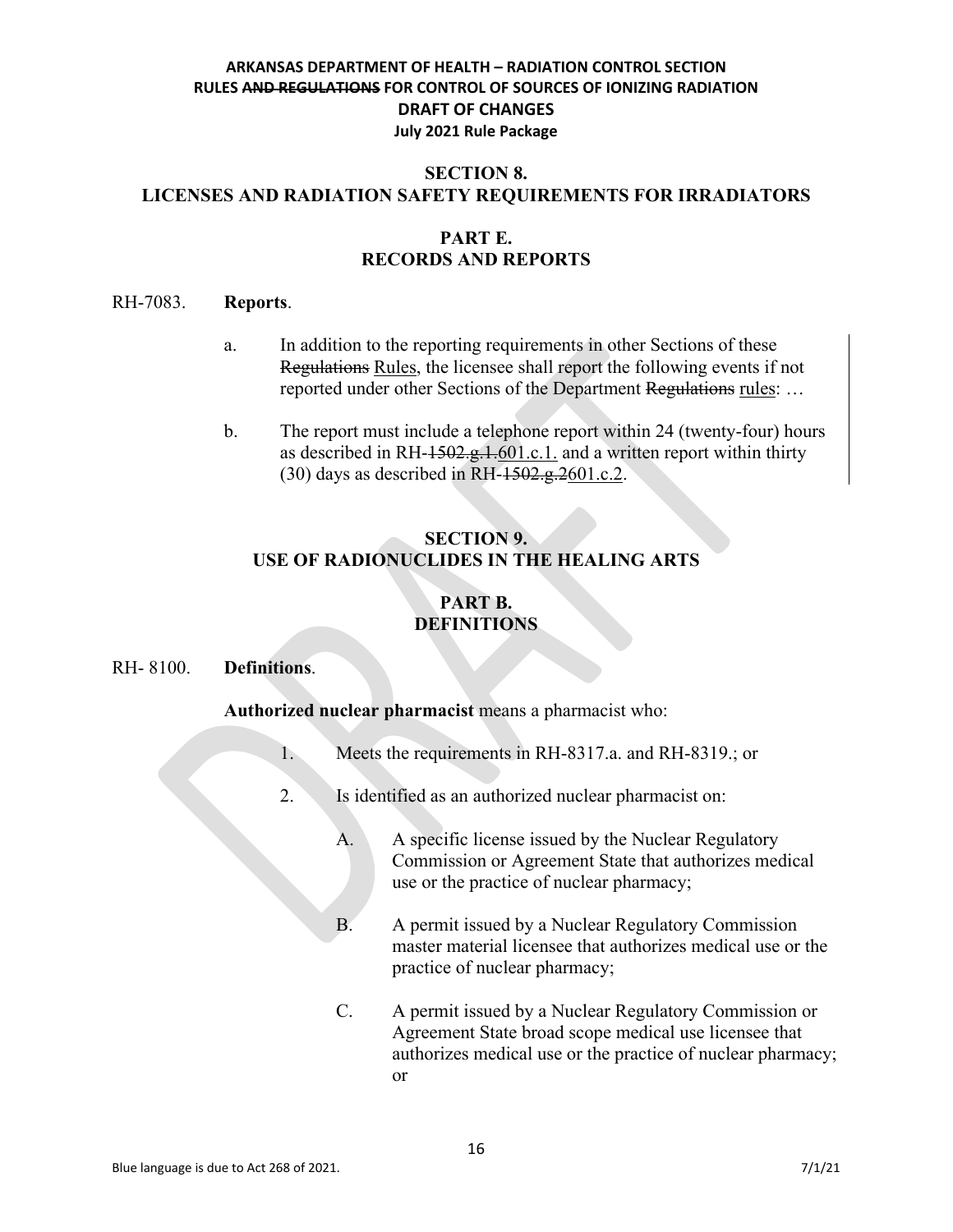## SECTION 8.
## LICENSES AND RADIATION SAFETY REQUIREMENTS FOR IRRADIATORS

### PART E.
### RECORDS AND REPORTS

RH-7083. **Reports**.

a. In addition to the reporting requirements in other Sections of these ~~Regulations~~ Rules, the licensee shall report the following events if not reported under other Sections of the Department ~~Regulations~~ rules: …

b. The report must include a telephone report within 24 (twenty-four) hours as described in RH-~~1502.g.1.~~601.c.1. and a written report within thirty (30) days as described in RH-~~1502.g.2~~601.c.2.

## SECTION 9.
## USE OF RADIONUCLIDES IN THE HEALING ARTS

### PART B.
### DEFINITIONS

RH- 8100. **Definitions**.

**Authorized nuclear pharmacist** means a pharmacist who:

1. Meets the requirements in RH-8317.a. and RH-8319.; or

2. Is identified as an authorized nuclear pharmacist on:

   A. A specific license issued by the Nuclear Regulatory Commission or Agreement State that authorizes medical use or the practice of nuclear pharmacy;

   B. A permit issued by a Nuclear Regulatory Commission master material licensee that authorizes medical use or the practice of nuclear pharmacy;

   C. A permit issued by a Nuclear Regulatory Commission or Agreement State broad scope medical use licensee that authorizes medical use or the practice of nuclear pharmacy; or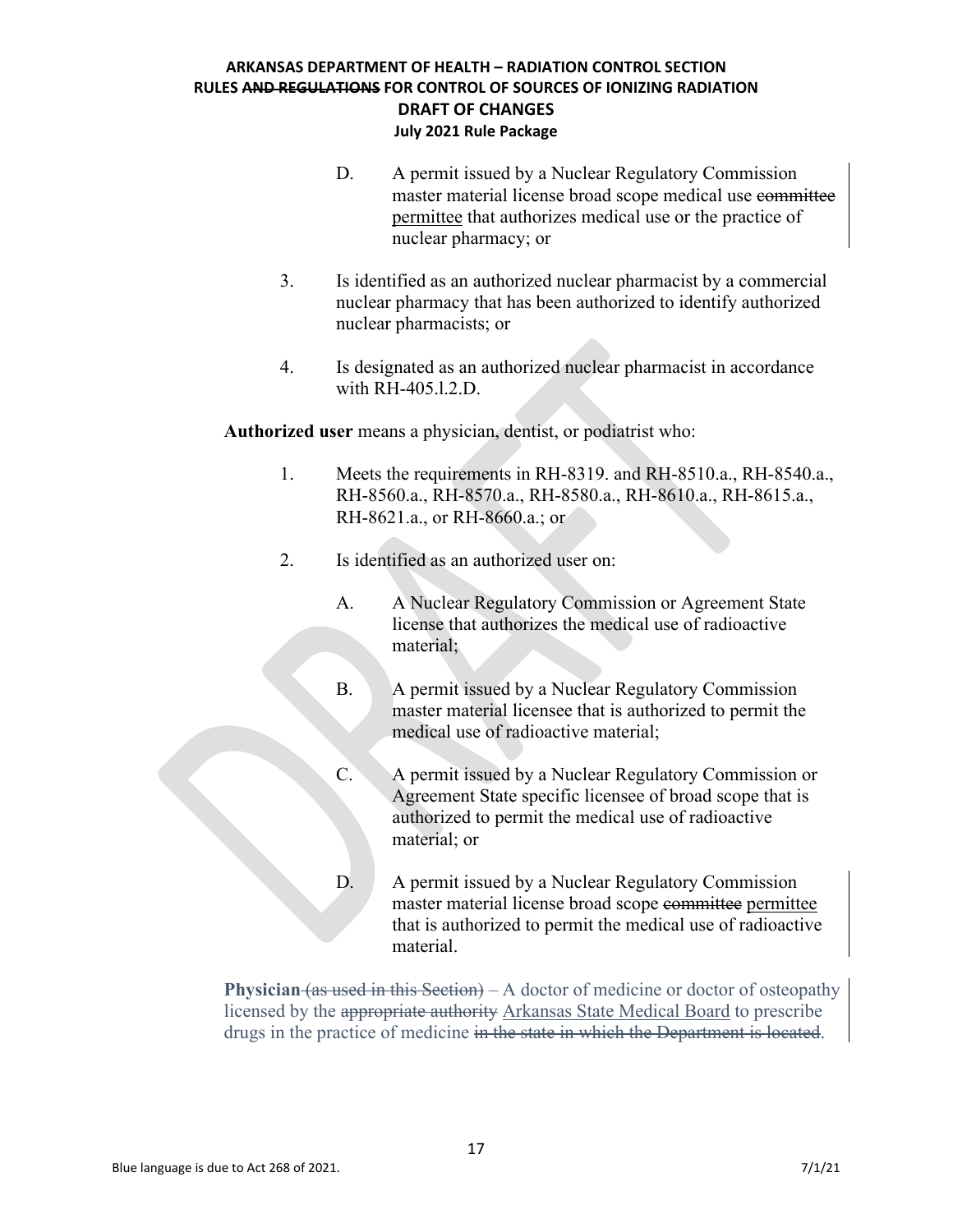D. A permit issued by a Nuclear Regulatory Commission master material license broad scope medical use ~~committee~~ <u>permittee</u> that authorizes medical use or the practice of nuclear pharmacy; or

3. Is identified as an authorized nuclear pharmacist by a commercial nuclear pharmacy that has been authorized to identify authorized nuclear pharmacists; or

4. Is designated as an authorized nuclear pharmacist in accordance with RH-405.l.2.D.

**Authorized user** means a physician, dentist, or podiatrist who:

1. Meets the requirements in RH-8319. and RH-8510.a., RH-8540.a., RH-8560.a., RH-8570.a., RH-8580.a., RH-8610.a., RH-8615.a., RH-8621.a., or RH-8660.a.; or

2. Is identified as an authorized user on:

   A. A Nuclear Regulatory Commission or Agreement State license that authorizes the medical use of radioactive material;

   B. A permit issued by a Nuclear Regulatory Commission master material licensee that is authorized to permit the medical use of radioactive material;

   C. A permit issued by a Nuclear Regulatory Commission or Agreement State specific licensee of broad scope that is authorized to permit the medical use of radioactive material; or

   D. A permit issued by a Nuclear Regulatory Commission master material license broad scope ~~committee~~ <u>permittee</u> that is authorized to permit the medical use of radioactive material.

**Physician** ~~(as used in this Section)~~ – A doctor of medicine or doctor of osteopathy licensed by the ~~appropriate authority~~ <u>Arkansas State Medical Board</u> to prescribe drugs in the practice of medicine ~~in the state in which the Department is located~~.

Blue language is due to Act 268 of 2021.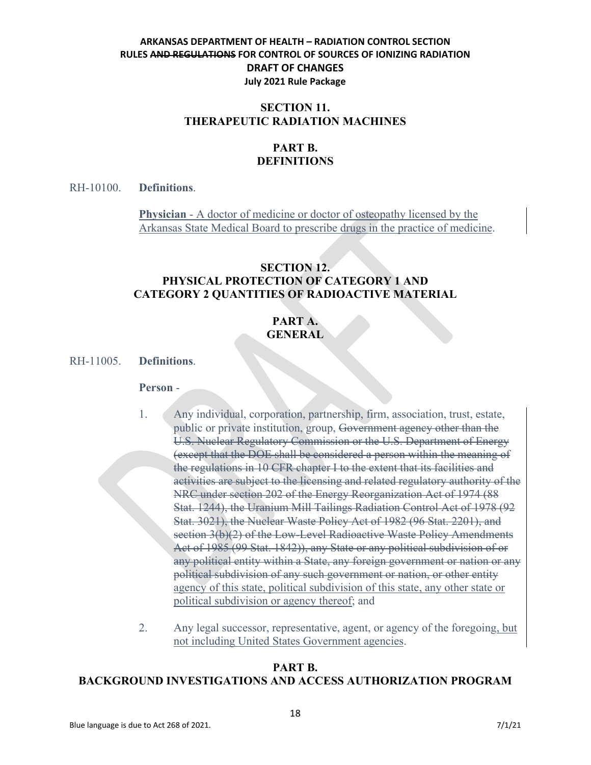**ARKANSAS DEPARTMENT OF HEALTH – RADIATION CONTROL SECTION**
**RULES ~~AND REGULATIONS~~ FOR CONTROL OF SOURCES OF IONIZING RADIATION**
**DRAFT OF CHANGES**
**July 2021 Rule Package**

## SECTION 11.
## THERAPEUTIC RADIATION MACHINES

### PART B.
### DEFINITIONS

RH-10100. **Definitions**.

<u>**Physician** - A doctor of medicine or doctor of osteopathy licensed by the Arkansas State Medical Board to prescribe drugs in the practice of medicine</u>.

## SECTION 12.
## PHYSICAL PROTECTION OF CATEGORY 1 AND CATEGORY 2 QUANTITIES OF RADIOACTIVE MATERIAL

### PART A.
### GENERAL

RH-11005. **Definitions**.

**Person** -

1. Any individual, corporation, partnership, firm, association, trust, estate, public or private institution, group, ~~Government agency other than the U.S. Nuclear Regulatory Commission or the U.S. Department of Energy (except that the DOE shall be considered a person within the meaning of the regulations in 10 CFR chapter I to the extent that its facilities and activities are subject to the licensing and related regulatory authority of the NRC under section 202 of the Energy Reorganization Act of 1974 (88 Stat. 1244), the Uranium Mill Tailings Radiation Control Act of 1978 (92 Stat. 3021), the Nuclear Waste Policy Act of 1982 (96 Stat. 2201), and section 3(b)(2) of the Low-Level Radioactive Waste Policy Amendments Act of 1985 (99 Stat. 1842)), any State or any political subdivision of or any political entity within a State, any foreign government or nation or any political subdivision of any such government or nation, or other entity~~ <u>agency of this state, political subdivision of this state, any other state or political subdivision or agency thereof</u>; and

2. Any legal successor, representative, agent, or agency of the foregoing<u>, but not including United States Government agencies</u>.

### PART B.
### BACKGROUND INVESTIGATIONS AND ACCESS AUTHORIZATION PROGRAM

Blue language is due to Act 268 of 2021.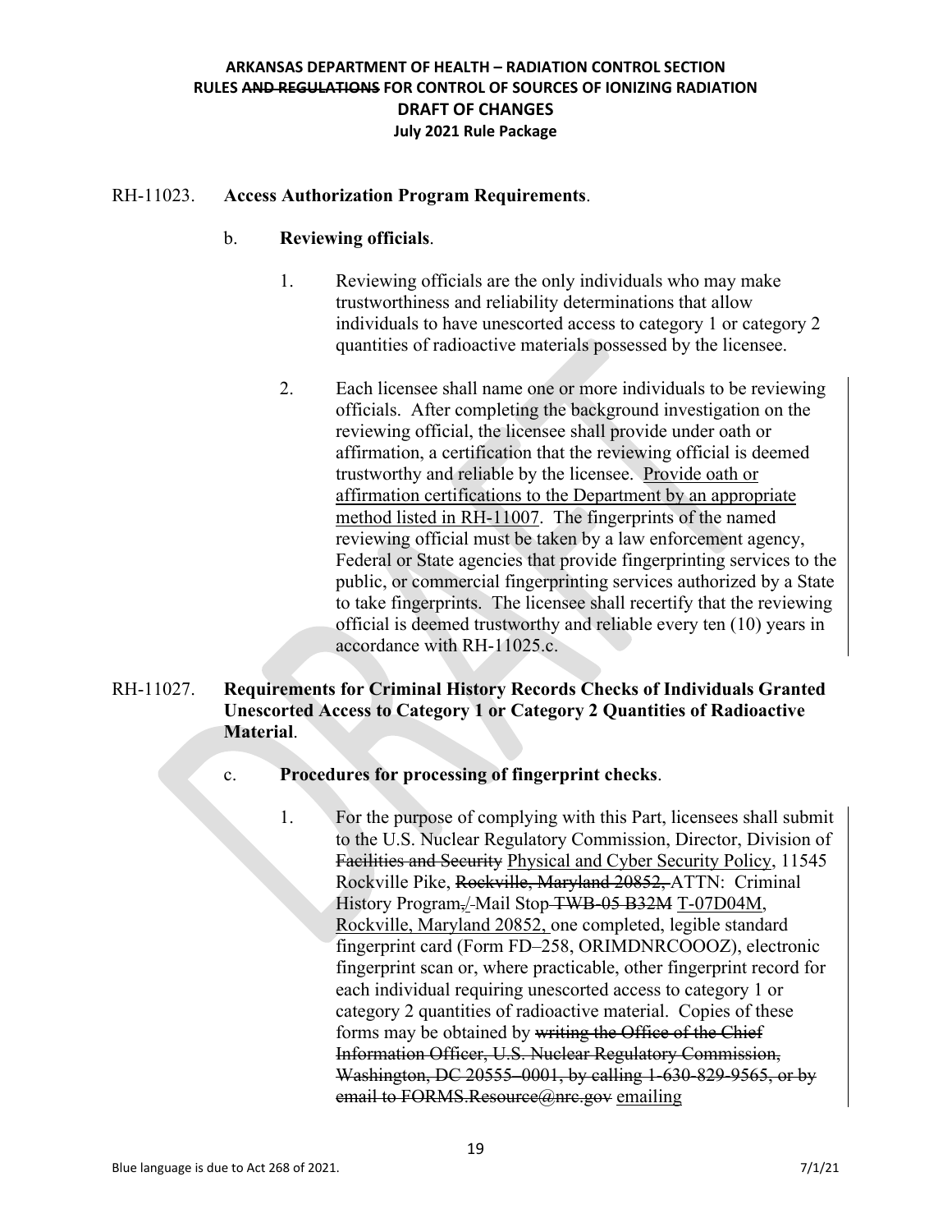RH-11023. **Access Authorization Program Requirements**.

b. **Reviewing officials**.

1. Reviewing officials are the only individuals who may make trustworthiness and reliability determinations that allow individuals to have unescorted access to category 1 or category 2 quantities of radioactive materials possessed by the licensee.

2. Each licensee shall name one or more individuals to be reviewing officials. After completing the background investigation on the reviewing official, the licensee shall provide under oath or affirmation, a certification that the reviewing official is deemed trustworthy and reliable by the licensee. <u>Provide oath or affirmation certifications to the Department by an appropriate method listed in RH-11007</u>. The fingerprints of the named reviewing official must be taken by a law enforcement agency, Federal or State agencies that provide fingerprinting services to the public, or commercial fingerprinting services authorized by a State to take fingerprints. The licensee shall recertify that the reviewing official is deemed trustworthy and reliable every ten (10) years in accordance with RH-11025.c.

RH-11027. **Requirements for Criminal History Records Checks of Individuals Granted Unescorted Access to Category 1 or Category 2 Quantities of Radioactive Material**.

c. **Procedures for processing of fingerprint checks**.

1. For the purpose of complying with this Part, licensees shall submit to the U.S. Nuclear Regulatory Commission, Director, Division of ~~Facilities and Security~~ <u>Physical and Cyber Security Policy</u>, 11545 Rockville Pike, ~~Rockville, Maryland 20852,~~ ATTN: Criminal History Program~~,~~/ Mail Stop ~~TWB-05 B32M~~ <u>T-07D04M, Rockville, Maryland 20852,</u> one completed, legible standard fingerprint card (Form FD–258, ORIMDNRCOOOZ), electronic fingerprint scan or, where practicable, other fingerprint record for each individual requiring unescorted access to category 1 or category 2 quantities of radioactive material. Copies of these forms may be obtained by ~~writing the Office of the Chief Information Officer, U.S. Nuclear Regulatory Commission, Washington, DC 20555–0001, by calling 1-630-829-9565, or by email to FORMS.Resource@nrc.gov~~ <u>emailing</u>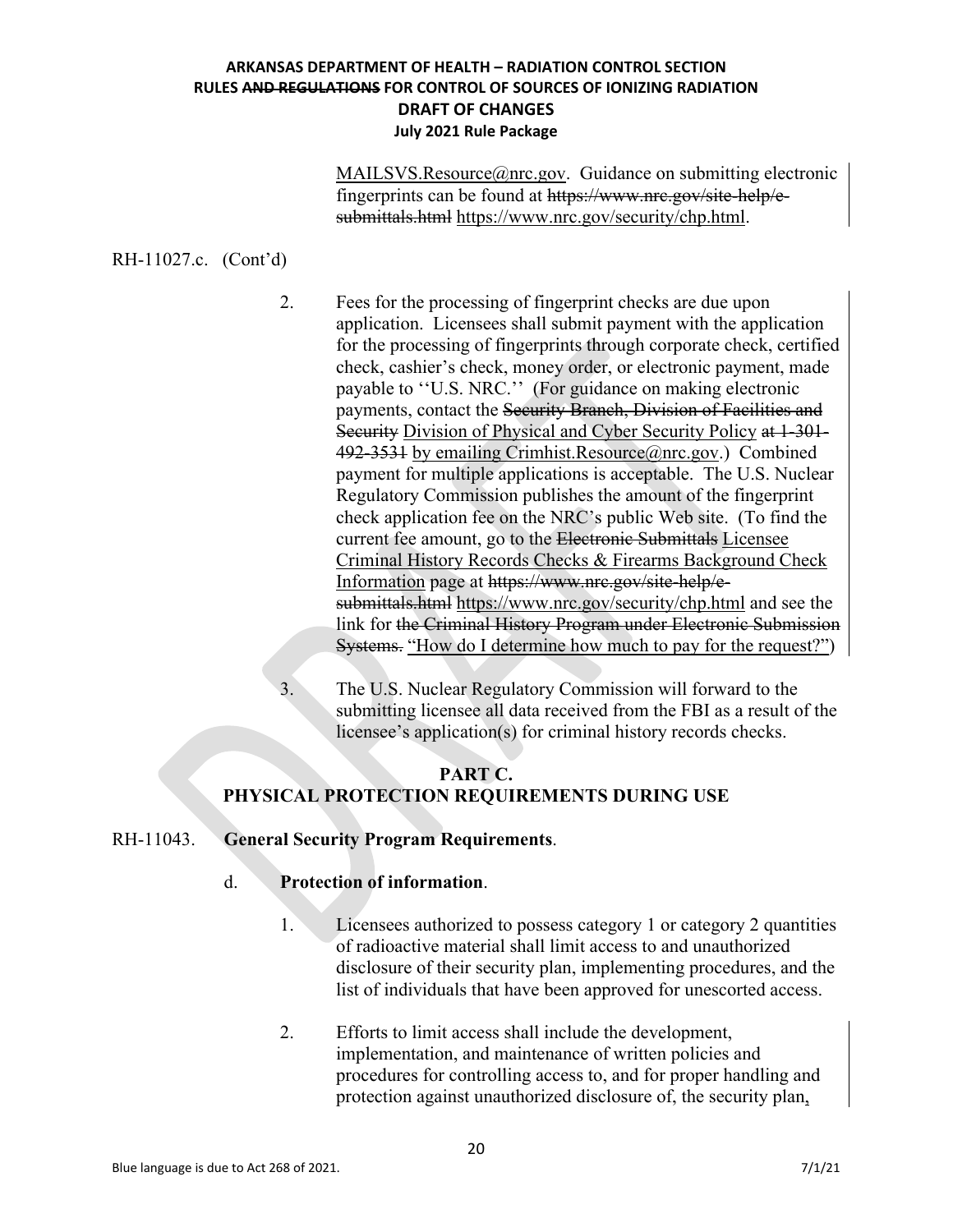MAILSVS.Resource@nrc.gov. Guidance on submitting electronic fingerprints can be found at ~~https://www.nrc.gov/site-help/e-submittals.html~~ https://www.nrc.gov/security/chp.html.

RH-11027.c. (Cont'd)

2. Fees for the processing of fingerprint checks are due upon application. Licensees shall submit payment with the application for the processing of fingerprints through corporate check, certified check, cashier's check, money order, or electronic payment, made payable to ''U.S. NRC.'' (For guidance on making electronic payments, contact the ~~Security Branch, Division of Facilities and Security~~ Division of Physical and Cyber Security Policy ~~at 1-301-492-3531~~ by emailing Crimhist.Resource@nrc.gov.) Combined payment for multiple applications is acceptable. The U.S. Nuclear Regulatory Commission publishes the amount of the fingerprint check application fee on the NRC's public Web site. (To find the current fee amount, go to the ~~Electronic Submittals~~ Licensee Criminal History Records Checks & Firearms Background Check Information page at ~~https://www.nrc.gov/site-help/e-submittals.html~~ https://www.nrc.gov/security/chp.html and see the link for ~~the Criminal History Program under Electronic Submission Systems.~~ "How do I determine how much to pay for the request?")

3. The U.S. Nuclear Regulatory Commission will forward to the submitting licensee all data received from the FBI as a result of the licensee's application(s) for criminal history records checks.

## PART C.
## PHYSICAL PROTECTION REQUIREMENTS DURING USE

RH-11043. **General Security Program Requirements**.

d. **Protection of information**.

1. Licensees authorized to possess category 1 or category 2 quantities of radioactive material shall limit access to and unauthorized disclosure of their security plan, implementing procedures, and the list of individuals that have been approved for unescorted access.

2. Efforts to limit access shall include the development, implementation, and maintenance of written policies and procedures for controlling access to, and for proper handling and protection against unauthorized disclosure of, the security plan,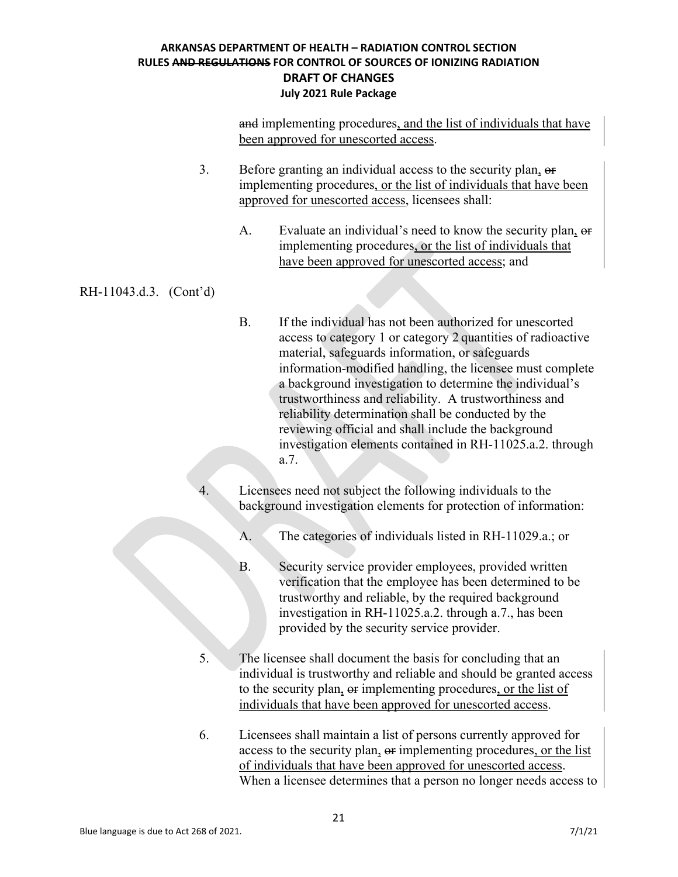and implementing procedures, and the list of individuals that have been approved for unescorted access.

3. Before granting an individual access to the security plan, or implementing procedures, or the list of individuals that have been approved for unescorted access, licensees shall:

   A. Evaluate an individual's need to know the security plan, or implementing procedures, or the list of individuals that have been approved for unescorted access; and

RH-11043.d.3. (Cont'd)

   B. If the individual has not been authorized for unescorted access to category 1 or category 2 quantities of radioactive material, safeguards information, or safeguards information-modified handling, the licensee must complete a background investigation to determine the individual's trustworthiness and reliability. A trustworthiness and reliability determination shall be conducted by the reviewing official and shall include the background investigation elements contained in RH-11025.a.2. through a.7.

4. Licensees need not subject the following individuals to the background investigation elements for protection of information:

   A. The categories of individuals listed in RH-11029.a.; or

   B. Security service provider employees, provided written verification that the employee has been determined to be trustworthy and reliable, by the required background investigation in RH-11025.a.2. through a.7., has been provided by the security service provider.

5. The licensee shall document the basis for concluding that an individual is trustworthy and reliable and should be granted access to the security plan, or implementing procedures, or the list of individuals that have been approved for unescorted access.

6. Licensees shall maintain a list of persons currently approved for access to the security plan, or implementing procedures, or the list of individuals that have been approved for unescorted access. When a licensee determines that a person no longer needs access to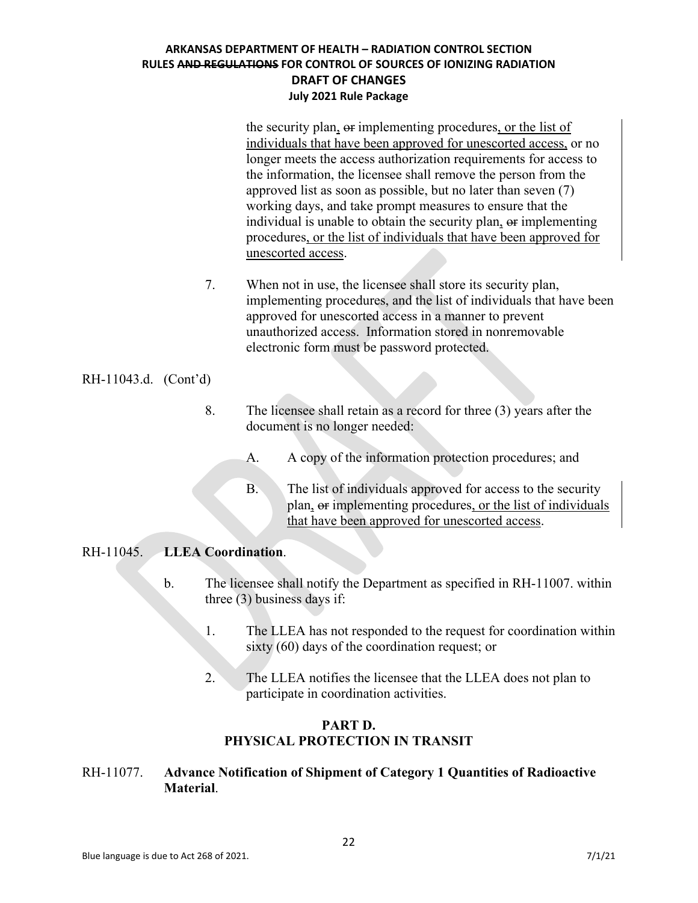the security plan, ~~or~~ implementing procedures, or the list of individuals that have been approved for unescorted access, or no longer meets the access authorization requirements for access to the information, the licensee shall remove the person from the approved list as soon as possible, but no later than seven (7) working days, and take prompt measures to ensure that the individual is unable to obtain the security plan, ~~or~~ implementing procedures, or the list of individuals that have been approved for unescorted access.

7. When not in use, the licensee shall store its security plan, implementing procedures, and the list of individuals that have been approved for unescorted access in a manner to prevent unauthorized access. Information stored in nonremovable electronic form must be password protected.

RH-11043.d. (Cont'd)

8. The licensee shall retain as a record for three (3) years after the document is no longer needed:

   A. A copy of the information protection procedures; and

   B. The list of individuals approved for access to the security plan, ~~or~~ implementing procedures, or the list of individuals that have been approved for unescorted access.

RH-11045. **LLEA Coordination**.

b. The licensee shall notify the Department as specified in RH-11007. within three (3) business days if:

   1. The LLEA has not responded to the request for coordination within sixty (60) days of the coordination request; or

   2. The LLEA notifies the licensee that the LLEA does not plan to participate in coordination activities.

## PART D. PHYSICAL PROTECTION IN TRANSIT

RH-11077. **Advance Notification of Shipment of Category 1 Quantities of Radioactive Material**.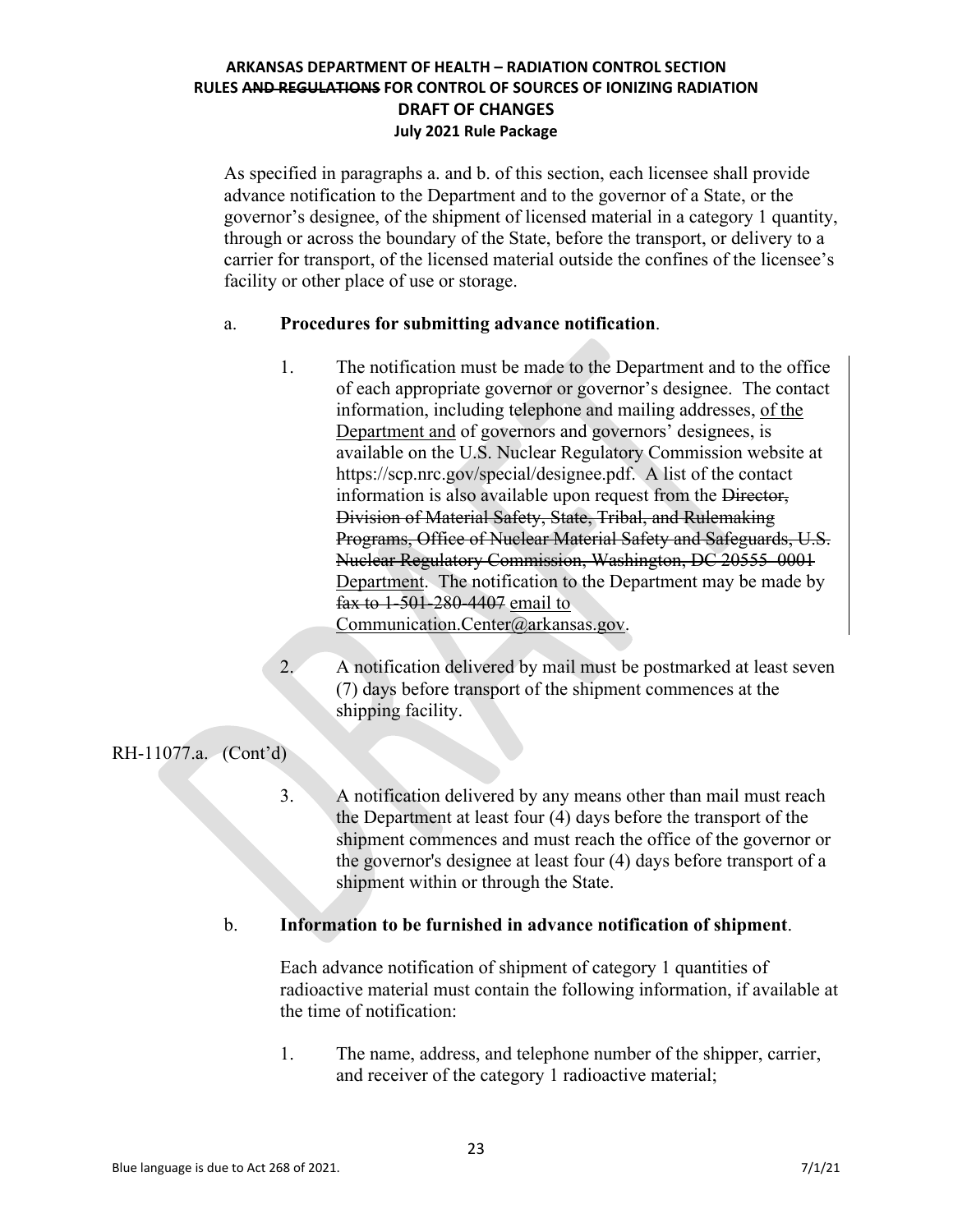As specified in paragraphs a. and b. of this section, each licensee shall provide advance notification to the Department and to the governor of a State, or the governor's designee, of the shipment of licensed material in a category 1 quantity, through or across the boundary of the State, before the transport, or delivery to a carrier for transport, of the licensed material outside the confines of the licensee's facility or other place of use or storage.

a. **Procedures for submitting advance notification**.

1. The notification must be made to the Department and to the office of each appropriate governor or governor's designee. The contact information, including telephone and mailing addresses, of the Department and of governors and governors' designees, is available on the U.S. Nuclear Regulatory Commission website at https://scp.nrc.gov/special/designee.pdf. A list of the contact information is also available upon request from the ~~Director, Division of Material Safety, State, Tribal, and Rulemaking Programs, Office of Nuclear Material Safety and Safeguards, U.S. Nuclear Regulatory Commission, Washington, DC 20555-0001~~ Department. The notification to the Department may be made by ~~fax to 1-501-280-4407~~ email to Communication.Center@arkansas.gov.

2. A notification delivered by mail must be postmarked at least seven (7) days before transport of the shipment commences at the shipping facility.

RH-11077.a. (Cont'd)

3. A notification delivered by any means other than mail must reach the Department at least four (4) days before the transport of the shipment commences and must reach the office of the governor or the governor's designee at least four (4) days before transport of a shipment within or through the State.

b. **Information to be furnished in advance notification of shipment**.

Each advance notification of shipment of category 1 quantities of radioactive material must contain the following information, if available at the time of notification:

1. The name, address, and telephone number of the shipper, carrier, and receiver of the category 1 radioactive material;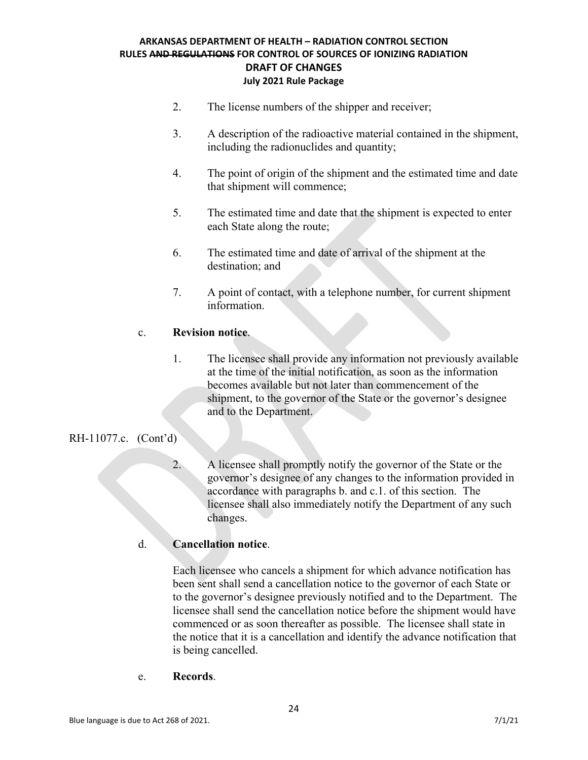2. The license numbers of the shipper and receiver;

3. A description of the radioactive material contained in the shipment, including the radionuclides and quantity;

4. The point of origin of the shipment and the estimated time and date that shipment will commence;

5. The estimated time and date that the shipment is expected to enter each State along the route;

6. The estimated time and date of arrival of the shipment at the destination; and

7. A point of contact, with a telephone number, for current shipment information.

c. **Revision notice**.

1. The licensee shall provide any information not previously available at the time of the initial notification, as soon as the information becomes available but not later than commencement of the shipment, to the governor of the State or the governor's designee and to the Department.

RH-11077.c. (Cont'd)

2. A licensee shall promptly notify the governor of the State or the governor's designee of any changes to the information provided in accordance with paragraphs b. and c.1. of this section. The licensee shall also immediately notify the Department of any such changes.

d. **Cancellation notice**.

Each licensee who cancels a shipment for which advance notification has been sent shall send a cancellation notice to the governor of each State or to the governor's designee previously notified and to the Department. The licensee shall send the cancellation notice before the shipment would have commenced or as soon thereafter as possible. The licensee shall state in the notice that it is a cancellation and identify the advance notification that is being cancelled.

e. **Records**.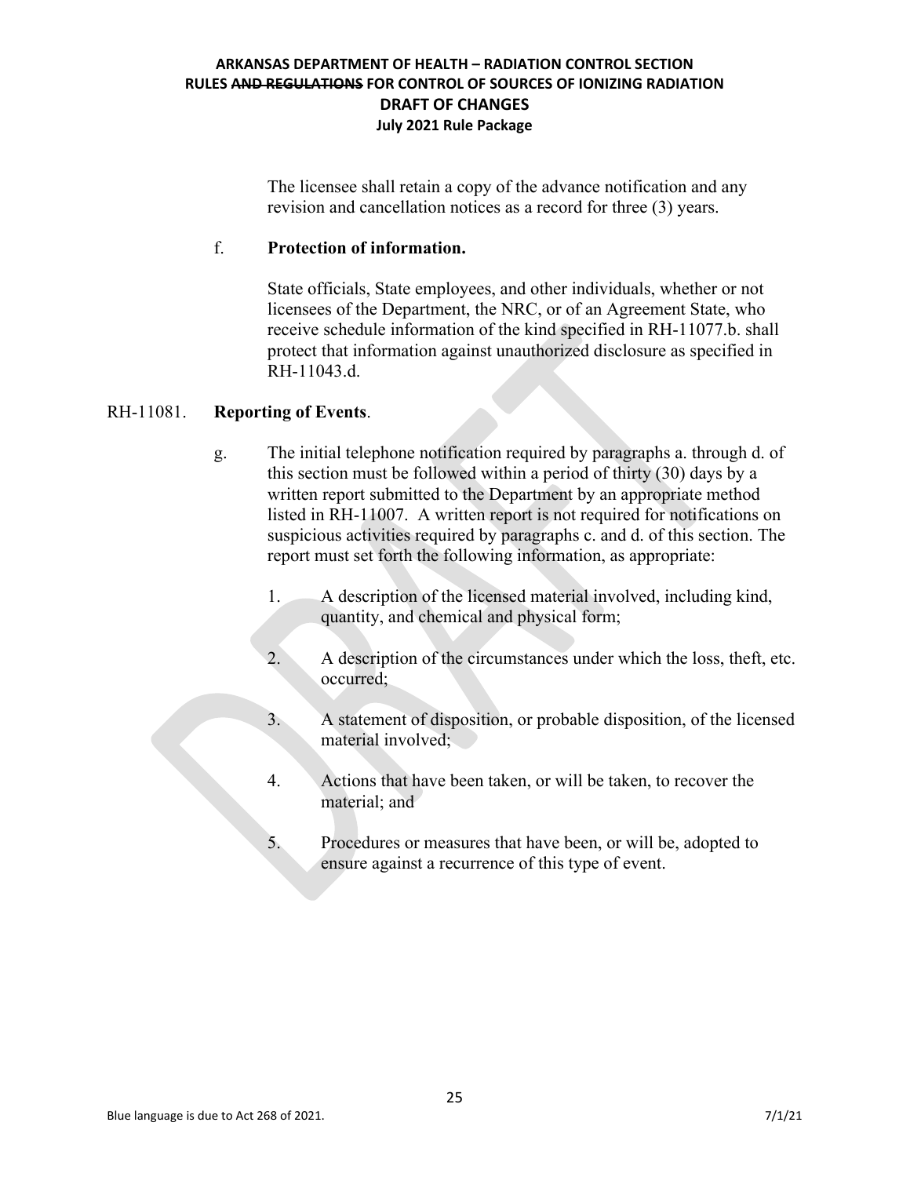The licensee shall retain a copy of the advance notification and any revision and cancellation notices as a record for three (3) years.

f. **Protection of information.**

State officials, State employees, and other individuals, whether or not licensees of the Department, the NRC, or of an Agreement State, who receive schedule information of the kind specified in RH-11077.b. shall protect that information against unauthorized disclosure as specified in RH-11043.d.

RH-11081. **Reporting of Events**.

g. The initial telephone notification required by paragraphs a. through d. of this section must be followed within a period of thirty (30) days by a written report submitted to the Department by an appropriate method listed in RH-11007. A written report is not required for notifications on suspicious activities required by paragraphs c. and d. of this section. The report must set forth the following information, as appropriate:

1. A description of the licensed material involved, including kind, quantity, and chemical and physical form;

2. A description of the circumstances under which the loss, theft, etc. occurred;

3. A statement of disposition, or probable disposition, of the licensed material involved;

4. Actions that have been taken, or will be taken, to recover the material; and

5. Procedures or measures that have been, or will be, adopted to ensure against a recurrence of this type of event.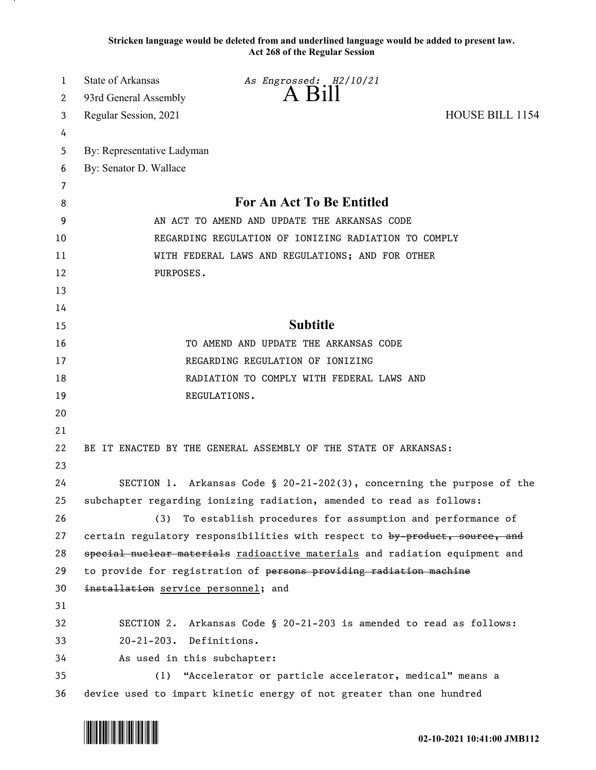**Stricken language would be deleted from and underlined language would be added to present law.**
**Act 268 of the Regular Session**

State of Arkansas *As Engrossed: H2/10/21*
93rd General Assembly **A Bill**
Regular Session, 2021 HOUSE BILL 1154

By: Representative Ladyman
By: Senator D. Wallace

## For An Act To Be Entitled

AN ACT TO AMEND AND UPDATE THE ARKANSAS CODE REGARDING REGULATION OF IONIZING RADIATION TO COMPLY WITH FEDERAL LAWS AND REGULATIONS; AND FOR OTHER PURPOSES.

## Subtitle

TO AMEND AND UPDATE THE ARKANSAS CODE REGARDING REGULATION OF IONIZING RADIATION TO COMPLY WITH FEDERAL LAWS AND REGULATIONS.

BE IT ENACTED BY THE GENERAL ASSEMBLY OF THE STATE OF ARKANSAS:

SECTION 1. Arkansas Code § 20-21-202(3), concerning the purpose of the subchapter regarding ionizing radiation, amended to read as follows:

(3) To establish procedures for assumption and performance of certain regulatory responsibilities with respect to ~~by-product, source, and special nuclear materials~~ <u>radioactive materials</u> and radiation equipment and to provide for registration of ~~persons providing radiation machine installation~~ <u>service personnel</u>; and

SECTION 2. Arkansas Code § 20-21-203 is amended to read as follows:

20-21-203. Definitions.

As used in this subchapter:

(1) "Accelerator or particle accelerator, medical" means a device used to impart kinetic energy of not greater than one hundred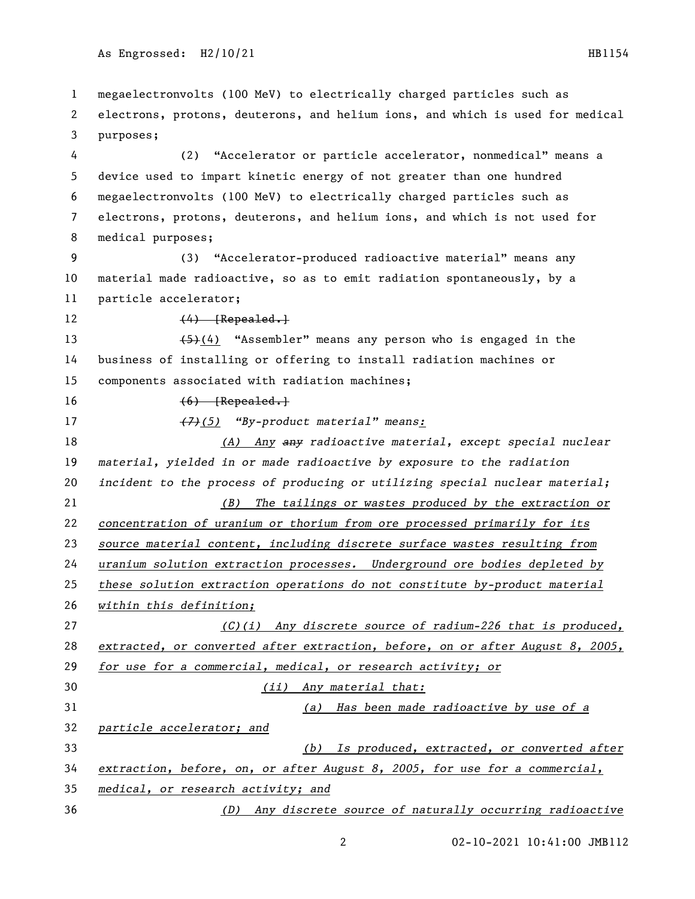megaelectronvolts (100 MeV) to electrically charged particles such as electrons, protons, deuterons, and helium ions, and which is used for medical purposes;

(2) "Accelerator or particle accelerator, nonmedical" means a device used to impart kinetic energy of not greater than one hundred megaelectronvolts (100 MeV) to electrically charged particles such as electrons, protons, deuterons, and helium ions, and which is not used for medical purposes;

(3) "Accelerator-produced radioactive material" means any material made radioactive, so as to emit radiation spontaneously, by a particle accelerator;

~~(4) [Repealed.]~~

~~(5)~~(4) "Assembler" means any person who is engaged in the business of installing or offering to install radiation machines or components associated with radiation machines;

~~(6) [Repealed.]~~

*~~(7)~~(5) "By-product material" means:*

*(A) Any ~~any~~ radioactive material, except special nuclear material, yielded in or made radioactive by exposure to the radiation incident to the process of producing or utilizing special nuclear material;*

*(B) The tailings or wastes produced by the extraction or concentration of uranium or thorium from ore processed primarily for its source material content, including discrete surface wastes resulting from uranium solution extraction processes. Underground ore bodies depleted by these solution extraction operations do not constitute by-product material within this definition;*

*(C)(i) Any discrete source of radium-226 that is produced, extracted, or converted after extraction, before, on or after August 8, 2005, for use for a commercial, medical, or research activity; or*

*(ii) Any material that:*

*(a) Has been made radioactive by use of a particle accelerator; and*

*(b) Is produced, extracted, or converted after extraction, before, on, or after August 8, 2005, for use for a commercial, medical, or research activity; and*

*(D) Any discrete source of naturally occurring radioactive*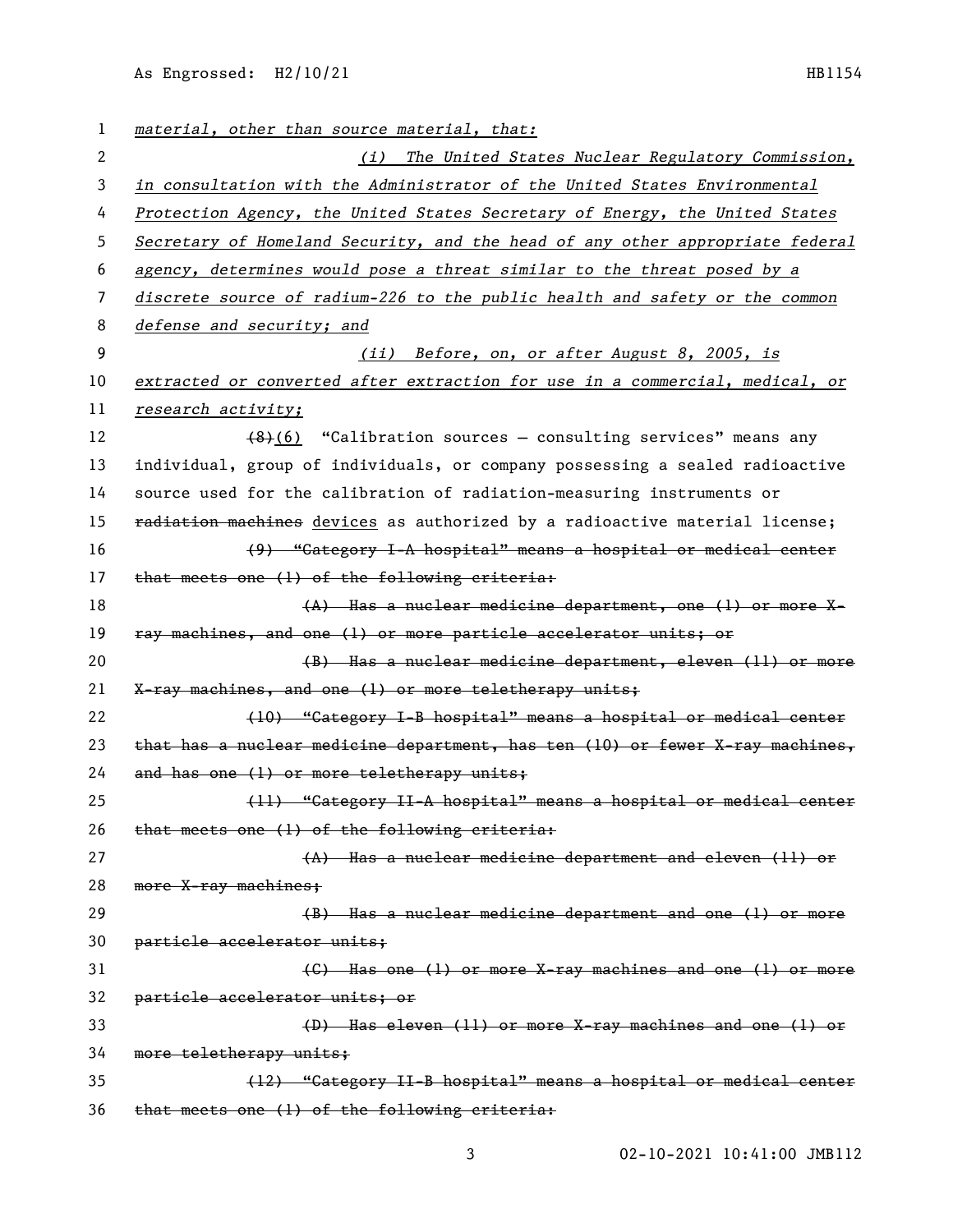*material, other than source material, that:*

*(i) The United States Nuclear Regulatory Commission, in consultation with the Administrator of the United States Environmental Protection Agency, the United States Secretary of Energy, the United States Secretary of Homeland Security, and the head of any other appropriate federal agency, determines would pose a threat similar to the threat posed by a discrete source of radium-226 to the public health and safety or the common defense and security; and*

*(ii) Before, on, or after August 8, 2005, is extracted or converted after extraction for use in a commercial, medical, or research activity;*

~~(8)~~(6) "Calibration sources — consulting services" means any individual, group of individuals, or company possessing a sealed radioactive source used for the calibration of radiation-measuring instruments or ~~radiation machines~~ devices as authorized by a radioactive material license;

~~(9) "Category I-A hospital" means a hospital or medical center that meets one (1) of the following criteria:~~

~~(A) Has a nuclear medicine department, one (1) or more X-ray machines, and one (1) or more particle accelerator units; or~~

~~(B) Has a nuclear medicine department, eleven (11) or more X-ray machines, and one (1) or more teletherapy units;~~

~~(10) "Category I-B hospital" means a hospital or medical center that has a nuclear medicine department, has ten (10) or fewer X-ray machines, and has one (1) or more teletherapy units;~~

~~(11) "Category II-A hospital" means a hospital or medical center that meets one (1) of the following criteria:~~

~~(A) Has a nuclear medicine department and eleven (11) or more X-ray machines;~~

~~(B) Has a nuclear medicine department and one (1) or more particle accelerator units;~~

~~(C) Has one (1) or more X-ray machines and one (1) or more particle accelerator units; or~~

~~(D) Has eleven (11) or more X-ray machines and one (1) or more teletherapy units;~~

~~(12) "Category II-B hospital" means a hospital or medical center that meets one (1) of the following criteria:~~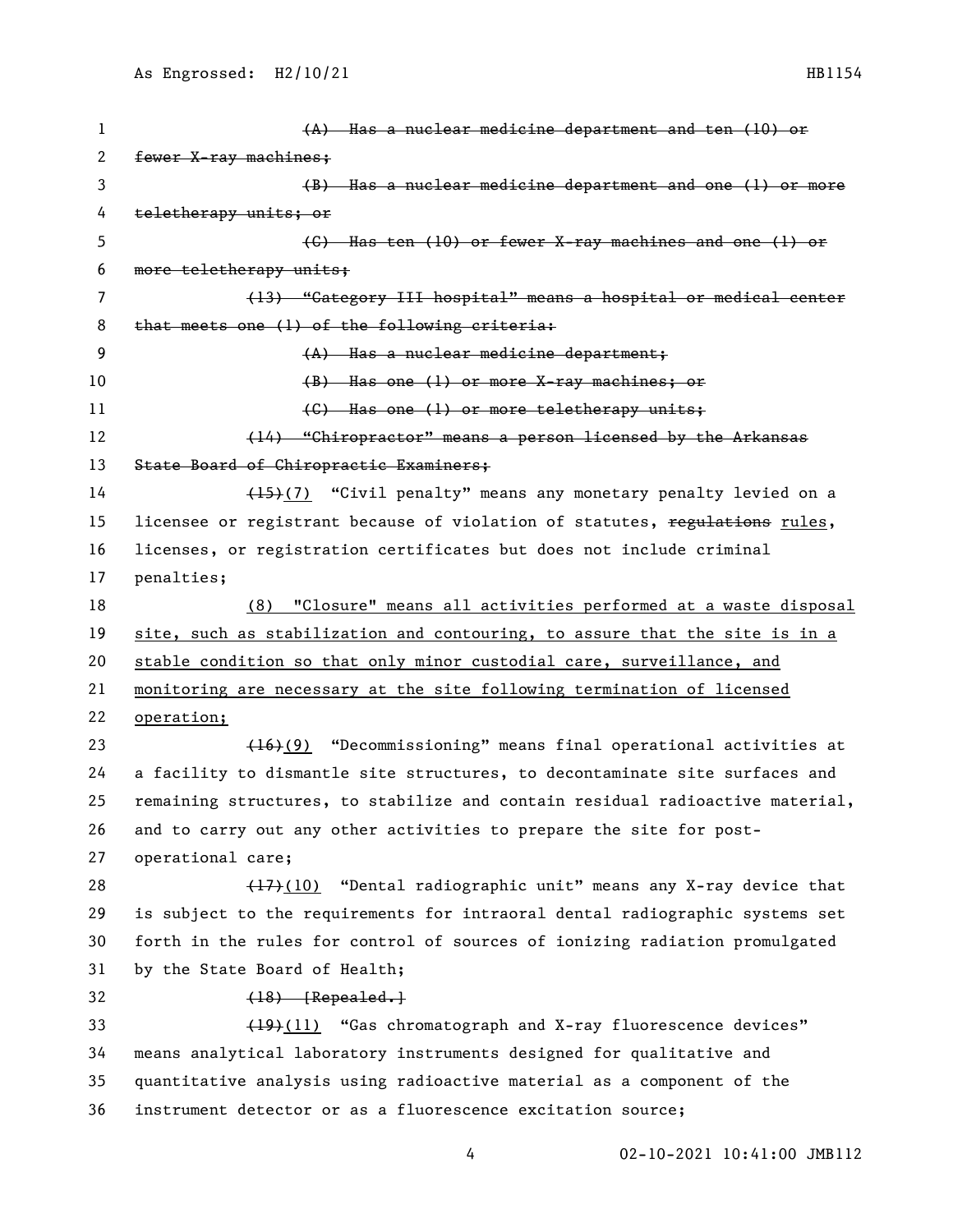~~(A) Has a nuclear medicine department and ten (10) or fewer X-ray machines;~~

~~(B) Has a nuclear medicine department and one (1) or more teletherapy units; or~~

~~(C) Has ten (10) or fewer X-ray machines and one (1) or more teletherapy units;~~

~~(13) "Category III hospital" means a hospital or medical center that meets one (1) of the following criteria:~~

~~(A) Has a nuclear medicine department;~~

~~(B) Has one (1) or more X-ray machines; or~~

~~(C) Has one (1) or more teletherapy units;~~

~~(14) "Chiropractor" means a person licensed by the Arkansas State Board of Chiropractic Examiners;~~

~~(15)~~(7) "Civil penalty" means any monetary penalty levied on a licensee or registrant because of violation of statutes, ~~regulations~~ rules, licenses, or registration certificates but does not include criminal penalties;

(8) "Closure" means all activities performed at a waste disposal site, such as stabilization and contouring, to assure that the site is in a stable condition so that only minor custodial care, surveillance, and monitoring are necessary at the site following termination of licensed operation;

~~(16)~~(9) "Decommissioning" means final operational activities at a facility to dismantle site structures, to decontaminate site surfaces and remaining structures, to stabilize and contain residual radioactive material, and to carry out any other activities to prepare the site for post-operational care;

~~(17)~~(10) "Dental radiographic unit" means any X-ray device that is subject to the requirements for intraoral dental radiographic systems set forth in the rules for control of sources of ionizing radiation promulgated by the State Board of Health;

~~(18) [Repealed.]~~

~~(19)~~(11) "Gas chromatograph and X-ray fluorescence devices" means analytical laboratory instruments designed for qualitative and quantitative analysis using radioactive material as a component of the instrument detector or as a fluorescence excitation source;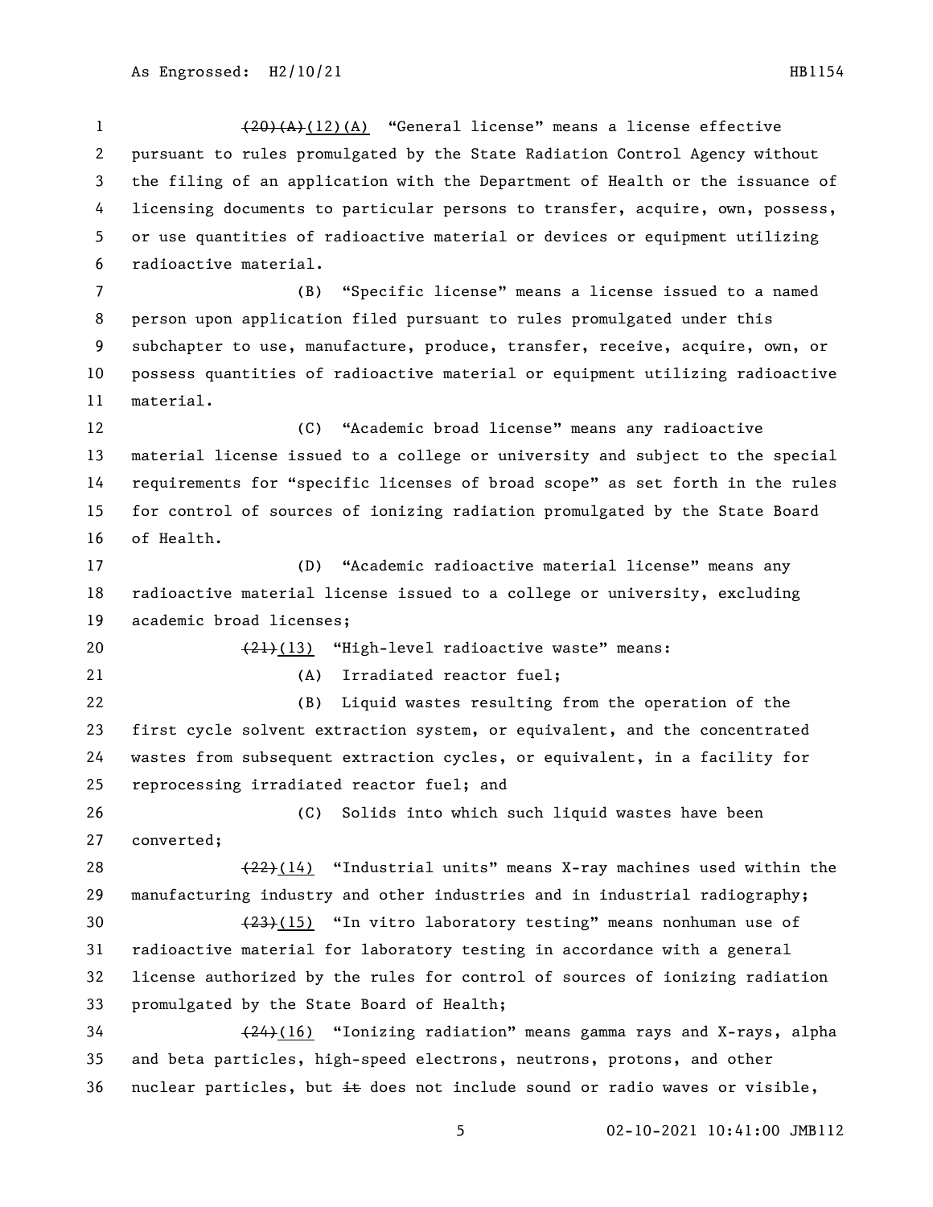~~(20)(A)~~(12)(A) "General license" means a license effective pursuant to rules promulgated by the State Radiation Control Agency without the filing of an application with the Department of Health or the issuance of licensing documents to particular persons to transfer, acquire, own, possess, or use quantities of radioactive material or devices or equipment utilizing radioactive material.

(B) "Specific license" means a license issued to a named person upon application filed pursuant to rules promulgated under this subchapter to use, manufacture, produce, transfer, receive, acquire, own, or possess quantities of radioactive material or equipment utilizing radioactive material.

(C) "Academic broad license" means any radioactive material license issued to a college or university and subject to the special requirements for "specific licenses of broad scope" as set forth in the rules for control of sources of ionizing radiation promulgated by the State Board of Health.

(D) "Academic radioactive material license" means any radioactive material license issued to a college or university, excluding academic broad licenses;

~~(21)~~(13) "High-level radioactive waste" means:

(A) Irradiated reactor fuel;

(B) Liquid wastes resulting from the operation of the first cycle solvent extraction system, or equivalent, and the concentrated wastes from subsequent extraction cycles, or equivalent, in a facility for reprocessing irradiated reactor fuel; and

(C) Solids into which such liquid wastes have been converted;

~~(22)~~(14) "Industrial units" means X-ray machines used within the manufacturing industry and other industries and in industrial radiography;

~~(23)~~(15) "In vitro laboratory testing" means nonhuman use of radioactive material for laboratory testing in accordance with a general license authorized by the rules for control of sources of ionizing radiation promulgated by the State Board of Health;

~~(24)~~(16) "Ionizing radiation" means gamma rays and X-rays, alpha and beta particles, high-speed electrons, neutrons, protons, and other nuclear particles, but ~~it~~ does not include sound or radio waves or visible,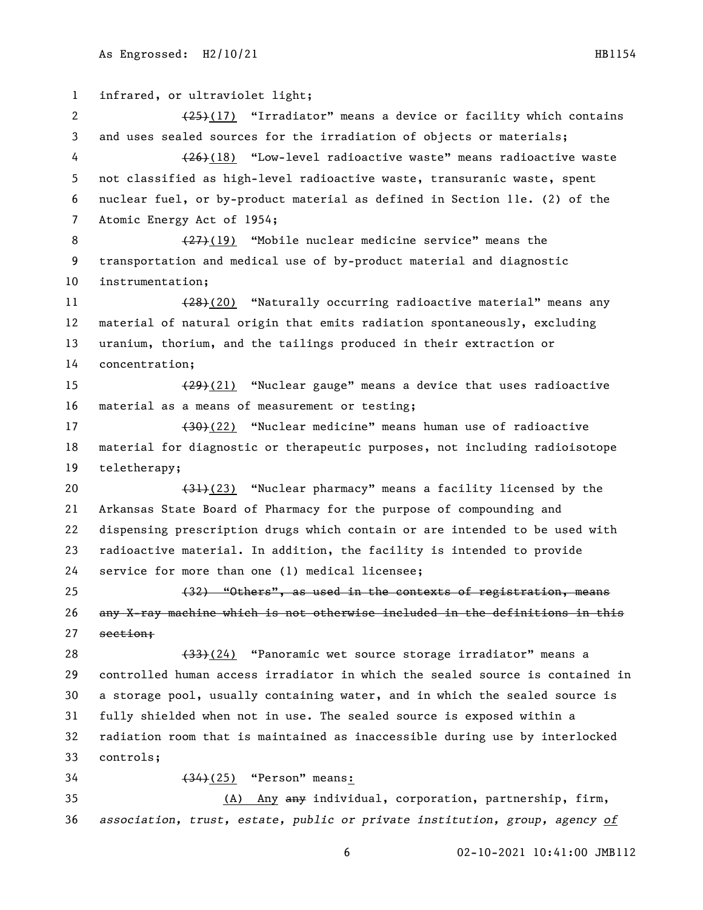infrared, or ultraviolet light;

~~(25)~~(17) "Irradiator" means a device or facility which contains and uses sealed sources for the irradiation of objects or materials;

~~(26)~~(18) "Low-level radioactive waste" means radioactive waste not classified as high-level radioactive waste, transuranic waste, spent nuclear fuel, or by-product material as defined in Section 11e. (2) of the Atomic Energy Act of 1954;

~~(27)~~(19) "Mobile nuclear medicine service" means the transportation and medical use of by-product material and diagnostic instrumentation;

~~(28)~~(20) "Naturally occurring radioactive material" means any material of natural origin that emits radiation spontaneously, excluding uranium, thorium, and the tailings produced in their extraction or concentration;

~~(29)~~(21) "Nuclear gauge" means a device that uses radioactive material as a means of measurement or testing;

~~(30)~~(22) "Nuclear medicine" means human use of radioactive material for diagnostic or therapeutic purposes, not including radioisotope teletherapy;

~~(31)~~(23) "Nuclear pharmacy" means a facility licensed by the Arkansas State Board of Pharmacy for the purpose of compounding and dispensing prescription drugs which contain or are intended to be used with radioactive material. In addition, the facility is intended to provide service for more than one (1) medical licensee;

~~(32) "Others", as used in the contexts of registration, means any X-ray machine which is not otherwise included in the definitions in this section;~~

~~(33)~~(24) "Panoramic wet source storage irradiator" means a controlled human access irradiator in which the sealed source is contained in a storage pool, usually containing water, and in which the sealed source is fully shielded when not in use. The sealed source is exposed within a radiation room that is maintained as inaccessible during use by interlocked controls;

~~(34)~~(25) "Person" means:

(A) Any ~~any~~ individual, corporation, partnership, firm, *association, trust, estate, public or private institution, group, agency of*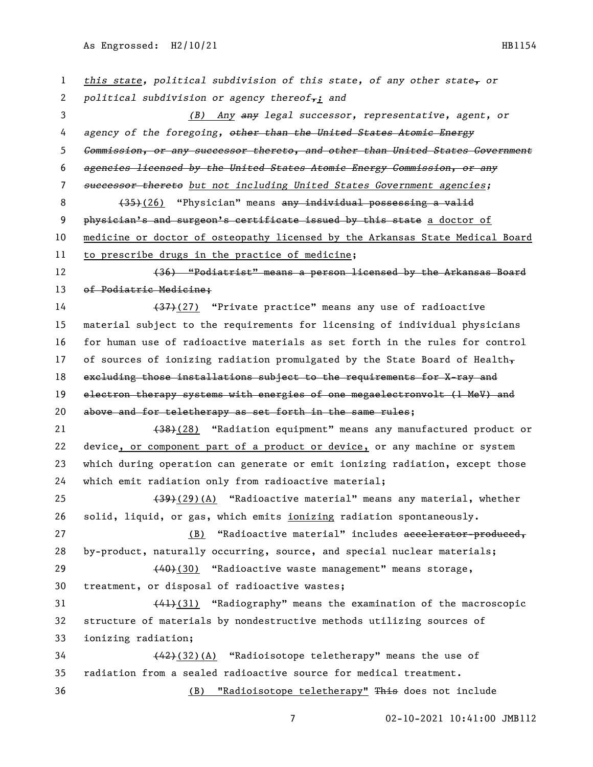*this state*, *political subdivision of this state*, *of any other state*~~,~~ *or political subdivision or agency thereof*~~,~~*;* *and*

*(B) Any* ~~*any*~~ *legal successor*, *representative*, *agent*, *or agency of the foregoing*, ~~*other than the United States Atomic Energy Commission*, *or any successor thereto*, *and other than United States Government agencies licensed by the United States Atomic Energy Commission*, *or any successor thereto*~~ *but not including United States Government agencies*;

~~(35)~~(26) "Physician" means ~~any individual possessing a valid physician's and surgeon's certificate issued by this state~~ a doctor of medicine or doctor of osteopathy licensed by the Arkansas State Medical Board to prescribe drugs in the practice of medicine;

~~(36) "Podiatrist" means a person licensed by the Arkansas Board of Podiatric Medicine;~~

~~(37)~~(27) "Private practice" means any use of radioactive material subject to the requirements for licensing of individual physicians for human use of radioactive materials as set forth in the rules for control of sources of ionizing radiation promulgated by the State Board of Health~~, excluding those installations subject to the requirements for X-ray and electron therapy systems with energies of one megaelectronvolt (1 MeV) and above and for teletherapy as set forth in the same rules~~;

~~(38)~~(28) "Radiation equipment" means any manufactured product or device, or component part of a product or device, or any machine or system which during operation can generate or emit ionizing radiation, except those which emit radiation only from radioactive material;

~~(39)~~(29)(A) "Radioactive material" means any material, whether solid, liquid, or gas, which emits ionizing radiation spontaneously.

(B) "Radioactive material" includes ~~accelerator-produced,~~ by-product, naturally occurring, source, and special nuclear materials;

~~(40)~~(30) "Radioactive waste management" means storage, treatment, or disposal of radioactive wastes;

~~(41)~~(31) "Radiography" means the examination of the macroscopic structure of materials by nondestructive methods utilizing sources of ionizing radiation;

~~(42)~~(32)(A) "Radioisotope teletherapy" means the use of radiation from a sealed radioactive source for medical treatment.

(B) "Radioisotope teletherapy" ~~This~~ does not include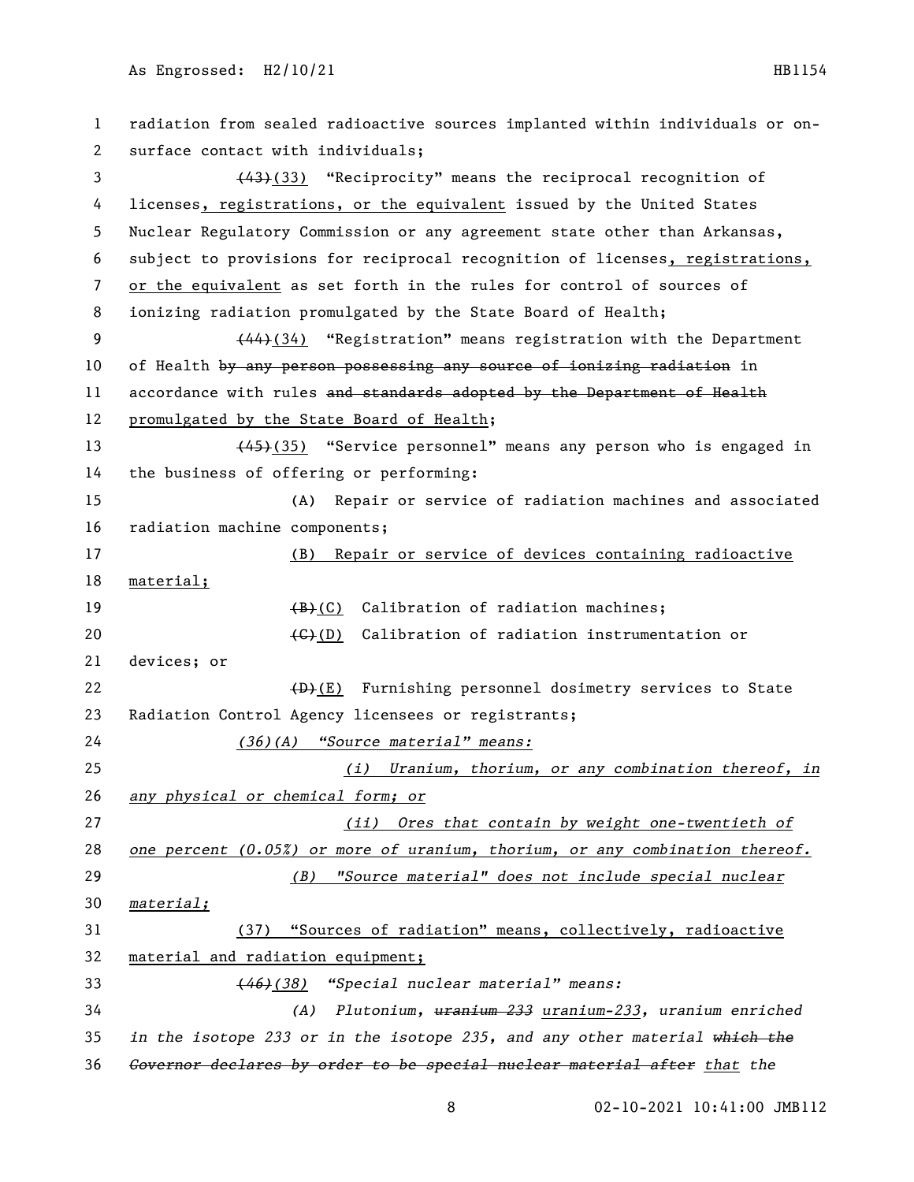radiation from sealed radioactive sources implanted within individuals or on-surface contact with individuals;

~~(43)~~(33) "Reciprocity" means the reciprocal recognition of licenses, registrations, or the equivalent issued by the United States Nuclear Regulatory Commission or any agreement state other than Arkansas, subject to provisions for reciprocal recognition of licenses, registrations, or the equivalent as set forth in the rules for control of sources of ionizing radiation promulgated by the State Board of Health;

~~(44)~~(34) "Registration" means registration with the Department of Health ~~by any person possessing any source of ionizing radiation~~ in accordance with rules ~~and standards adopted by the Department of Health~~ promulgated by the State Board of Health;

~~(45)~~(35) "Service personnel" means any person who is engaged in the business of offering or performing:

(A) Repair or service of radiation machines and associated radiation machine components;

(B) Repair or service of devices containing radioactive material;

~~(B)~~(C) Calibration of radiation machines;

~~(C)~~(D) Calibration of radiation instrumentation or devices; or

~~(D)~~(E) Furnishing personnel dosimetry services to State Radiation Control Agency licensees or registrants;

*(36)(A) "Source material" means:*

*(i) Uranium, thorium, or any combination thereof, in any physical or chemical form; or*

*(ii) Ores that contain by weight one-twentieth of one percent (0.05%) or more of uranium, thorium, or any combination thereof.*

*(B) "Source material" does not include special nuclear material;*

(37) "Sources of radiation" means, collectively, radioactive material and radiation equipment;

*~~(46)~~(38) "Special nuclear material" means:*

*(A) Plutonium, ~~uranium 233~~ uranium-233, uranium enriched in the isotope 233 or in the isotope 235, and any other material ~~which the Governor declares by order to be special nuclear material after~~ that the*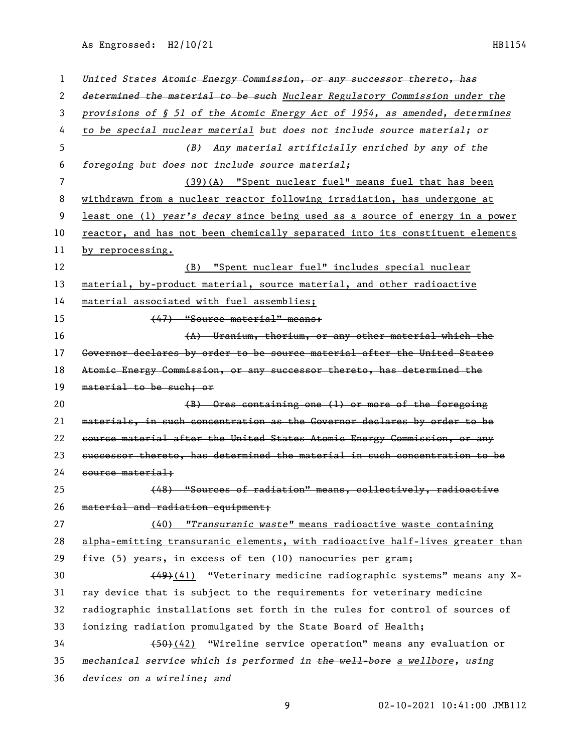*United States ~~Atomic Energy Commission, or any successor thereto, has determined the material to be such~~ Nuclear Regulatory Commission under the provisions of § 51 of the Atomic Energy Act of 1954, as amended, determines to be special nuclear material but does not include source material; or*

*(B) Any material artificially enriched by any of the foregoing but does not include source material;*

(39)(A) "Spent nuclear fuel" means fuel that has been withdrawn from a nuclear reactor following irradiation, has undergone at least one (1) *year's decay* since being used as a source of energy in a power reactor, and has not been chemically separated into its constituent elements by reprocessing.

(B) "Spent nuclear fuel" includes special nuclear material, by-product material, source material, and other radioactive material associated with fuel assemblies;

~~(47) "Source material" means:~~

~~(A) Uranium, thorium, or any other material which the Governor declares by order to be source material after the United States Atomic Energy Commission, or any successor thereto, has determined the material to be such; or~~

~~(B) Ores containing one (1) or more of the foregoing materials, in such concentration as the Governor declares by order to be source material after the United States Atomic Energy Commission, or any successor thereto, has determined the material in such concentration to be source material;~~

~~(48) "Sources of radiation" means, collectively, radioactive material and radiation equipment;~~

(40) *"Transuranic waste"* means radioactive waste containing alpha-emitting transuranic elements, with radioactive half-lives greater than five (5) years, in excess of ten (10) nanocuries per gram;

~~(49)~~(41) "Veterinary medicine radiographic systems" means any X-ray device that is subject to the requirements for veterinary medicine radiographic installations set forth in the rules for control of sources of ionizing radiation promulgated by the State Board of Health;

~~(50)~~(42) "Wireline service operation" means any evaluation or *mechanical service which is performed in ~~the well-bore~~ a wellbore, using devices on a wireline; and*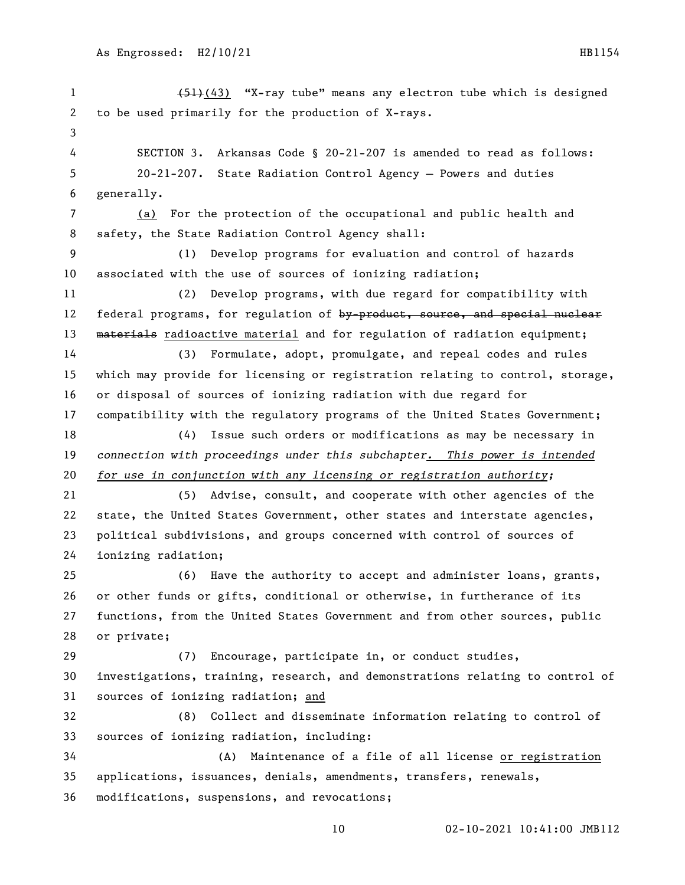~~(51)~~(43) "X-ray tube" means any electron tube which is designed to be used primarily for the production of X-rays.

SECTION 3. Arkansas Code § 20-21-207 is amended to read as follows:

20-21-207. State Radiation Control Agency — Powers and duties generally.

(a) For the protection of the occupational and public health and safety, the State Radiation Control Agency shall:

(1) Develop programs for evaluation and control of hazards associated with the use of sources of ionizing radiation;

(2) Develop programs, with due regard for compatibility with federal programs, for regulation of ~~by-product, source, and special nuclear materials~~ radioactive material and for regulation of radiation equipment;

(3) Formulate, adopt, promulgate, and repeal codes and rules which may provide for licensing or registration relating to control, storage, or disposal of sources of ionizing radiation with due regard for compatibility with the regulatory programs of the United States Government;

(4) Issue such orders or modifications as may be necessary in *connection with proceedings under this subchapter. This power is intended for use in conjunction with any licensing or registration authority;*

(5) Advise, consult, and cooperate with other agencies of the state, the United States Government, other states and interstate agencies, political subdivisions, and groups concerned with control of sources of ionizing radiation;

(6) Have the authority to accept and administer loans, grants, or other funds or gifts, conditional or otherwise, in furtherance of its functions, from the United States Government and from other sources, public or private;

(7) Encourage, participate in, or conduct studies, investigations, training, research, and demonstrations relating to control of sources of ionizing radiation; and

(8) Collect and disseminate information relating to control of sources of ionizing radiation, including:

(A) Maintenance of a file of all license or registration applications, issuances, denials, amendments, transfers, renewals, modifications, suspensions, and revocations;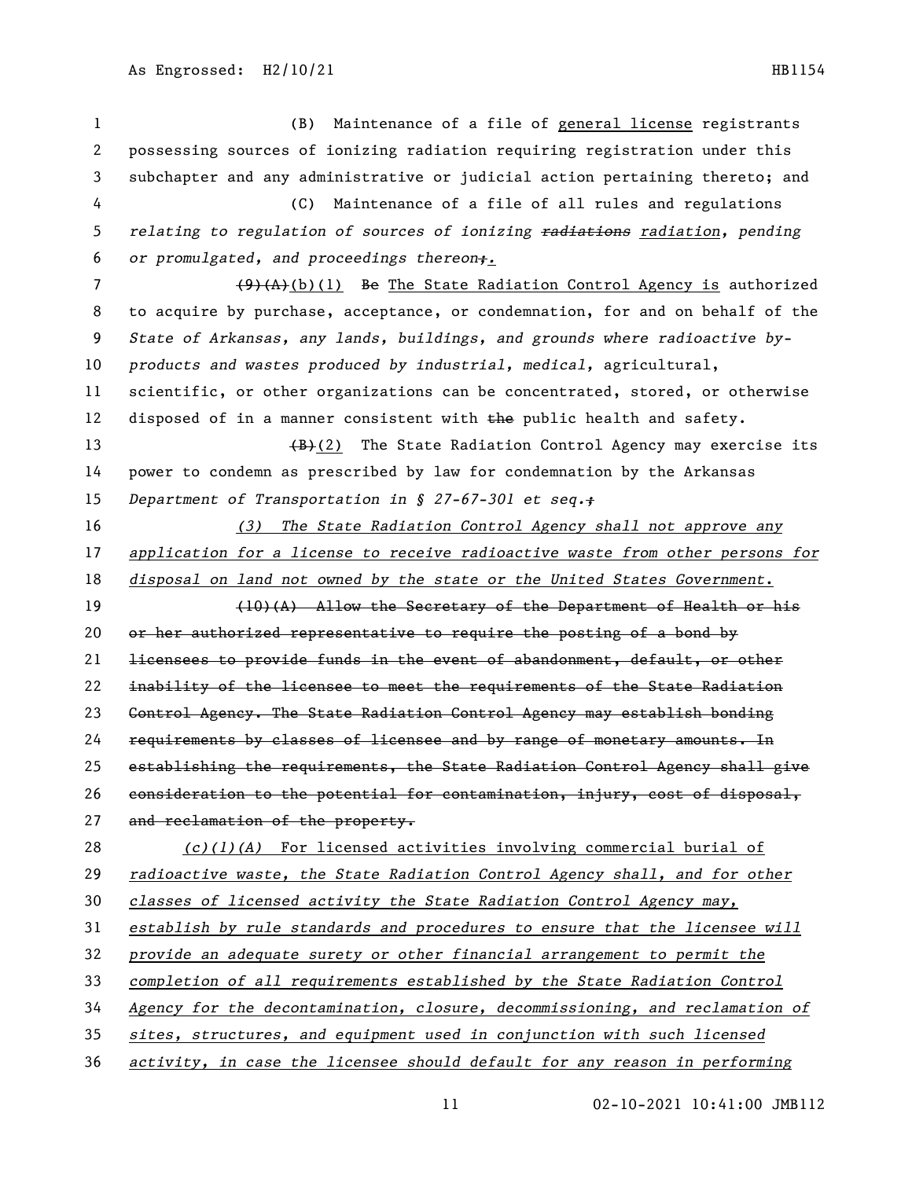(B) Maintenance of a file of general license registrants possessing sources of ionizing radiation requiring registration under this subchapter and any administrative or judicial action pertaining thereto; and

(C) Maintenance of a file of all rules and regulations relating to regulation of sources of ionizing ~~radiations~~ radiation, pending or promulgated, and proceedings thereon~~;~~.

~~(9)(A)~~(b)(1) ~~Be~~ The State Radiation Control Agency is authorized to acquire by purchase, acceptance, or condemnation, for and on behalf of the State of Arkansas, any lands, buildings, and grounds where radioactive by-products and wastes produced by industrial, medical, agricultural, scientific, or other organizations can be concentrated, stored, or otherwise disposed of in a manner consistent with ~~the~~ public health and safety.

~~(B)~~(2) The State Radiation Control Agency may exercise its power to condemn as prescribed by law for condemnation by the Arkansas Department of Transportation in § 27-67-301 et seq.~~;~~

(3) The State Radiation Control Agency shall not approve any application for a license to receive radioactive waste from other persons for disposal on land not owned by the state or the United States Government.

~~(10)(A) Allow the Secretary of the Department of Health or his or her authorized representative to require the posting of a bond by licensees to provide funds in the event of abandonment, default, or other inability of the licensee to meet the requirements of the State Radiation Control Agency. The State Radiation Control Agency may establish bonding requirements by classes of licensee and by range of monetary amounts. In establishing the requirements, the State Radiation Control Agency shall give consideration to the potential for contamination, injury, cost of disposal, and reclamation of the property.~~

(c)(1)(A) For licensed activities involving commercial burial of radioactive waste, the State Radiation Control Agency shall, and for other classes of licensed activity the State Radiation Control Agency may, establish by rule standards and procedures to ensure that the licensee will provide an adequate surety or other financial arrangement to permit the completion of all requirements established by the State Radiation Control Agency for the decontamination, closure, decommissioning, and reclamation of sites, structures, and equipment used in conjunction with such licensed activity, in case the licensee should default for any reason in performing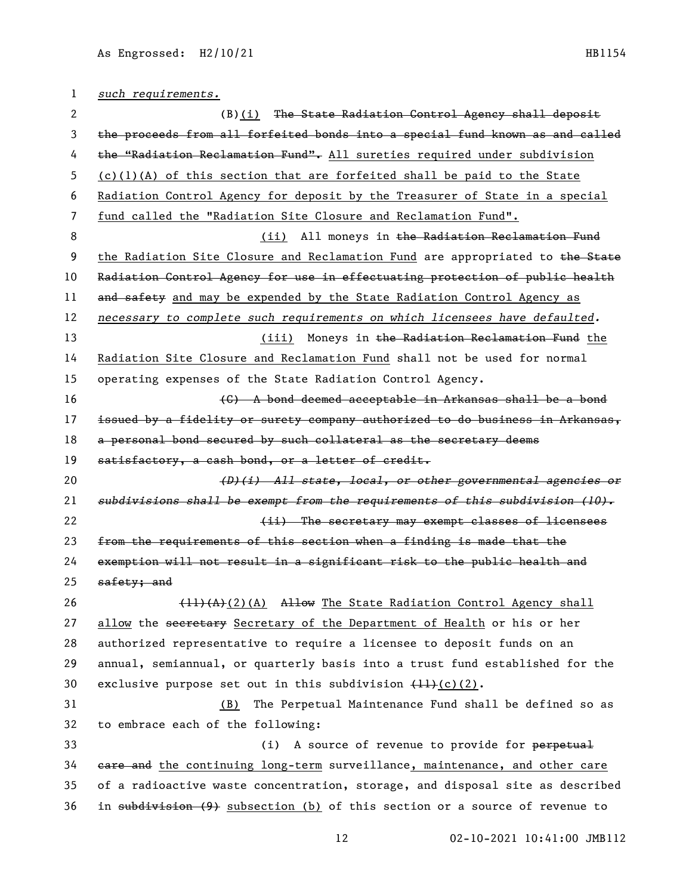*such requirements.*

(B)(i) ~~The State Radiation Control Agency shall deposit the proceeds from all forfeited bonds into a special fund known as and called the "Radiation Reclamation Fund".~~ All sureties required under subdivision (c)(1)(A) of this section that are forfeited shall be paid to the State Radiation Control Agency for deposit by the Treasurer of State in a special fund called the "Radiation Site Closure and Reclamation Fund".

(ii) All moneys in ~~the Radiation Reclamation Fund~~ the Radiation Site Closure and Reclamation Fund are appropriated to ~~the State Radiation Control Agency for use in effectuating protection of public health and safety~~ and may be expended by the State Radiation Control Agency as *necessary to complete such requirements on which licensees have defaulted.*

(iii) Moneys in ~~the Radiation Reclamation Fund~~ the Radiation Site Closure and Reclamation Fund shall not be used for normal operating expenses of the State Radiation Control Agency.

~~(C) A bond deemed acceptable in Arkansas shall be a bond issued by a fidelity or surety company authorized to do business in Arkansas, a personal bond secured by such collateral as the secretary deems satisfactory, a cash bond, or a letter of credit.~~

~~*(D)(i) All state, local, or other governmental agencies or subdivisions shall be exempt from the requirements of this subdivision (10).*~~

~~(ii) The secretary may exempt classes of licensees from the requirements of this section when a finding is made that the exemption will not result in a significant risk to the public health and safety; and~~

~~(11)(A)~~(2)(A) ~~Allow~~ The State Radiation Control Agency shall allow the ~~secretary~~ Secretary of the Department of Health or his or her authorized representative to require a licensee to deposit funds on an annual, semiannual, or quarterly basis into a trust fund established for the exclusive purpose set out in this subdivision ~~(11)~~(c)(2).

(B) The Perpetual Maintenance Fund shall be defined so as to embrace each of the following:

(i) A source of revenue to provide for ~~perpetual care and~~ the continuing long-term surveillance, maintenance, and other care of a radioactive waste concentration, storage, and disposal site as described in ~~subdivision (9)~~ subsection (b) of this section or a source of revenue to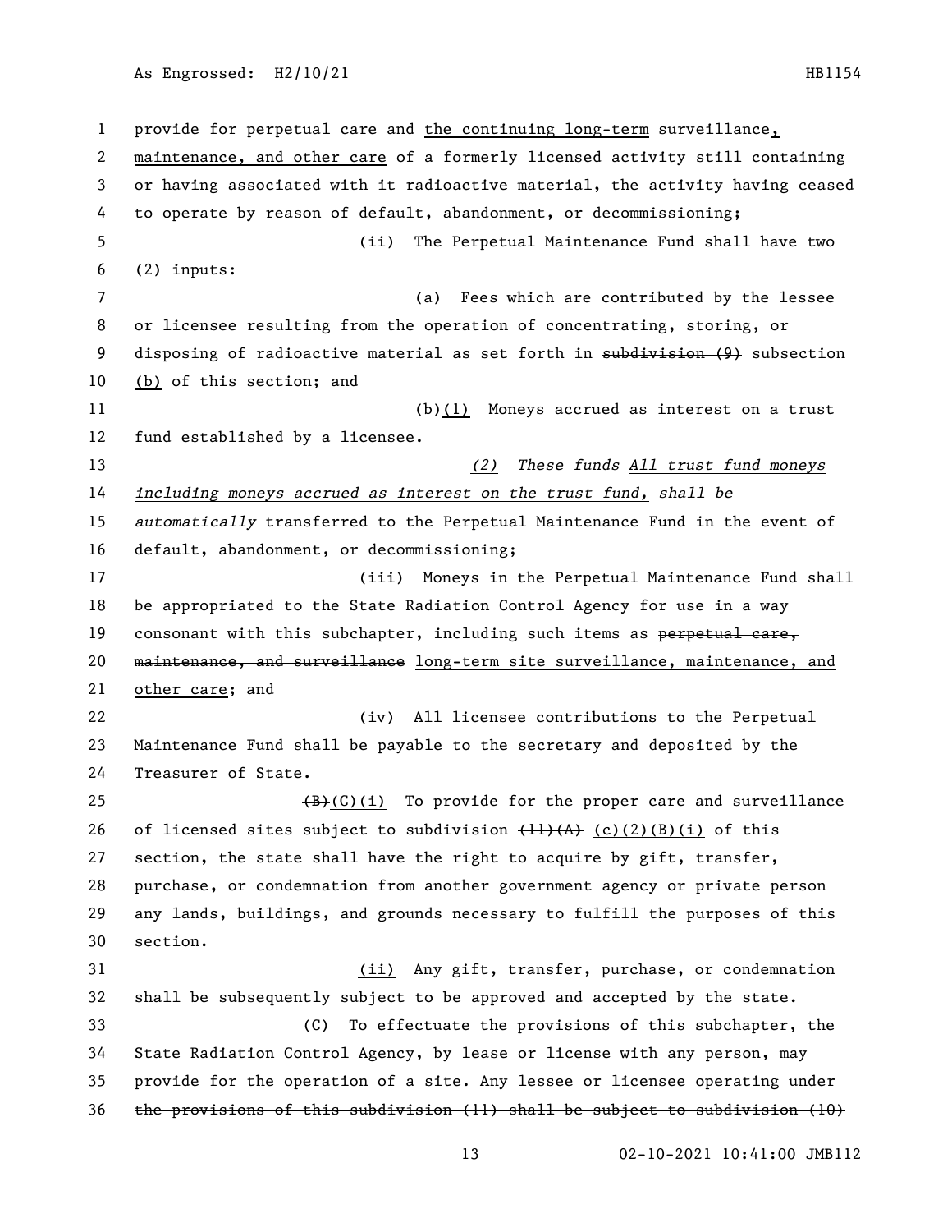provide for ~~perpetual care and~~ the continuing long-term surveillance, maintenance, and other care of a formerly licensed activity still containing or having associated with it radioactive material, the activity having ceased to operate by reason of default, abandonment, or decommissioning;

(ii) The Perpetual Maintenance Fund shall have two (2) inputs:

(a) Fees which are contributed by the lessee or licensee resulting from the operation of concentrating, storing, or disposing of radioactive material as set forth in ~~subdivision (9)~~ subsection (b) of this section; and

(b)(1) Moneys accrued as interest on a trust fund established by a licensee.

*(2) ~~These funds~~ All trust fund moneys including moneys accrued as interest on the trust fund, shall be automatically* transferred to the Perpetual Maintenance Fund in the event of default, abandonment, or decommissioning;

(iii) Moneys in the Perpetual Maintenance Fund shall be appropriated to the State Radiation Control Agency for use in a way consonant with this subchapter, including such items as ~~perpetual care, maintenance, and surveillance~~ long-term site surveillance, maintenance, and other care; and

(iv) All licensee contributions to the Perpetual Maintenance Fund shall be payable to the secretary and deposited by the Treasurer of State.

~~(B)~~(C)(i) To provide for the proper care and surveillance of licensed sites subject to subdivision ~~(11)(A)~~ (c)(2)(B)(i) of this section, the state shall have the right to acquire by gift, transfer, purchase, or condemnation from another government agency or private person any lands, buildings, and grounds necessary to fulfill the purposes of this section.

(ii) Any gift, transfer, purchase, or condemnation shall be subsequently subject to be approved and accepted by the state.

~~(C) To effectuate the provisions of this subchapter, the State Radiation Control Agency, by lease or license with any person, may provide for the operation of a site. Any lessee or licensee operating under the provisions of this subdivision (11) shall be subject to subdivision (10)~~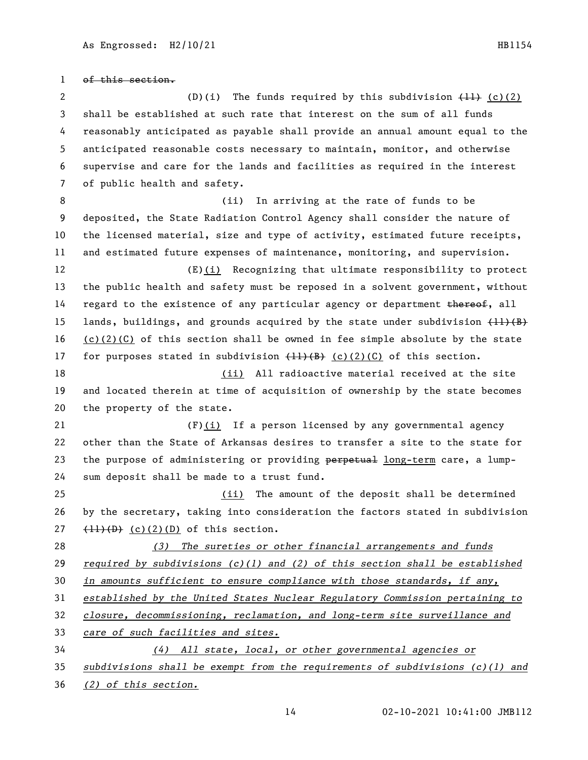~~of this section.~~

(D)(i) The funds required by this subdivision ~~(11)~~ (c)(2) shall be established at such rate that interest on the sum of all funds reasonably anticipated as payable shall provide an annual amount equal to the anticipated reasonable costs necessary to maintain, monitor, and otherwise supervise and care for the lands and facilities as required in the interest of public health and safety.

(ii) In arriving at the rate of funds to be deposited, the State Radiation Control Agency shall consider the nature of the licensed material, size and type of activity, estimated future receipts, and estimated future expenses of maintenance, monitoring, and supervision.

(E)(i) Recognizing that ultimate responsibility to protect the public health and safety must be reposed in a solvent government, without regard to the existence of any particular agency or department ~~thereof~~, all lands, buildings, and grounds acquired by the state under subdivision ~~(11)(B)~~ (c)(2)(C) of this section shall be owned in fee simple absolute by the state for purposes stated in subdivision ~~(11)(B)~~ (c)(2)(C) of this section.

(ii) All radioactive material received at the site and located therein at time of acquisition of ownership by the state becomes the property of the state.

(F)(i) If a person licensed by any governmental agency other than the State of Arkansas desires to transfer a site to the state for the purpose of administering or providing ~~perpetual~~ long-term care, a lump-sum deposit shall be made to a trust fund.

(ii) The amount of the deposit shall be determined by the secretary, taking into consideration the factors stated in subdivision ~~(11)(D)~~ (c)(2)(D) of this section.

*(3) The sureties or other financial arrangements and funds required by subdivisions (c)(1) and (2) of this section shall be established in amounts sufficient to ensure compliance with those standards, if any, established by the United States Nuclear Regulatory Commission pertaining to closure, decommissioning, reclamation, and long-term site surveillance and care of such facilities and sites.*

*(4) All state, local, or other governmental agencies or subdivisions shall be exempt from the requirements of subdivisions (c)(1) and (2) of this section.*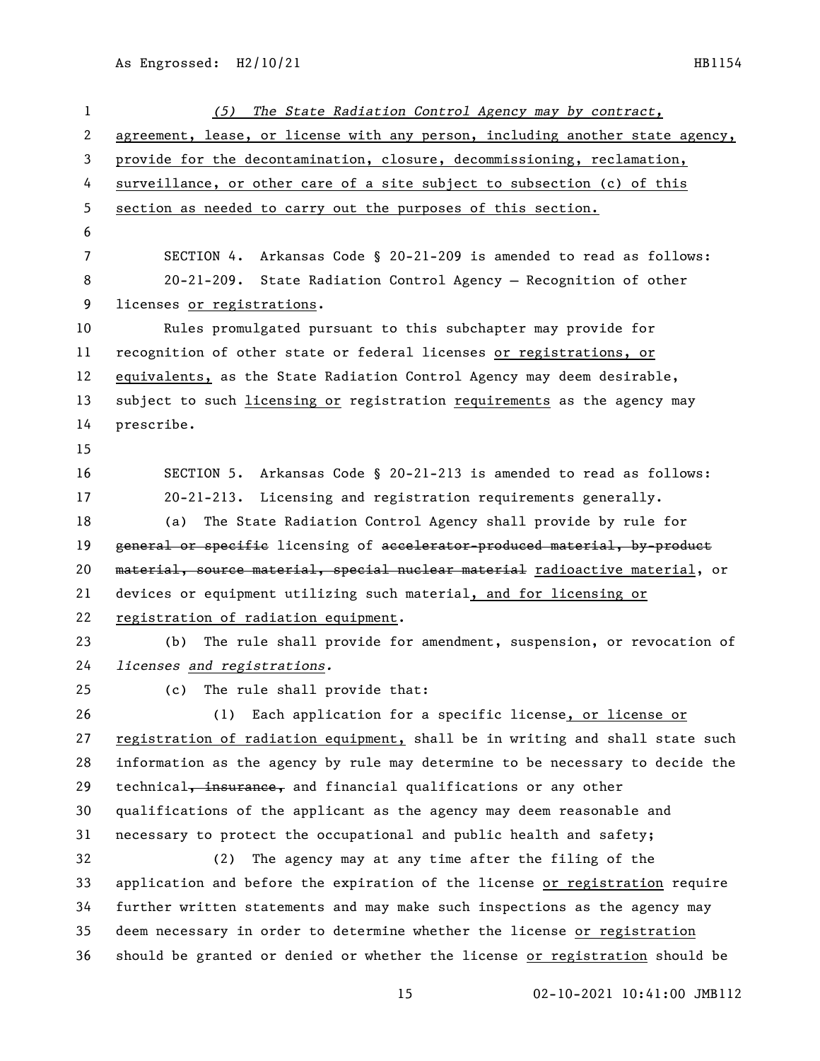*(5) The State Radiation Control Agency may by contract, agreement, lease, or license with any person, including another state agency, provide for the decontamination, closure, decommissioning, reclamation, surveillance, or other care of a site subject to subsection (c) of this section as needed to carry out the purposes of this section.*

SECTION 4. Arkansas Code § 20-21-209 is amended to read as follows:

20-21-209. State Radiation Control Agency — Recognition of other licenses or registrations.

Rules promulgated pursuant to this subchapter may provide for recognition of other state or federal licenses or registrations, or equivalents, as the State Radiation Control Agency may deem desirable, subject to such licensing or registration requirements as the agency may prescribe.

SECTION 5. Arkansas Code § 20-21-213 is amended to read as follows:

20-21-213. Licensing and registration requirements generally.

(a) The State Radiation Control Agency shall provide by rule for ~~general or specific~~ licensing of ~~accelerator-produced material, by-product material, source material, special nuclear material~~ radioactive material, or devices or equipment utilizing such material, and for licensing or registration of radiation equipment.

(b) The rule shall provide for amendment, suspension, or revocation of *licenses and registrations.*

(c) The rule shall provide that:

(1) Each application for a specific license, or license or registration of radiation equipment, shall be in writing and shall state such information as the agency by rule may determine to be necessary to decide the technical~~, insurance,~~ and financial qualifications or any other qualifications of the applicant as the agency may deem reasonable and necessary to protect the occupational and public health and safety;

(2) The agency may at any time after the filing of the application and before the expiration of the license or registration require further written statements and may make such inspections as the agency may deem necessary in order to determine whether the license or registration should be granted or denied or whether the license or registration should be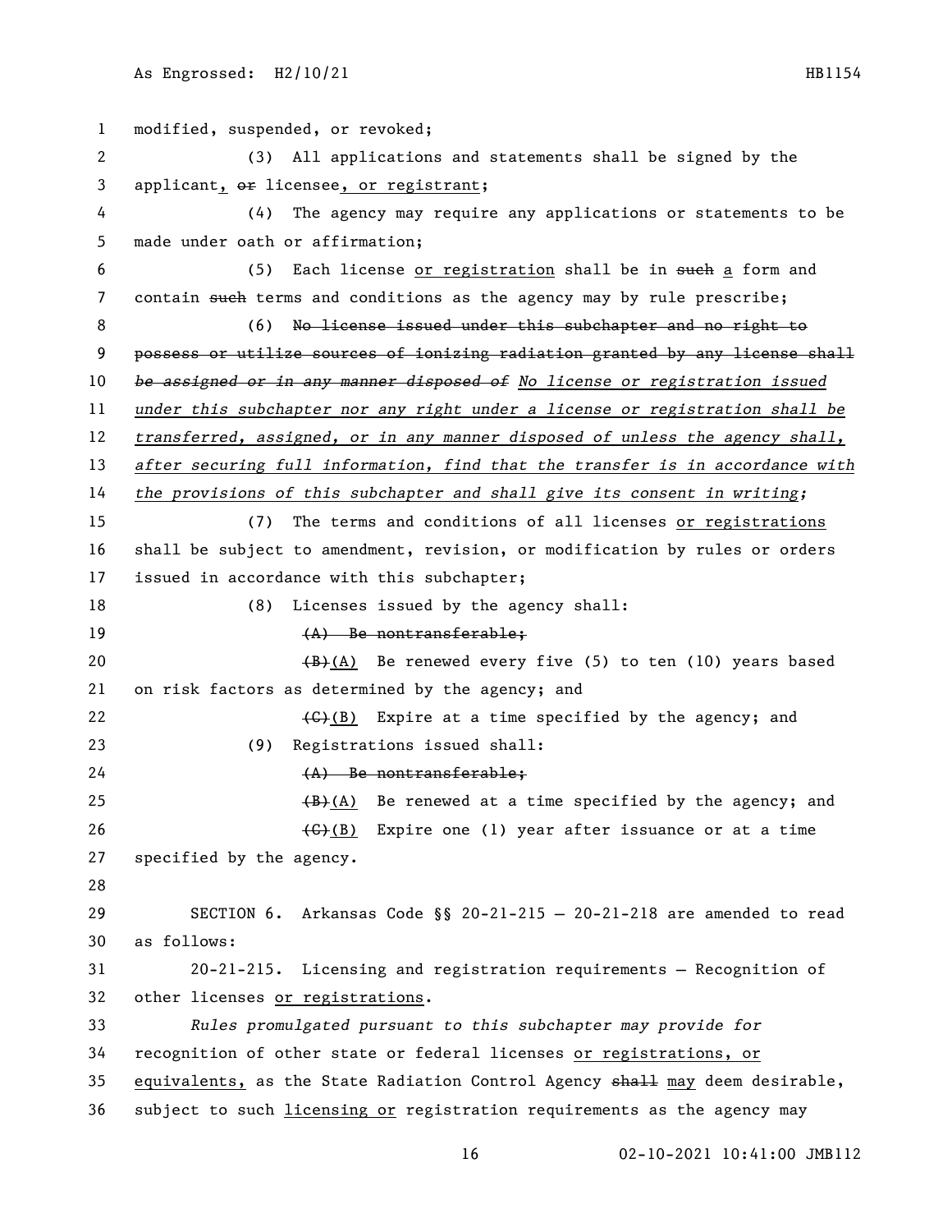modified, suspended, or revoked;

(3) All applications and statements shall be signed by the applicant, ~~or~~ licensee, or registrant;

(4) The agency may require any applications or statements to be made under oath or affirmation;

(5) Each license or registration shall be in ~~such~~ a form and contain ~~such~~ terms and conditions as the agency may by rule prescribe;

(6) ~~No license issued under this subchapter and no right to possess or utilize sources of ionizing radiation granted by any license shall be assigned or in any manner disposed of~~ *No license or registration issued under this subchapter nor any right under a license or registration shall be transferred, assigned, or in any manner disposed of unless the agency shall, after securing full information, find that the transfer is in accordance with the provisions of this subchapter and shall give its consent in writing*;

(7) The terms and conditions of all licenses or registrations shall be subject to amendment, revision, or modification by rules or orders issued in accordance with this subchapter;

(8) Licenses issued by the agency shall:

~~(A) Be nontransferable;~~

~~(B)~~(A) Be renewed every five (5) to ten (10) years based on risk factors as determined by the agency; and

~~(C)~~(B) Expire at a time specified by the agency; and

(9) Registrations issued shall:

~~(A) Be nontransferable;~~

~~(B)~~(A) Be renewed at a time specified by the agency; and

~~(C)~~(B) Expire one (1) year after issuance or at a time specified by the agency.

SECTION 6. Arkansas Code §§ 20-21-215 — 20-21-218 are amended to read as follows:

20-21-215. Licensing and registration requirements — Recognition of other licenses or registrations.

*Rules promulgated pursuant to this subchapter may provide for* recognition of other state or federal licenses or registrations, or equivalents, as the State Radiation Control Agency ~~shall~~ may deem desirable, subject to such licensing or registration requirements as the agency may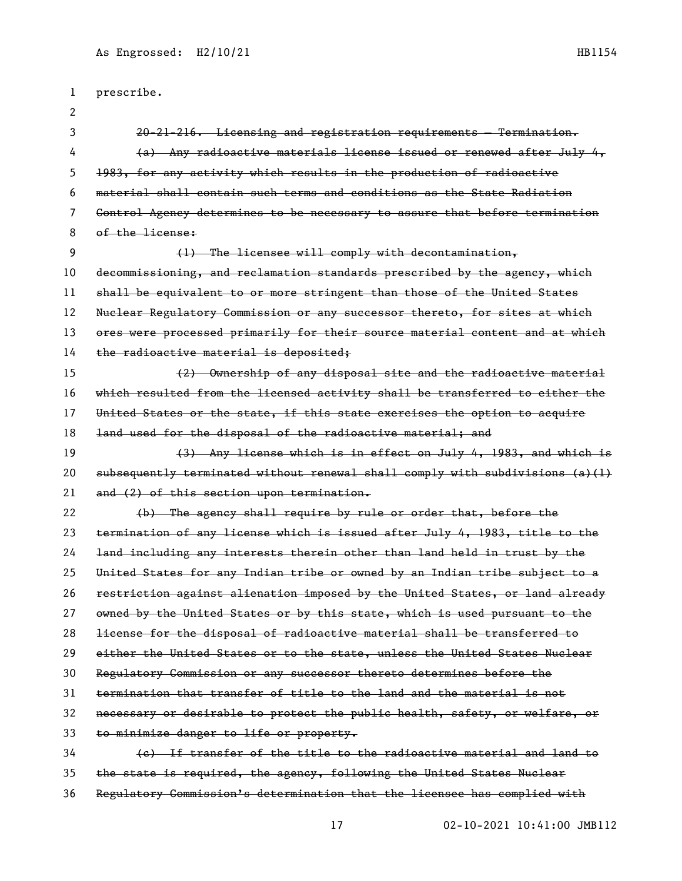prescribe.

~~20-21-216. Licensing and registration requirements — Termination.~~

~~(a) Any radioactive materials license issued or renewed after July 4, 1983, for any activity which results in the production of radioactive material shall contain such terms and conditions as the State Radiation Control Agency determines to be necessary to assure that before termination of the license:~~

~~(1) The licensee will comply with decontamination, decommissioning, and reclamation standards prescribed by the agency, which shall be equivalent to or more stringent than those of the United States Nuclear Regulatory Commission or any successor thereto, for sites at which ores were processed primarily for their source material content and at which the radioactive material is deposited;~~

~~(2) Ownership of any disposal site and the radioactive material which resulted from the licensed activity shall be transferred to either the United States or the state, if this state exercises the option to acquire land used for the disposal of the radioactive material; and~~

~~(3) Any license which is in effect on July 4, 1983, and which is subsequently terminated without renewal shall comply with subdivisions (a)(1) and (2) of this section upon termination.~~

~~(b) The agency shall require by rule or order that, before the termination of any license which is issued after July 4, 1983, title to the land including any interests therein other than land held in trust by the United States for any Indian tribe or owned by an Indian tribe subject to a restriction against alienation imposed by the United States, or land already owned by the United States or by this state, which is used pursuant to the license for the disposal of radioactive material shall be transferred to either the United States or to the state, unless the United States Nuclear Regulatory Commission or any successor thereto determines before the termination that transfer of title to the land and the material is not necessary or desirable to protect the public health, safety, or welfare, or to minimize danger to life or property.~~

~~(c) If transfer of the title to the radioactive material and land to the state is required, the agency, following the United States Nuclear Regulatory Commission's determination that the licensee has complied with~~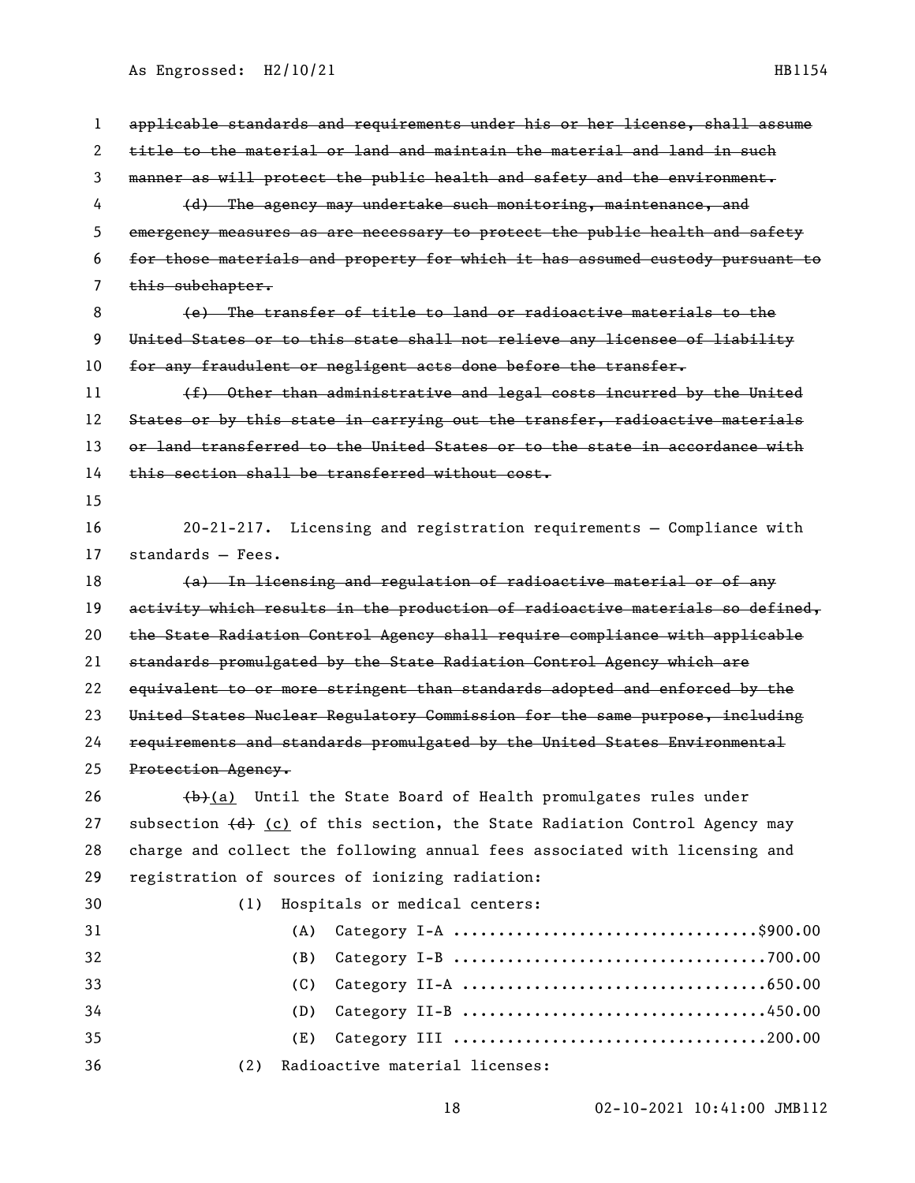~~applicable standards and requirements under his or her license, shall assume title to the material or land and maintain the material and land in such manner as will protect the public health and safety and the environment.~~

~~(d) The agency may undertake such monitoring, maintenance, and emergency measures as are necessary to protect the public health and safety for those materials and property for which it has assumed custody pursuant to this subchapter.~~

~~(e) The transfer of title to land or radioactive materials to the United States or to this state shall not relieve any licensee of liability for any fraudulent or negligent acts done before the transfer.~~

~~(f) Other than administrative and legal costs incurred by the United States or by this state in carrying out the transfer, radioactive materials or land transferred to the United States or to the state in accordance with this section shall be transferred without cost.~~

20-21-217. Licensing and registration requirements — Compliance with standards — Fees.

~~(a) In licensing and regulation of radioactive material or of any activity which results in the production of radioactive materials so defined, the State Radiation Control Agency shall require compliance with applicable standards promulgated by the State Radiation Control Agency which are equivalent to or more stringent than standards adopted and enforced by the United States Nuclear Regulatory Commission for the same purpose, including requirements and standards promulgated by the United States Environmental Protection Agency.~~

~~(b)~~<u>(a)</u> Until the State Board of Health promulgates rules under subsection ~~(d)~~ <u>(c)</u> of this section, the State Radiation Control Agency may charge and collect the following annual fees associated with licensing and registration of sources of ionizing radiation:

(1) Hospitals or medical centers:

(A) Category I-A ....................................$900.00

(B) Category I-B ....................................700.00

(C) Category II-A ...................................650.00

(D) Category II-B ...................................450.00

(E) Category III ....................................200.00

(2) Radioactive material licenses: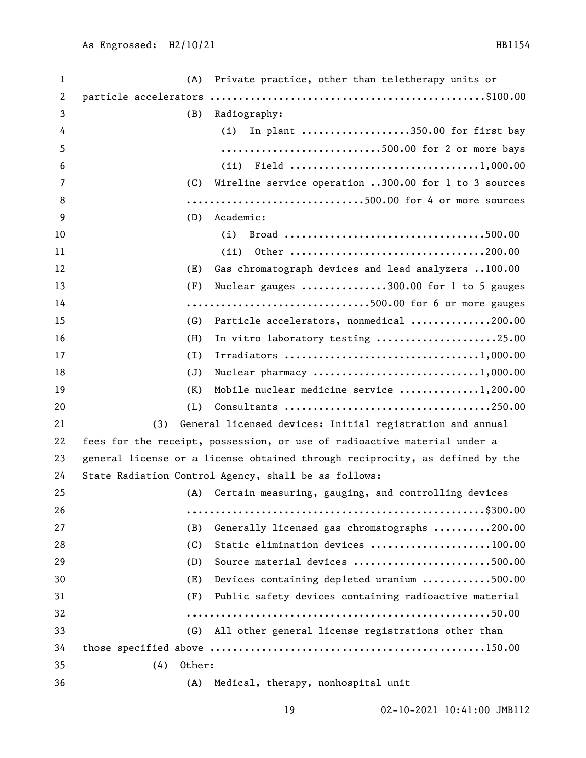(A) Private practice, other than teletherapy units or particle accelerators ................................................$100.00

(B) Radiography:

(i) In plant ...................350.00 for first bay
............................500.00 for 2 or more bays

(ii) Field ................................1,000.00

(C) Wireline service operation ..300.00 for 1 to 3 sources
...............................500.00 for 4 or more sources

(D) Academic:

(i) Broad ..................................500.00

(ii) Other .................................200.00

(E) Gas chromatograph devices and lead analyzers ..100.00

(F) Nuclear gauges ...............300.00 for 1 to 5 gauges
................................500.00 for 6 or more gauges

(G) Particle accelerators, nonmedical ..............200.00

(H) In vitro laboratory testing .....................25.00

(I) Irradiators .................................1,000.00

(J) Nuclear pharmacy ............................1,000.00

(K) Mobile nuclear medicine service ..............1,200.00

(L) Consultants ...................................250.00

(3) General licensed devices: Initial registration and annual fees for the receipt, possession, or use of radioactive material under a general license or a license obtained through reciprocity, as defined by the State Radiation Control Agency, shall be as follows:

(A) Certain measuring, gauging, and controlling devices
...................................................$300.00

(B) Generally licensed gas chromatographs ..........200.00

(C) Static elimination devices .....................100.00

(D) Source material devices ........................500.00

(E) Devices containing depleted uranium ............500.00

(F) Public safety devices containing radioactive material
....................................................50.00

(G) All other general license registrations other than those specified above ................................................150.00

(4) Other:

(A) Medical, therapy, nonhospital unit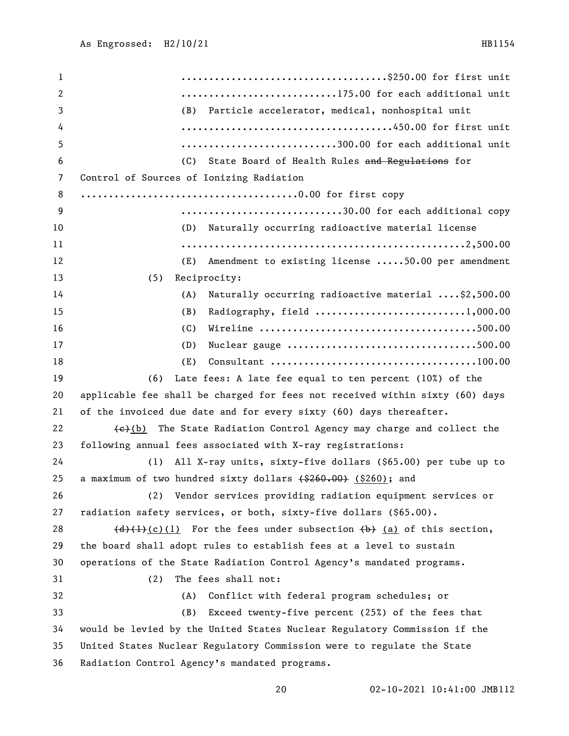....................................$250.00 for first unit

............................175.00 for each additional unit

(B) Particle accelerator, medical, nonhospital unit

.....................................450.00 for first unit

............................300.00 for each additional unit

(C) State Board of Health Rules ~~and Regulations~~ for Control of Sources of Ionizing Radiation

......................................0.00 for first copy

.............................30.00 for each additional copy

(D) Naturally occurring radioactive material license

..................................................2,500.00

(E) Amendment to existing license .....50.00 per amendment

(5) Reciprocity:

(A) Naturally occurring radioactive material ....$2,500.00

(B) Radiography, field ..........................1,000.00

(C) Wireline ......................................500.00

(D) Nuclear gauge .................................500.00

(E) Consultant ....................................100.00

(6) Late fees: A late fee equal to ten percent (10%) of the applicable fee shall be charged for fees not received within sixty (60) days of the invoiced due date and for every sixty (60) days thereafter.

~~(c)~~(b) The State Radiation Control Agency may charge and collect the following annual fees associated with X-ray registrations:

(1) All X-ray units, sixty-five dollars ($65.00) per tube up to a maximum of two hundred sixty dollars ~~($260.00)~~ ($260); and

(2) Vendor services providing radiation equipment services or radiation safety services, or both, sixty-five dollars ($65.00).

~~(d)(1)~~(c)(1) For the fees under subsection ~~(b)~~ (a) of this section, the board shall adopt rules to establish fees at a level to sustain operations of the State Radiation Control Agency's mandated programs.

(2) The fees shall not:

(A) Conflict with federal program schedules; or

(B) Exceed twenty-five percent (25%) of the fees that would be levied by the United States Nuclear Regulatory Commission if the United States Nuclear Regulatory Commission were to regulate the State Radiation Control Agency's mandated programs.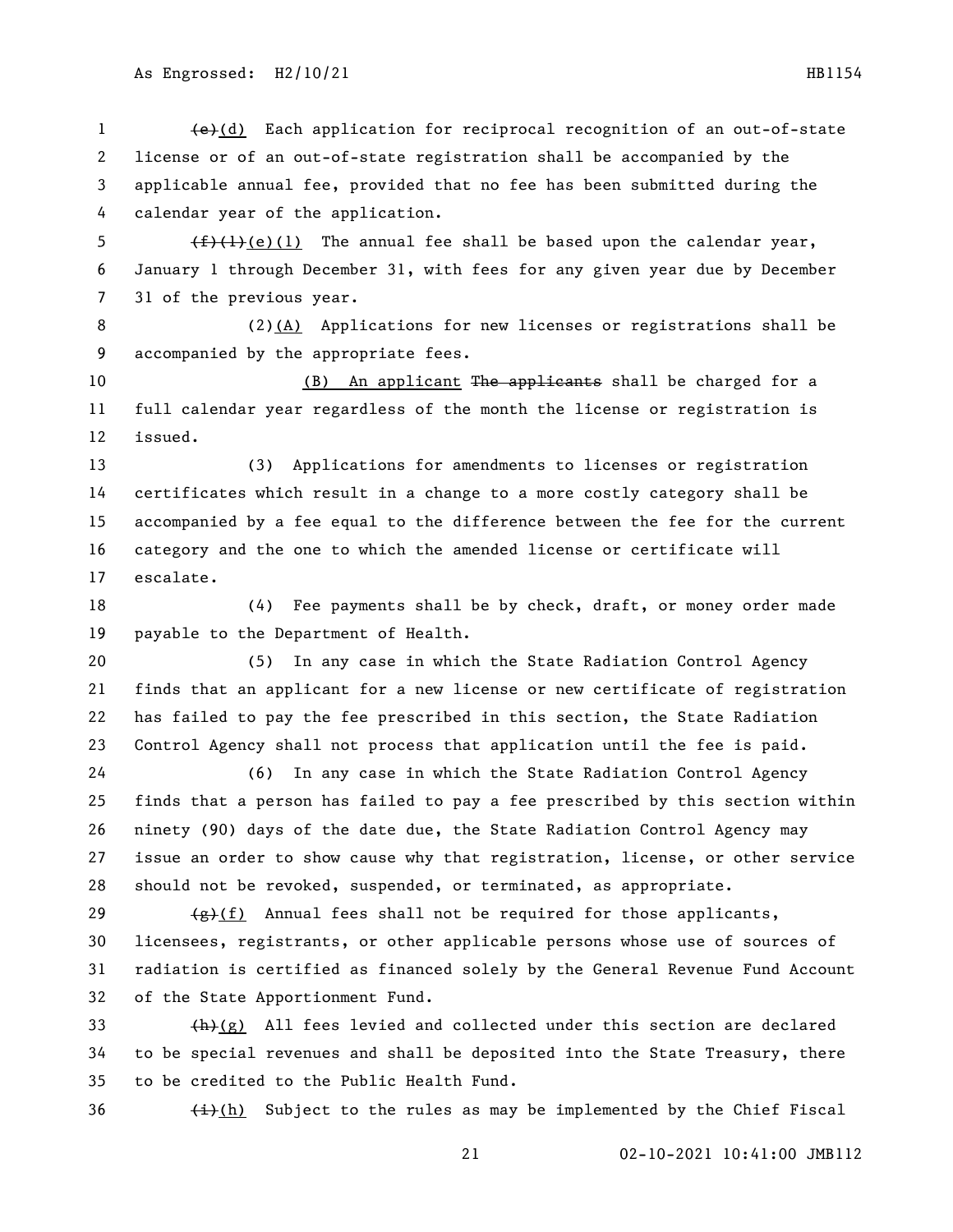(e)(d) Each application for reciprocal recognition of an out-of-state license or of an out-of-state registration shall be accompanied by the applicable annual fee, provided that no fee has been submitted during the calendar year of the application.

(f)(1)(e)(1) The annual fee shall be based upon the calendar year, January 1 through December 31, with fees for any given year due by December 31 of the previous year.

(2)(A) Applications for new licenses or registrations shall be accompanied by the appropriate fees.

(B) An applicant The applicants shall be charged for a full calendar year regardless of the month the license or registration is issued.

(3) Applications for amendments to licenses or registration certificates which result in a change to a more costly category shall be accompanied by a fee equal to the difference between the fee for the current category and the one to which the amended license or certificate will escalate.

(4) Fee payments shall be by check, draft, or money order made payable to the Department of Health.

(5) In any case in which the State Radiation Control Agency finds that an applicant for a new license or new certificate of registration has failed to pay the fee prescribed in this section, the State Radiation Control Agency shall not process that application until the fee is paid.

(6) In any case in which the State Radiation Control Agency finds that a person has failed to pay a fee prescribed by this section within ninety (90) days of the date due, the State Radiation Control Agency may issue an order to show cause why that registration, license, or other service should not be revoked, suspended, or terminated, as appropriate.

(g)(f) Annual fees shall not be required for those applicants, licensees, registrants, or other applicable persons whose use of sources of radiation is certified as financed solely by the General Revenue Fund Account of the State Apportionment Fund.

(h)(g) All fees levied and collected under this section are declared to be special revenues and shall be deposited into the State Treasury, there to be credited to the Public Health Fund.

(i)(h) Subject to the rules as may be implemented by the Chief Fiscal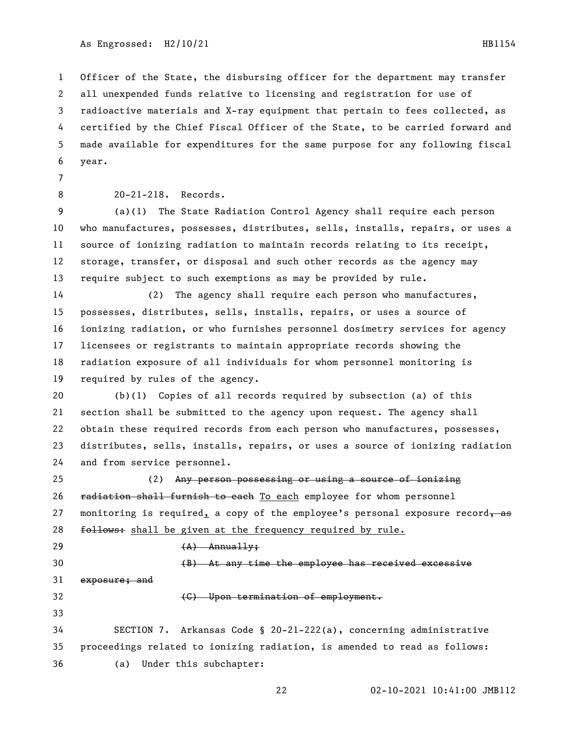Officer of the State, the disbursing officer for the department may transfer all unexpended funds relative to licensing and registration for use of radioactive materials and X-ray equipment that pertain to fees collected, as certified by the Chief Fiscal Officer of the State, to be carried forward and made available for expenditures for the same purpose for any following fiscal year.

20-21-218. Records.

(a)(1) The State Radiation Control Agency shall require each person who manufactures, possesses, distributes, sells, installs, repairs, or uses a source of ionizing radiation to maintain records relating to its receipt, storage, transfer, or disposal and such other records as the agency may require subject to such exemptions as may be provided by rule.

(2) The agency shall require each person who manufactures, possesses, distributes, sells, installs, repairs, or uses a source of ionizing radiation, or who furnishes personnel dosimetry services for agency licensees or registrants to maintain appropriate records showing the radiation exposure of all individuals for whom personnel monitoring is required by rules of the agency.

(b)(1) Copies of all records required by subsection (a) of this section shall be submitted to the agency upon request. The agency shall obtain these required records from each person who manufactures, possesses, distributes, sells, installs, repairs, or uses a source of ionizing radiation and from service personnel.

(2) ~~Any person possessing or using a source of ionizing radiation shall furnish to each~~ To each employee for whom personnel monitoring is required, a copy of the employee's personal exposure record~~, as follows:~~ shall be given at the frequency required by rule.

~~(A) Annually;~~

~~(B) At any time the employee has received excessive exposure; and~~

~~(C) Upon termination of employment.~~

SECTION 7. Arkansas Code § 20-21-222(a), concerning administrative proceedings related to ionizing radiation, is amended to read as follows:

(a) Under this subchapter: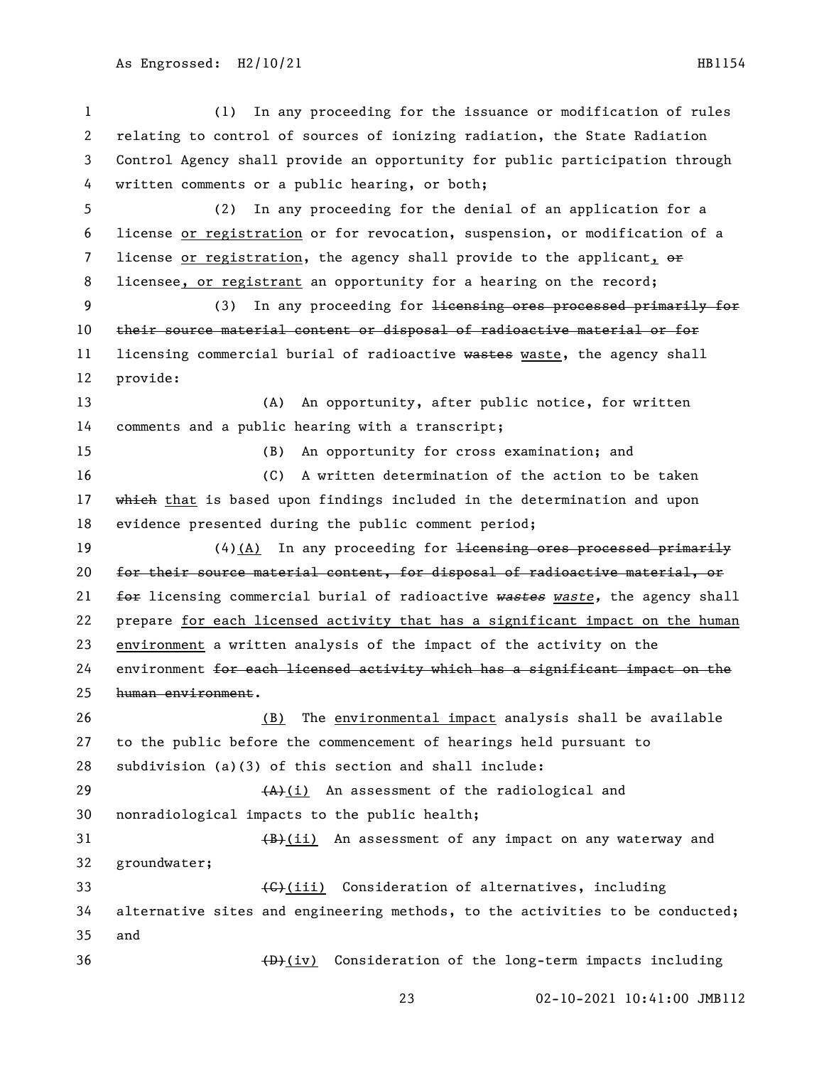(1) In any proceeding for the issuance or modification of rules relating to control of sources of ionizing radiation, the State Radiation Control Agency shall provide an opportunity for public participation through written comments or a public hearing, or both;

(2) In any proceeding for the denial of an application for a license <u>or registration</u> or for revocation, suspension, or modification of a license <u>or registration</u>, the agency shall provide to the applicant<u>,</u> ~~or~~ licensee<u>, or registrant</u> an opportunity for a hearing on the record;

(3) In any proceeding for ~~licensing ores processed primarily for their source material content or disposal of radioactive material or for~~ licensing commercial burial of radioactive ~~wastes~~ <u>waste</u>, the agency shall provide:

(A) An opportunity, after public notice, for written comments and a public hearing with a transcript;

(B) An opportunity for cross examination; and

(C) A written determination of the action to be taken ~~which~~ <u>that</u> is based upon findings included in the determination and upon evidence presented during the public comment period;

(4)<u>(A)</u> In any proceeding for ~~licensing ores processed primarily for their source material content, for disposal of radioactive material, or for~~ licensing commercial burial of radioactive ~~*wastes*~~ <u>*waste*</u>, the agency shall prepare <u>for each licensed activity that has a significant impact on the human environment</u> a written analysis of the impact of the activity on the environment ~~for each licensed activity which has a significant impact on the human environment~~.

<u>(B)</u> The <u>environmental impact</u> analysis shall be available to the public before the commencement of hearings held pursuant to subdivision (a)(3) of this section and shall include:

~~(A)~~<u>(i)</u> An assessment of the radiological and nonradiological impacts to the public health;

~~(B)~~<u>(ii)</u> An assessment of any impact on any waterway and groundwater;

~~(C)~~<u>(iii)</u> Consideration of alternatives, including alternative sites and engineering methods, to the activities to be conducted; and

~~(D)~~<u>(iv)</u> Consideration of the long-term impacts including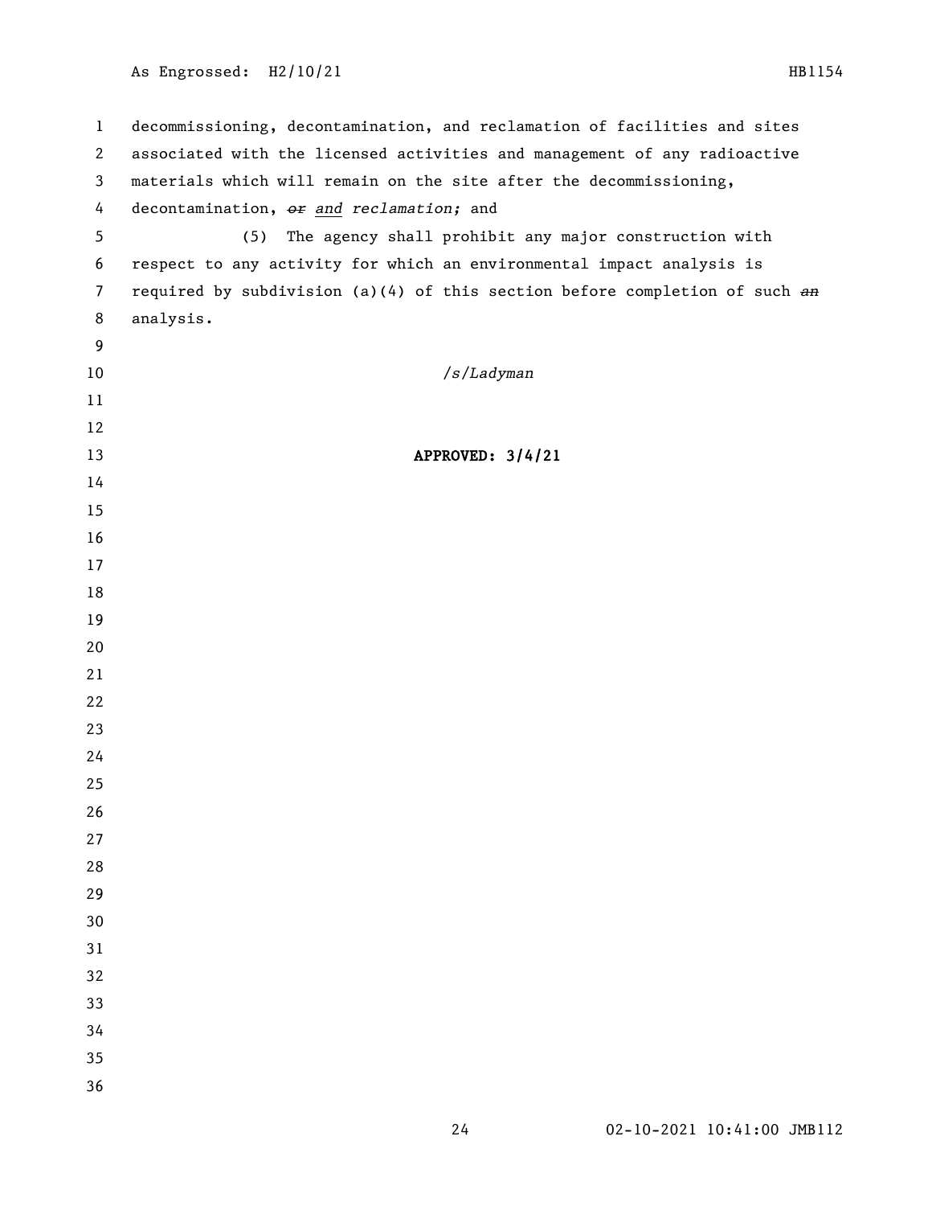decommissioning, decontamination, and reclamation of facilities and sites associated with the licensed activities and management of any radioactive materials which will remain on the site after the decommissioning, decontamination, ~~or~~ *and reclamation*; and

(5) The agency shall prohibit any major construction with respect to any activity for which an environmental impact analysis is required by subdivision (a)(4) of this section before completion of such ~~an~~ analysis.

*/s/Ladyman*

**APPROVED: 3/4/21**